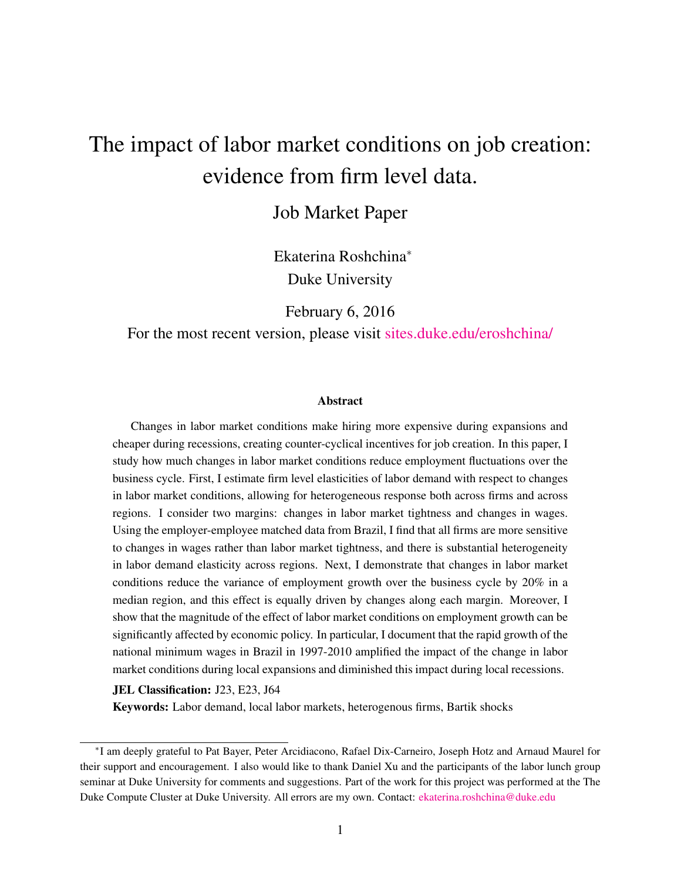# The impact of labor market conditions on job creation: evidence from firm level data.

## Job Market Paper

Ekaterina Roshchina*
Duke University

February 6, 2016

For the most recent version, please visit sites.duke.edu/eroshchina/

### Abstract

Changes in labor market conditions make hiring more expensive during expansions and cheaper during recessions, creating counter-cyclical incentives for job creation. In this paper, I study how much changes in labor market conditions reduce employment fluctuations over the business cycle. First, I estimate firm level elasticities of labor demand with respect to changes in labor market conditions, allowing for heterogeneous response both across firms and across regions. I consider two margins: changes in labor market tightness and changes in wages. Using the employer-employee matched data from Brazil, I find that all firms are more sensitive to changes in wages rather than labor market tightness, and there is substantial heterogeneity in labor demand elasticity across regions. Next, I demonstrate that changes in labor market conditions reduce the variance of employment growth over the business cycle by 20% in a median region, and this effect is equally driven by changes along each margin. Moreover, I show that the magnitude of the effect of labor market conditions on employment growth can be significantly affected by economic policy. In particular, I document that the rapid growth of the national minimum wages in Brazil in 1997-2010 amplified the impact of the change in labor market conditions during local expansions and diminished this impact during local recessions.

**JEL Classification:** J23, E23, J64

**Keywords:** Labor demand, local labor markets, heterogenous firms, Bartik shocks

---

*I am deeply grateful to Pat Bayer, Peter Arcidiacono, Rafael Dix-Carneiro, Joseph Hotz and Arnaud Maurel for their support and encouragement. I also would like to thank Daniel Xu and the participants of the labor lunch group seminar at Duke University for comments and suggestions. Part of the work for this project was performed at the The Duke Compute Cluster at Duke University. All errors are my own. Contact: ekaterina.roshchina@duke.edu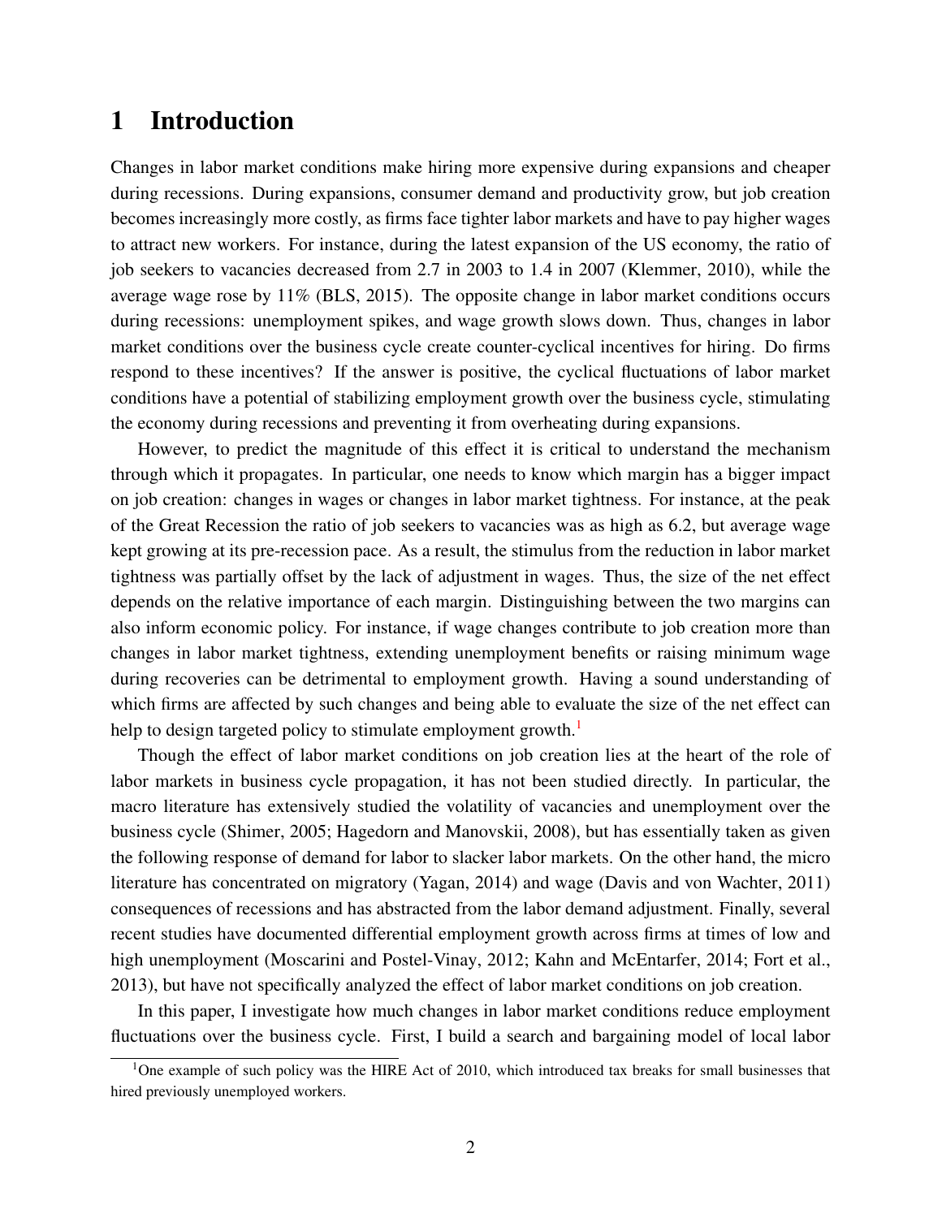# 1 Introduction

Changes in labor market conditions make hiring more expensive during expansions and cheaper during recessions. During expansions, consumer demand and productivity grow, but job creation becomes increasingly more costly, as firms face tighter labor markets and have to pay higher wages to attract new workers. For instance, during the latest expansion of the US economy, the ratio of job seekers to vacancies decreased from 2.7 in 2003 to 1.4 in 2007 (Klemmer, 2010), while the average wage rose by 11% (BLS, 2015). The opposite change in labor market conditions occurs during recessions: unemployment spikes, and wage growth slows down. Thus, changes in labor market conditions over the business cycle create counter-cyclical incentives for hiring. Do firms respond to these incentives? If the answer is positive, the cyclical fluctuations of labor market conditions have a potential of stabilizing employment growth over the business cycle, stimulating the economy during recessions and preventing it from overheating during expansions.

However, to predict the magnitude of this effect it is critical to understand the mechanism through which it propagates. In particular, one needs to know which margin has a bigger impact on job creation: changes in wages or changes in labor market tightness. For instance, at the peak of the Great Recession the ratio of job seekers to vacancies was as high as 6.2, but average wage kept growing at its pre-recession pace. As a result, the stimulus from the reduction in labor market tightness was partially offset by the lack of adjustment in wages. Thus, the size of the net effect depends on the relative importance of each margin. Distinguishing between the two margins can also inform economic policy. For instance, if wage changes contribute to job creation more than changes in labor market tightness, extending unemployment benefits or raising minimum wage during recoveries can be detrimental to employment growth. Having a sound understanding of which firms are affected by such changes and being able to evaluate the size of the net effect can help to design targeted policy to stimulate employment growth.[1]

Though the effect of labor market conditions on job creation lies at the heart of the role of labor markets in business cycle propagation, it has not been studied directly. In particular, the macro literature has extensively studied the volatility of vacancies and unemployment over the business cycle (Shimer, 2005; Hagedorn and Manovskii, 2008), but has essentially taken as given the following response of demand for labor to slacker labor markets. On the other hand, the micro literature has concentrated on migratory (Yagan, 2014) and wage (Davis and von Wachter, 2011) consequences of recessions and has abstracted from the labor demand adjustment. Finally, several recent studies have documented differential employment growth across firms at times of low and high unemployment (Moscarini and Postel-Vinay, 2012; Kahn and McEntarfer, 2014; Fort et al., 2013), but have not specifically analyzed the effect of labor market conditions on job creation.

In this paper, I investigate how much changes in labor market conditions reduce employment fluctuations over the business cycle. First, I build a search and bargaining model of local labor

[1] One example of such policy was the HIRE Act of 2010, which introduced tax breaks for small businesses that hired previously unemployed workers.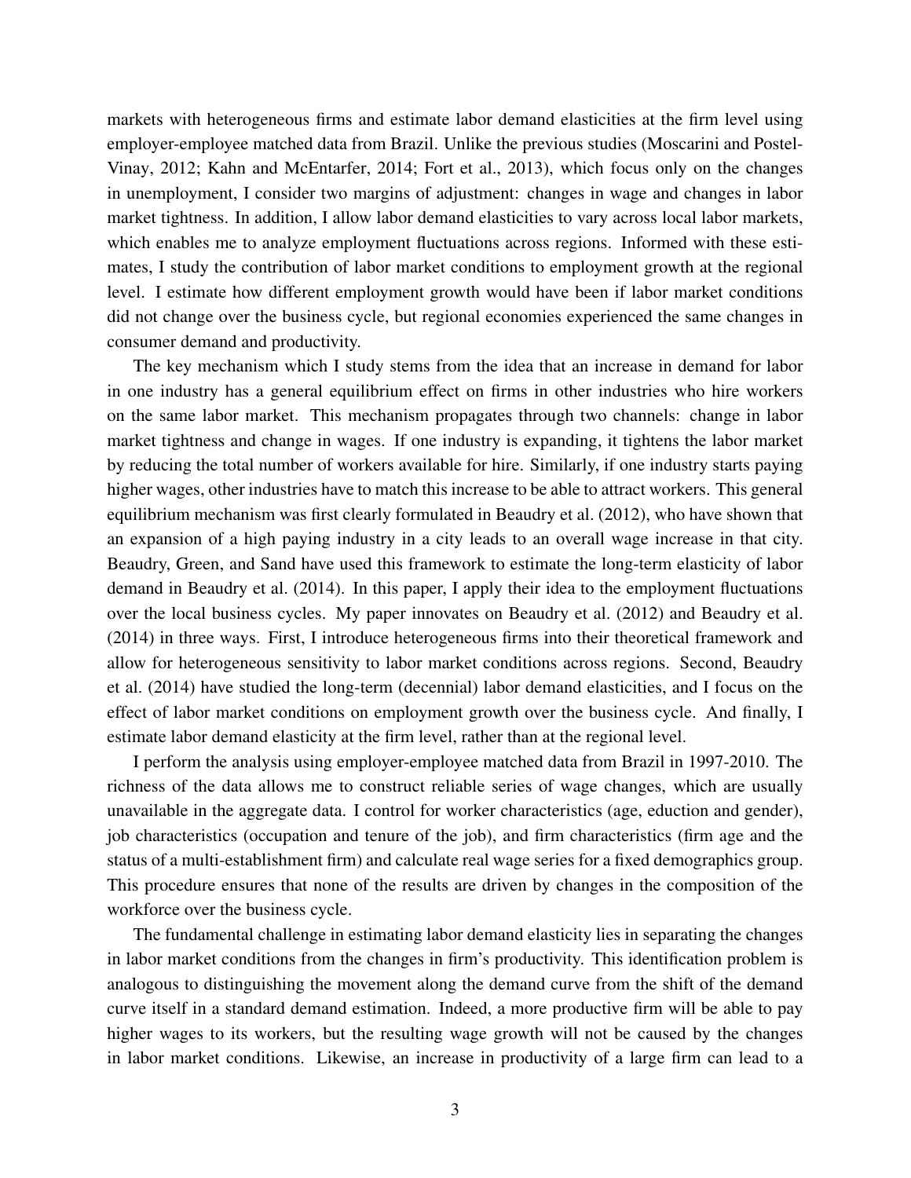markets with heterogeneous firms and estimate labor demand elasticities at the firm level using employer-employee matched data from Brazil. Unlike the previous studies (Moscarini and Postel-Vinay, 2012; Kahn and McEntarfer, 2014; Fort et al., 2013), which focus only on the changes in unemployment, I consider two margins of adjustment: changes in wage and changes in labor market tightness. In addition, I allow labor demand elasticities to vary across local labor markets, which enables me to analyze employment fluctuations across regions. Informed with these estimates, I study the contribution of labor market conditions to employment growth at the regional level. I estimate how different employment growth would have been if labor market conditions did not change over the business cycle, but regional economies experienced the same changes in consumer demand and productivity.

The key mechanism which I study stems from the idea that an increase in demand for labor in one industry has a general equilibrium effect on firms in other industries who hire workers on the same labor market. This mechanism propagates through two channels: change in labor market tightness and change in wages. If one industry is expanding, it tightens the labor market by reducing the total number of workers available for hire. Similarly, if one industry starts paying higher wages, other industries have to match this increase to be able to attract workers. This general equilibrium mechanism was first clearly formulated in Beaudry et al. (2012), who have shown that an expansion of a high paying industry in a city leads to an overall wage increase in that city. Beaudry, Green, and Sand have used this framework to estimate the long-term elasticity of labor demand in Beaudry et al. (2014). In this paper, I apply their idea to the employment fluctuations over the local business cycles. My paper innovates on Beaudry et al. (2012) and Beaudry et al. (2014) in three ways. First, I introduce heterogeneous firms into their theoretical framework and allow for heterogeneous sensitivity to labor market conditions across regions. Second, Beaudry et al. (2014) have studied the long-term (decennial) labor demand elasticities, and I focus on the effect of labor market conditions on employment growth over the business cycle. And finally, I estimate labor demand elasticity at the firm level, rather than at the regional level.

I perform the analysis using employer-employee matched data from Brazil in 1997-2010. The richness of the data allows me to construct reliable series of wage changes, which are usually unavailable in the aggregate data. I control for worker characteristics (age, eduction and gender), job characteristics (occupation and tenure of the job), and firm characteristics (firm age and the status of a multi-establishment firm) and calculate real wage series for a fixed demographics group. This procedure ensures that none of the results are driven by changes in the composition of the workforce over the business cycle.

The fundamental challenge in estimating labor demand elasticity lies in separating the changes in labor market conditions from the changes in firm's productivity. This identification problem is analogous to distinguishing the movement along the demand curve from the shift of the demand curve itself in a standard demand estimation. Indeed, a more productive firm will be able to pay higher wages to its workers, but the resulting wage growth will not be caused by the changes in labor market conditions. Likewise, an increase in productivity of a large firm can lead to a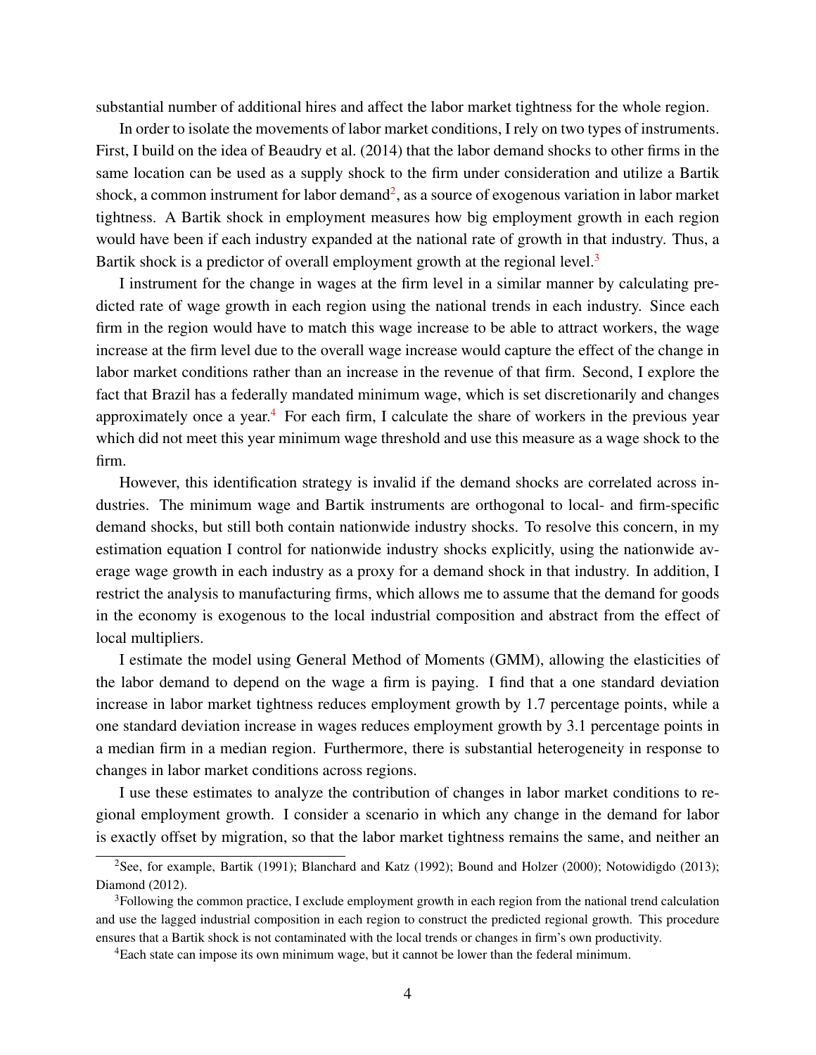substantial number of additional hires and affect the labor market tightness for the whole region.

In order to isolate the movements of labor market conditions, I rely on two types of instruments. First, I build on the idea of Beaudry et al. (2014) that the labor demand shocks to other firms in the same location can be used as a supply shock to the firm under consideration and utilize a Bartik shock, a common instrument for labor demand[2], as a source of exogenous variation in labor market tightness. A Bartik shock in employment measures how big employment growth in each region would have been if each industry expanded at the national rate of growth in that industry. Thus, a Bartik shock is a predictor of overall employment growth at the regional level.[3]

I instrument for the change in wages at the firm level in a similar manner by calculating predicted rate of wage growth in each region using the national trends in each industry. Since each firm in the region would have to match this wage increase to be able to attract workers, the wage increase at the firm level due to the overall wage increase would capture the effect of the change in labor market conditions rather than an increase in the revenue of that firm. Second, I explore the fact that Brazil has a federally mandated minimum wage, which is set discretionarily and changes approximately once a year.[4] For each firm, I calculate the share of workers in the previous year which did not meet this year minimum wage threshold and use this measure as a wage shock to the firm.

However, this identification strategy is invalid if the demand shocks are correlated across industries. The minimum wage and Bartik instruments are orthogonal to local- and firm-specific demand shocks, but still both contain nationwide industry shocks. To resolve this concern, in my estimation equation I control for nationwide industry shocks explicitly, using the nationwide average wage growth in each industry as a proxy for a demand shock in that industry. In addition, I restrict the analysis to manufacturing firms, which allows me to assume that the demand for goods in the economy is exogenous to the local industrial composition and abstract from the effect of local multipliers.

I estimate the model using General Method of Moments (GMM), allowing the elasticities of the labor demand to depend on the wage a firm is paying. I find that a one standard deviation increase in labor market tightness reduces employment growth by 1.7 percentage points, while a one standard deviation increase in wages reduces employment growth by 3.1 percentage points in a median firm in a median region. Furthermore, there is substantial heterogeneity in response to changes in labor market conditions across regions.

I use these estimates to analyze the contribution of changes in labor market conditions to regional employment growth. I consider a scenario in which any change in the demand for labor is exactly offset by migration, so that the labor market tightness remains the same, and neither an

[2]See, for example, Bartik (1991); Blanchard and Katz (1992); Bound and Holzer (2000); Notowidigdo (2013); Diamond (2012).

[3]Following the common practice, I exclude employment growth in each region from the national trend calculation and use the lagged industrial composition in each region to construct the predicted regional growth. This procedure ensures that a Bartik shock is not contaminated with the local trends or changes in firm's own productivity.

[4]Each state can impose its own minimum wage, but it cannot be lower than the federal minimum.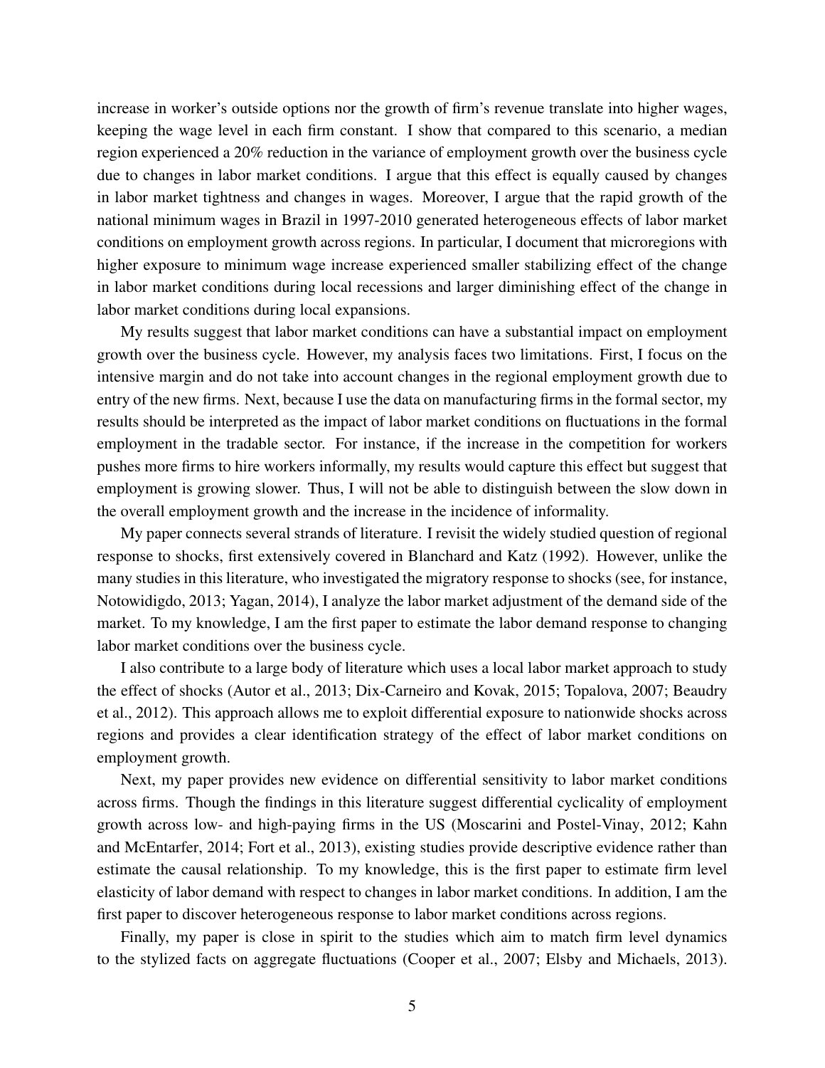increase in worker's outside options nor the growth of firm's revenue translate into higher wages, keeping the wage level in each firm constant. I show that compared to this scenario, a median region experienced a 20% reduction in the variance of employment growth over the business cycle due to changes in labor market conditions. I argue that this effect is equally caused by changes in labor market tightness and changes in wages. Moreover, I argue that the rapid growth of the national minimum wages in Brazil in 1997-2010 generated heterogeneous effects of labor market conditions on employment growth across regions. In particular, I document that microregions with higher exposure to minimum wage increase experienced smaller stabilizing effect of the change in labor market conditions during local recessions and larger diminishing effect of the change in labor market conditions during local expansions.

My results suggest that labor market conditions can have a substantial impact on employment growth over the business cycle. However, my analysis faces two limitations. First, I focus on the intensive margin and do not take into account changes in the regional employment growth due to entry of the new firms. Next, because I use the data on manufacturing firms in the formal sector, my results should be interpreted as the impact of labor market conditions on fluctuations in the formal employment in the tradable sector. For instance, if the increase in the competition for workers pushes more firms to hire workers informally, my results would capture this effect but suggest that employment is growing slower. Thus, I will not be able to distinguish between the slow down in the overall employment growth and the increase in the incidence of informality.

My paper connects several strands of literature. I revisit the widely studied question of regional response to shocks, first extensively covered in Blanchard and Katz (1992). However, unlike the many studies in this literature, who investigated the migratory response to shocks (see, for instance, Notowidigdo, 2013; Yagan, 2014), I analyze the labor market adjustment of the demand side of the market. To my knowledge, I am the first paper to estimate the labor demand response to changing labor market conditions over the business cycle.

I also contribute to a large body of literature which uses a local labor market approach to study the effect of shocks (Autor et al., 2013; Dix-Carneiro and Kovak, 2015; Topalova, 2007; Beaudry et al., 2012). This approach allows me to exploit differential exposure to nationwide shocks across regions and provides a clear identification strategy of the effect of labor market conditions on employment growth.

Next, my paper provides new evidence on differential sensitivity to labor market conditions across firms. Though the findings in this literature suggest differential cyclicality of employment growth across low- and high-paying firms in the US (Moscarini and Postel-Vinay, 2012; Kahn and McEntarfer, 2014; Fort et al., 2013), existing studies provide descriptive evidence rather than estimate the causal relationship. To my knowledge, this is the first paper to estimate firm level elasticity of labor demand with respect to changes in labor market conditions. In addition, I am the first paper to discover heterogeneous response to labor market conditions across regions.

Finally, my paper is close in spirit to the studies which aim to match firm level dynamics to the stylized facts on aggregate fluctuations (Cooper et al., 2007; Elsby and Michaels, 2013).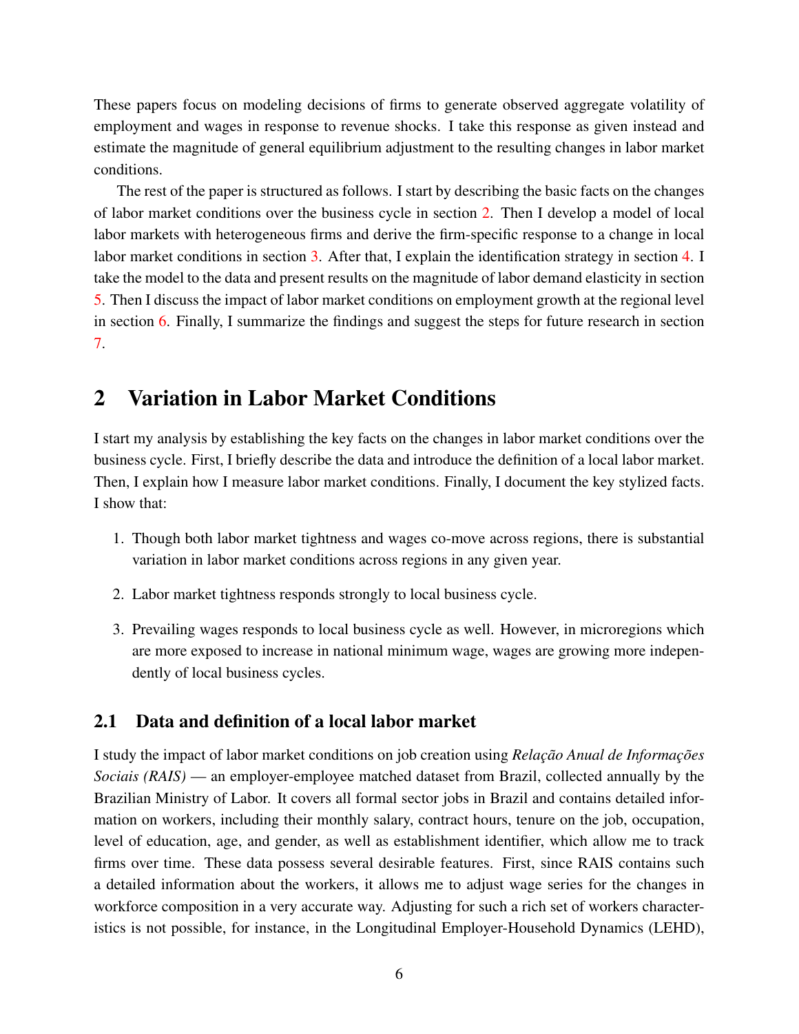These papers focus on modeling decisions of firms to generate observed aggregate volatility of employment and wages in response to revenue shocks. I take this response as given instead and estimate the magnitude of general equilibrium adjustment to the resulting changes in labor market conditions.

The rest of the paper is structured as follows. I start by describing the basic facts on the changes of labor market conditions over the business cycle in section 2. Then I develop a model of local labor markets with heterogeneous firms and derive the firm-specific response to a change in local labor market conditions in section 3. After that, I explain the identification strategy in section 4. I take the model to the data and present results on the magnitude of labor demand elasticity in section 5. Then I discuss the impact of labor market conditions on employment growth at the regional level in section 6. Finally, I summarize the findings and suggest the steps for future research in section 7.

# 2 Variation in Labor Market Conditions

I start my analysis by establishing the key facts on the changes in labor market conditions over the business cycle. First, I briefly describe the data and introduce the definition of a local labor market. Then, I explain how I measure labor market conditions. Finally, I document the key stylized facts. I show that:

1. Though both labor market tightness and wages co-move across regions, there is substantial variation in labor market conditions across regions in any given year.
2. Labor market tightness responds strongly to local business cycle.
3. Prevailing wages responds to local business cycle as well. However, in microregions which are more exposed to increase in national minimum wage, wages are growing more independently of local business cycles.

## 2.1 Data and definition of a local labor market

I study the impact of labor market conditions on job creation using *Relação Anual de Informações Sociais (RAIS)* — an employer-employee matched dataset from Brazil, collected annually by the Brazilian Ministry of Labor. It covers all formal sector jobs in Brazil and contains detailed information on workers, including their monthly salary, contract hours, tenure on the job, occupation, level of education, age, and gender, as well as establishment identifier, which allow me to track firms over time. These data possess several desirable features. First, since RAIS contains such a detailed information about the workers, it allows me to adjust wage series for the changes in workforce composition in a very accurate way. Adjusting for such a rich set of workers characteristics is not possible, for instance, in the Longitudinal Employer-Household Dynamics (LEHD),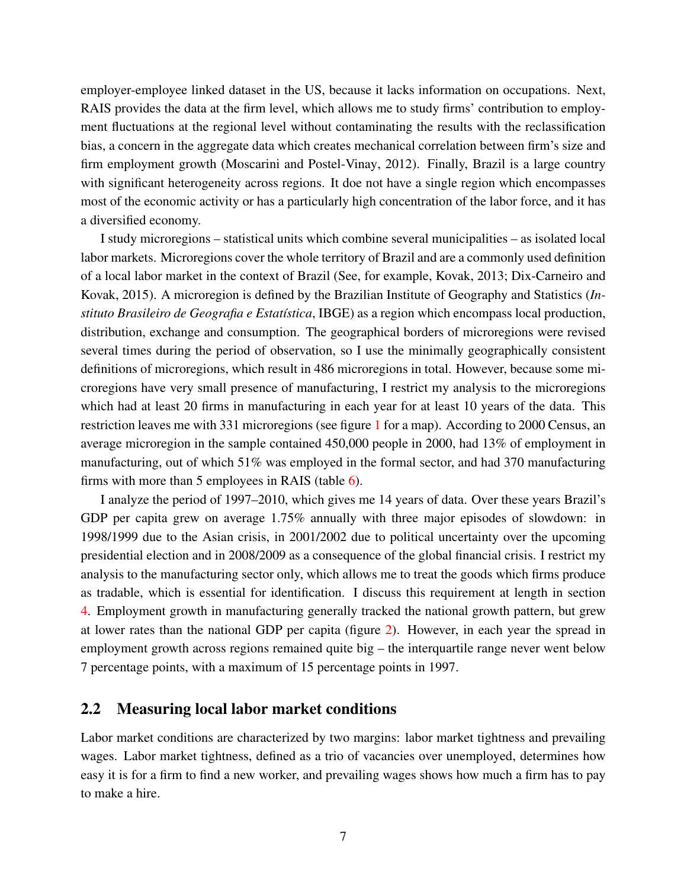employer-employee linked dataset in the US, because it lacks information on occupations. Next, RAIS provides the data at the firm level, which allows me to study firms' contribution to employment fluctuations at the regional level without contaminating the results with the reclassification bias, a concern in the aggregate data which creates mechanical correlation between firm's size and firm employment growth (Moscarini and Postel-Vinay, 2012). Finally, Brazil is a large country with significant heterogeneity across regions. It doe not have a single region which encompasses most of the economic activity or has a particularly high concentration of the labor force, and it has a diversified economy.

I study microregions – statistical units which combine several municipalities – as isolated local labor markets. Microregions cover the whole territory of Brazil and are a commonly used definition of a local labor market in the context of Brazil (See, for example, Kovak, 2013; Dix-Carneiro and Kovak, 2015). A microregion is defined by the Brazilian Institute of Geography and Statistics (*Instituto Brasileiro de Geografia e Estatística*, IBGE) as a region which encompass local production, distribution, exchange and consumption. The geographical borders of microregions were revised several times during the period of observation, so I use the minimally geographically consistent definitions of microregions, which result in 486 microregions in total. However, because some microregions have very small presence of manufacturing, I restrict my analysis to the microregions which had at least 20 firms in manufacturing in each year for at least 10 years of the data. This restriction leaves me with 331 microregions (see figure 1 for a map). According to 2000 Census, an average microregion in the sample contained 450,000 people in 2000, had 13% of employment in manufacturing, out of which 51% was employed in the formal sector, and had 370 manufacturing firms with more than 5 employees in RAIS (table 6).

I analyze the period of 1997–2010, which gives me 14 years of data. Over these years Brazil's GDP per capita grew on average 1.75% annually with three major episodes of slowdown: in 1998/1999 due to the Asian crisis, in 2001/2002 due to political uncertainty over the upcoming presidential election and in 2008/2009 as a consequence of the global financial crisis. I restrict my analysis to the manufacturing sector only, which allows me to treat the goods which firms produce as tradable, which is essential for identification. I discuss this requirement at length in section 4. Employment growth in manufacturing generally tracked the national growth pattern, but grew at lower rates than the national GDP per capita (figure 2). However, in each year the spread in employment growth across regions remained quite big – the interquartile range never went below 7 percentage points, with a maximum of 15 percentage points in 1997.

## 2.2 Measuring local labor market conditions

Labor market conditions are characterized by two margins: labor market tightness and prevailing wages. Labor market tightness, defined as a trio of vacancies over unemployed, determines how easy it is for a firm to find a new worker, and prevailing wages shows how much a firm has to pay to make a hire.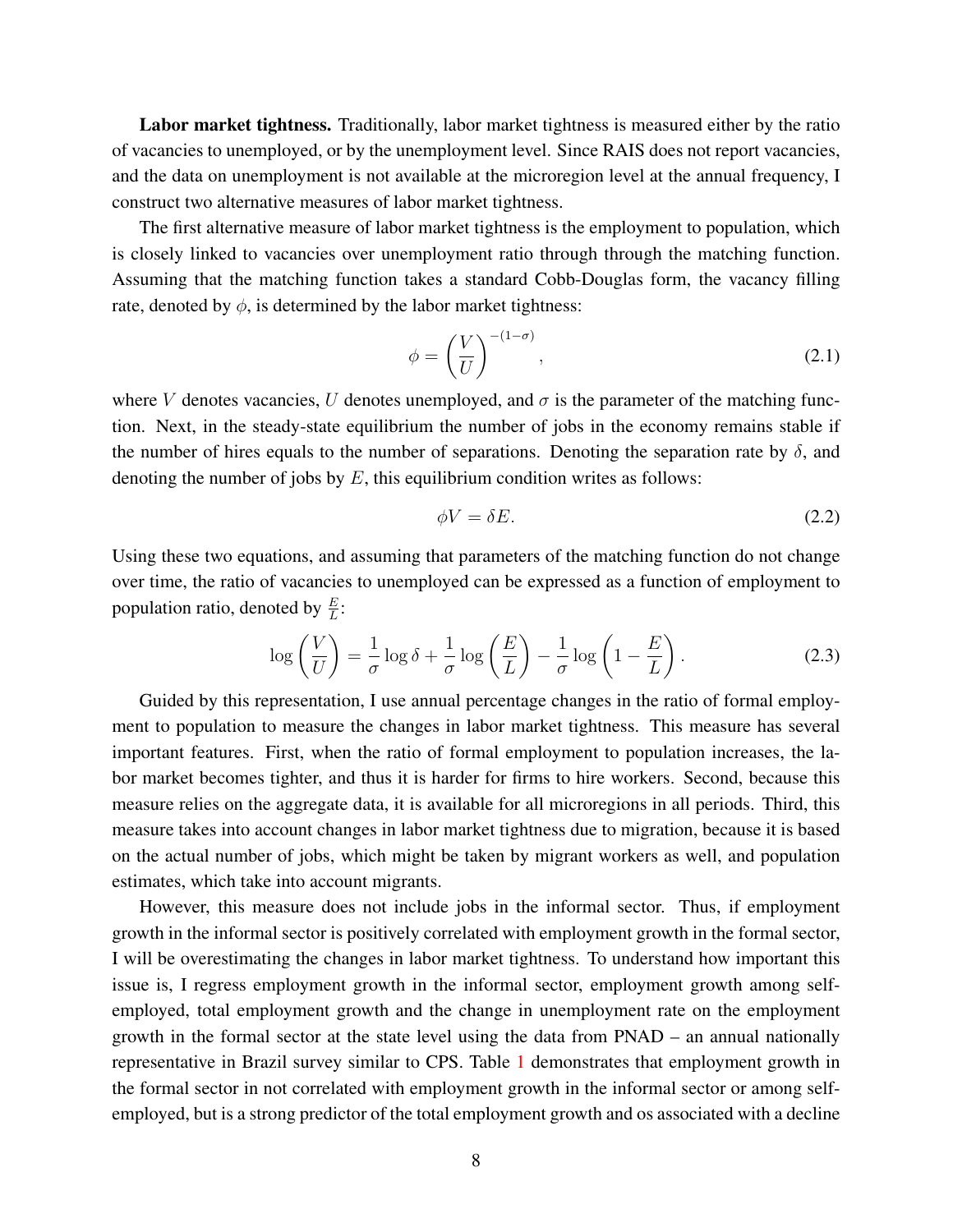**Labor market tightness.** Traditionally, labor market tightness is measured either by the ratio of vacancies to unemployed, or by the unemployment level. Since RAIS does not report vacancies, and the data on unemployment is not available at the microregion level at the annual frequency, I construct two alternative measures of labor market tightness.

The first alternative measure of labor market tightness is the employment to population, which is closely linked to vacancies over unemployment ratio through through the matching function. Assuming that the matching function takes a standard Cobb-Douglas form, the vacancy filling rate, denoted by $\phi$, is determined by the labor market tightness:

$$\phi = \left(\frac{V}{U}\right)^{-(1-\sigma)}, \tag{2.1}$$

where $V$ denotes vacancies, $U$ denotes unemployed, and $\sigma$ is the parameter of the matching function. Next, in the steady-state equilibrium the number of jobs in the economy remains stable if the number of hires equals to the number of separations. Denoting the separation rate by $\delta$, and denoting the number of jobs by $E$, this equilibrium condition writes as follows:

$$\phi V = \delta E. \tag{2.2}$$

Using these two equations, and assuming that parameters of the matching function do not change over time, the ratio of vacancies to unemployed can be expressed as a function of employment to population ratio, denoted by $\frac{E}{L}$:

$$\log\left(\frac{V}{U}\right) = \frac{1}{\sigma}\log\delta + \frac{1}{\sigma}\log\left(\frac{E}{L}\right) - \frac{1}{\sigma}\log\left(1 - \frac{E}{L}\right). \tag{2.3}$$

Guided by this representation, I use annual percentage changes in the ratio of formal employment to population to measure the changes in labor market tightness. This measure has several important features. First, when the ratio of formal employment to population increases, the labor market becomes tighter, and thus it is harder for firms to hire workers. Second, because this measure relies on the aggregate data, it is available for all microregions in all periods. Third, this measure takes into account changes in labor market tightness due to migration, because it is based on the actual number of jobs, which might be taken by migrant workers as well, and population estimates, which take into account migrants.

However, this measure does not include jobs in the informal sector. Thus, if employment growth in the informal sector is positively correlated with employment growth in the formal sector, I will be overestimating the changes in labor market tightness. To understand how important this issue is, I regress employment growth in the informal sector, employment growth among self-employed, total employment growth and the change in unemployment rate on the employment growth in the formal sector at the state level using the data from PNAD – an annual nationally representative in Brazil survey similar to CPS. Table 1 demonstrates that employment growth in the formal sector in not correlated with employment growth in the informal sector or among self-employed, but is a strong predictor of the total employment growth and os associated with a decline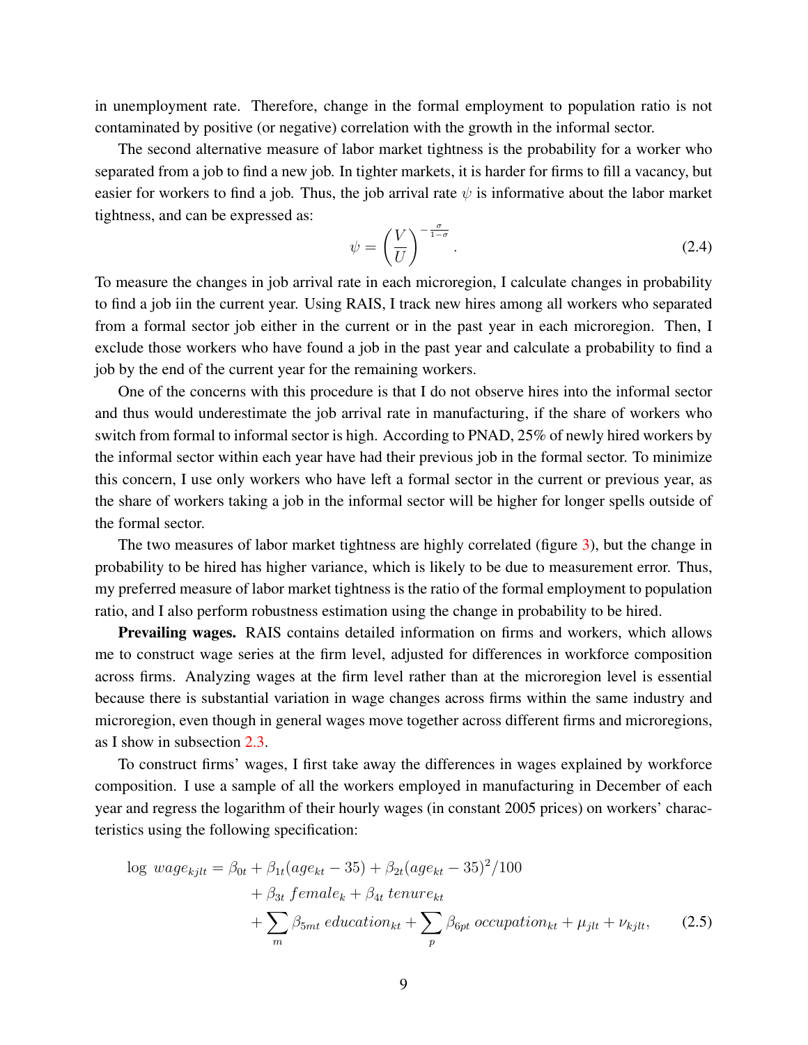in unemployment rate. Therefore, change in the formal employment to population ratio is not contaminated by positive (or negative) correlation with the growth in the informal sector.

The second alternative measure of labor market tightness is the probability for a worker who separated from a job to find a new job. In tighter markets, it is harder for firms to fill a vacancy, but easier for workers to find a job. Thus, the job arrival rate $\psi$ is informative about the labor market tightness, and can be expressed as:

$$\psi = \left(\frac{V}{U}\right)^{-\frac{\sigma}{1-\sigma}}. \tag{2.4}$$

To measure the changes in job arrival rate in each microregion, I calculate changes in probability to find a job iin the current year. Using RAIS, I track new hires among all workers who separated from a formal sector job either in the current or in the past year in each microregion. Then, I exclude those workers who have found a job in the past year and calculate a probability to find a job by the end of the current year for the remaining workers.

One of the concerns with this procedure is that I do not observe hires into the informal sector and thus would underestimate the job arrival rate in manufacturing, if the share of workers who switch from formal to informal sector is high. According to PNAD, 25% of newly hired workers by the informal sector within each year have had their previous job in the formal sector. To minimize this concern, I use only workers who have left a formal sector in the current or previous year, as the share of workers taking a job in the informal sector will be higher for longer spells outside of the formal sector.

The two measures of labor market tightness are highly correlated (figure 3), but the change in probability to be hired has higher variance, which is likely to be due to measurement error. Thus, my preferred measure of labor market tightness is the ratio of the formal employment to population ratio, and I also perform robustness estimation using the change in probability to be hired.

**Prevailing wages.** RAIS contains detailed information on firms and workers, which allows me to construct wage series at the firm level, adjusted for differences in workforce composition across firms. Analyzing wages at the firm level rather than at the microregion level is essential because there is substantial variation in wage changes across firms within the same industry and microregion, even though in general wages move together across different firms and microregions, as I show in subsection 2.3.

To construct firms' wages, I first take away the differences in wages explained by workforce composition. I use a sample of all the workers employed in manufacturing in December of each year and regress the logarithm of their hourly wages (in constant 2005 prices) on workers' characteristics using the following specification:

$$\begin{aligned}
\log\, wage_{kjlt} = \beta_{0t} &+ \beta_{1t}(age_{kt} - 35) + \beta_{2t}(age_{kt} - 35)^2/100 \\
&+ \beta_{3t}\, female_k + \beta_{4t}\, tenure_{kt} \\
&+ \sum_m \beta_{5mt}\, education_{kt} + \sum_p \beta_{6pt}\, occupation_{kt} + \mu_{jlt} + \nu_{kjlt},
\end{aligned} \tag{2.5}$$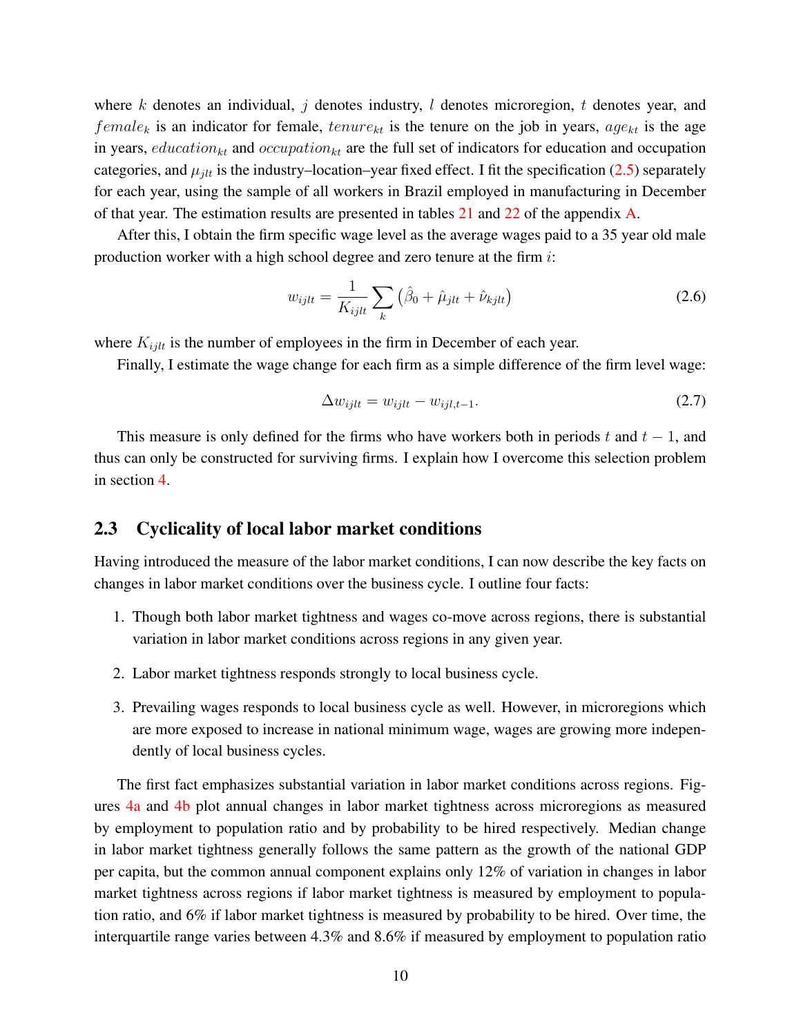where $k$ denotes an individual, $j$ denotes industry, $l$ denotes microregion, $t$ denotes year, and $female_k$ is an indicator for female, $tenure_{kt}$ is the tenure on the job in years, $age_{kt}$ is the age in years, $education_{kt}$ and $occupation_{kt}$ are the full set of indicators for education and occupation categories, and $\mu_{jlt}$ is the industry–location–year fixed effect. I fit the specification (2.5) separately for each year, using the sample of all workers in Brazil employed in manufacturing in December of that year. The estimation results are presented in tables 21 and 22 of the appendix A.

After this, I obtain the firm specific wage level as the average wages paid to a 35 year old male production worker with a high school degree and zero tenure at the firm $i$:

$$w_{ijlt} = \frac{1}{K_{ijlt}} \sum_k \left( \hat{\beta}_0 + \hat{\mu}_{jlt} + \hat{\nu}_{kjlt} \right) \tag{2.6}$$

where $K_{ijlt}$ is the number of employees in the firm in December of each year.

Finally, I estimate the wage change for each firm as a simple difference of the firm level wage:

$$\Delta w_{ijlt} = w_{ijlt} - w_{ijl,t-1}. \tag{2.7}$$

This measure is only defined for the firms who have workers both in periods $t$ and $t-1$, and thus can only be constructed for surviving firms. I explain how I overcome this selection problem in section 4.

## 2.3 Cyclicality of local labor market conditions

Having introduced the measure of the labor market conditions, I can now describe the key facts on changes in labor market conditions over the business cycle. I outline four facts:

1. Though both labor market tightness and wages co-move across regions, there is substantial variation in labor market conditions across regions in any given year.
2. Labor market tightness responds strongly to local business cycle.
3. Prevailing wages responds to local business cycle as well. However, in microregions which are more exposed to increase in national minimum wage, wages are growing more independently of local business cycles.

The first fact emphasizes substantial variation in labor market conditions across regions. Figures 4a and 4b plot annual changes in labor market tightness across microregions as measured by employment to population ratio and by probability to be hired respectively. Median change in labor market tightness generally follows the same pattern as the growth of the national GDP per capita, but the common annual component explains only 12% of variation in changes in labor market tightness across regions if labor market tightness is measured by employment to population ratio, and 6% if labor market tightness is measured by probability to be hired. Over time, the interquartile range varies between 4.3% and 8.6% if measured by employment to population ratio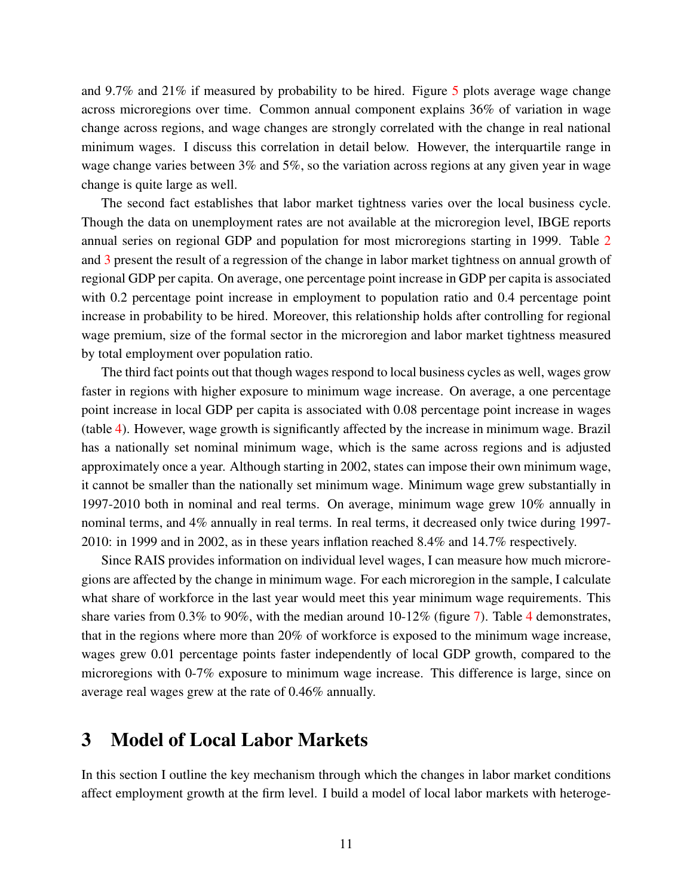and 9.7% and 21% if measured by probability to be hired. Figure 5 plots average wage change across microregions over time. Common annual component explains 36% of variation in wage change across regions, and wage changes are strongly correlated with the change in real national minimum wages. I discuss this correlation in detail below. However, the interquartile range in wage change varies between 3% and 5%, so the variation across regions at any given year in wage change is quite large as well.

The second fact establishes that labor market tightness varies over the local business cycle. Though the data on unemployment rates are not available at the microregion level, IBGE reports annual series on regional GDP and population for most microregions starting in 1999. Table 2 and 3 present the result of a regression of the change in labor market tightness on annual growth of regional GDP per capita. On average, one percentage point increase in GDP per capita is associated with 0.2 percentage point increase in employment to population ratio and 0.4 percentage point increase in probability to be hired. Moreover, this relationship holds after controlling for regional wage premium, size of the formal sector in the microregion and labor market tightness measured by total employment over population ratio.

The third fact points out that though wages respond to local business cycles as well, wages grow faster in regions with higher exposure to minimum wage increase. On average, a one percentage point increase in local GDP per capita is associated with 0.08 percentage point increase in wages (table 4). However, wage growth is significantly affected by the increase in minimum wage. Brazil has a nationally set nominal minimum wage, which is the same across regions and is adjusted approximately once a year. Although starting in 2002, states can impose their own minimum wage, it cannot be smaller than the nationally set minimum wage. Minimum wage grew substantially in 1997-2010 both in nominal and real terms. On average, minimum wage grew 10% annually in nominal terms, and 4% annually in real terms. In real terms, it decreased only twice during 1997-2010: in 1999 and in 2002, as in these years inflation reached 8.4% and 14.7% respectively.

Since RAIS provides information on individual level wages, I can measure how much microregions are affected by the change in minimum wage. For each microregion in the sample, I calculate what share of workforce in the last year would meet this year minimum wage requirements. This share varies from 0.3% to 90%, with the median around 10-12% (figure 7). Table 4 demonstrates, that in the regions where more than 20% of workforce is exposed to the minimum wage increase, wages grew 0.01 percentage points faster independently of local GDP growth, compared to the microregions with 0-7% exposure to minimum wage increase. This difference is large, since on average real wages grew at the rate of 0.46% annually.

# 3 Model of Local Labor Markets

In this section I outline the key mechanism through which the changes in labor market conditions affect employment growth at the firm level. I build a model of local labor markets with heteroge-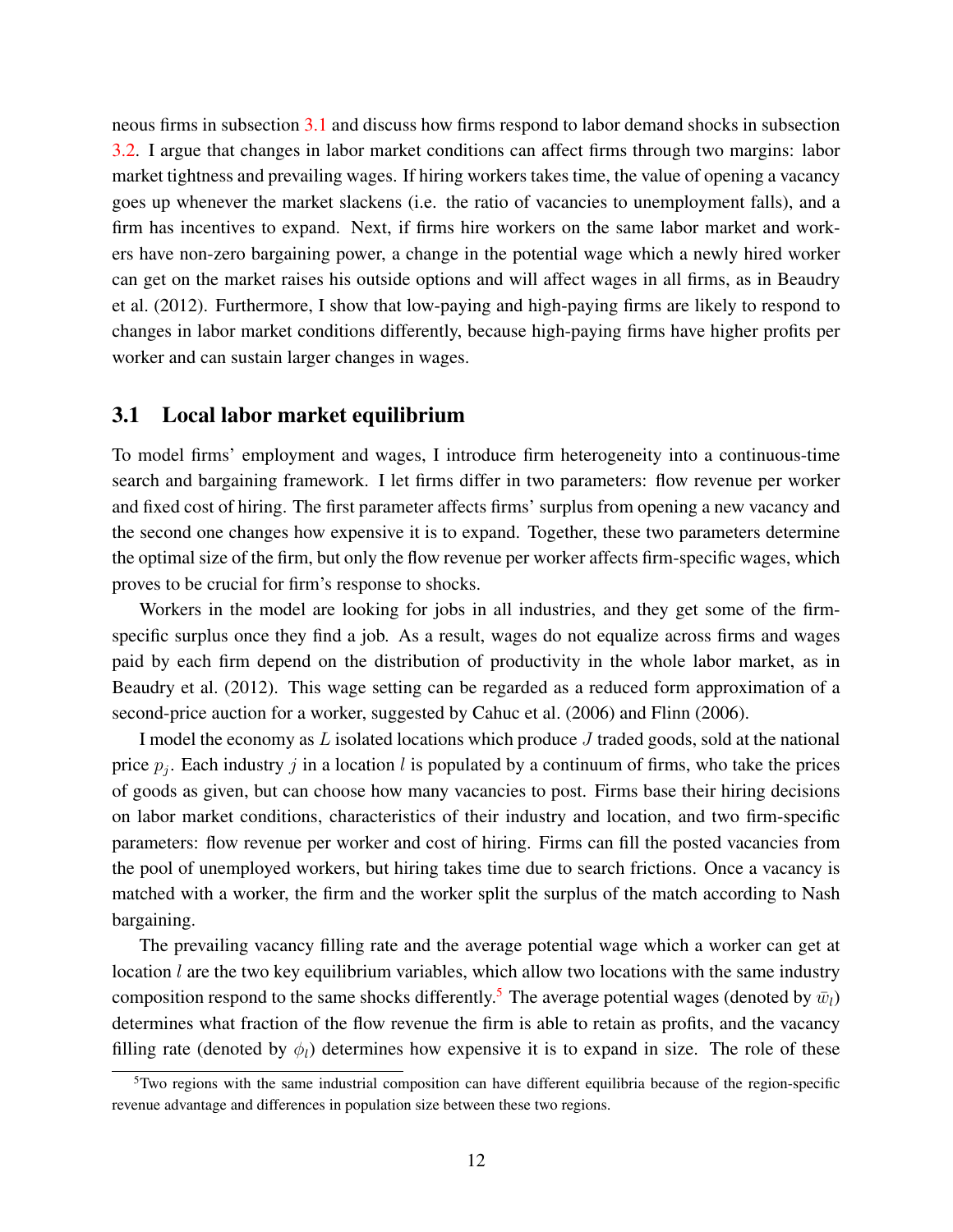neous firms in subsection 3.1 and discuss how firms respond to labor demand shocks in subsection 3.2. I argue that changes in labor market conditions can affect firms through two margins: labor market tightness and prevailing wages. If hiring workers takes time, the value of opening a vacancy goes up whenever the market slackens (i.e. the ratio of vacancies to unemployment falls), and a firm has incentives to expand. Next, if firms hire workers on the same labor market and workers have non-zero bargaining power, a change in the potential wage which a newly hired worker can get on the market raises his outside options and will affect wages in all firms, as in Beaudry et al. (2012). Furthermore, I show that low-paying and high-paying firms are likely to respond to changes in labor market conditions differently, because high-paying firms have higher profits per worker and can sustain larger changes in wages.

## 3.1 Local labor market equilibrium

To model firms' employment and wages, I introduce firm heterogeneity into a continuous-time search and bargaining framework. I let firms differ in two parameters: flow revenue per worker and fixed cost of hiring. The first parameter affects firms' surplus from opening a new vacancy and the second one changes how expensive it is to expand. Together, these two parameters determine the optimal size of the firm, but only the flow revenue per worker affects firm-specific wages, which proves to be crucial for firm's response to shocks.

Workers in the model are looking for jobs in all industries, and they get some of the firm-specific surplus once they find a job. As a result, wages do not equalize across firms and wages paid by each firm depend on the distribution of productivity in the whole labor market, as in Beaudry et al. (2012). This wage setting can be regarded as a reduced form approximation of a second-price auction for a worker, suggested by Cahuc et al. (2006) and Flinn (2006).

I model the economy as $L$ isolated locations which produce $J$ traded goods, sold at the national price $p_j$. Each industry $j$ in a location $l$ is populated by a continuum of firms, who take the prices of goods as given, but can choose how many vacancies to post. Firms base their hiring decisions on labor market conditions, characteristics of their industry and location, and two firm-specific parameters: flow revenue per worker and cost of hiring. Firms can fill the posted vacancies from the pool of unemployed workers, but hiring takes time due to search frictions. Once a vacancy is matched with a worker, the firm and the worker split the surplus of the match according to Nash bargaining.

The prevailing vacancy filling rate and the average potential wage which a worker can get at location $l$ are the two key equilibrium variables, which allow two locations with the same industry composition respond to the same shocks differently.[5] The average potential wages (denoted by $\bar{w}_l$) determines what fraction of the flow revenue the firm is able to retain as profits, and the vacancy filling rate (denoted by $\phi_l$) determines how expensive it is to expand in size. The role of these

[5] Two regions with the same industrial composition can have different equilibria because of the region-specific revenue advantage and differences in population size between these two regions.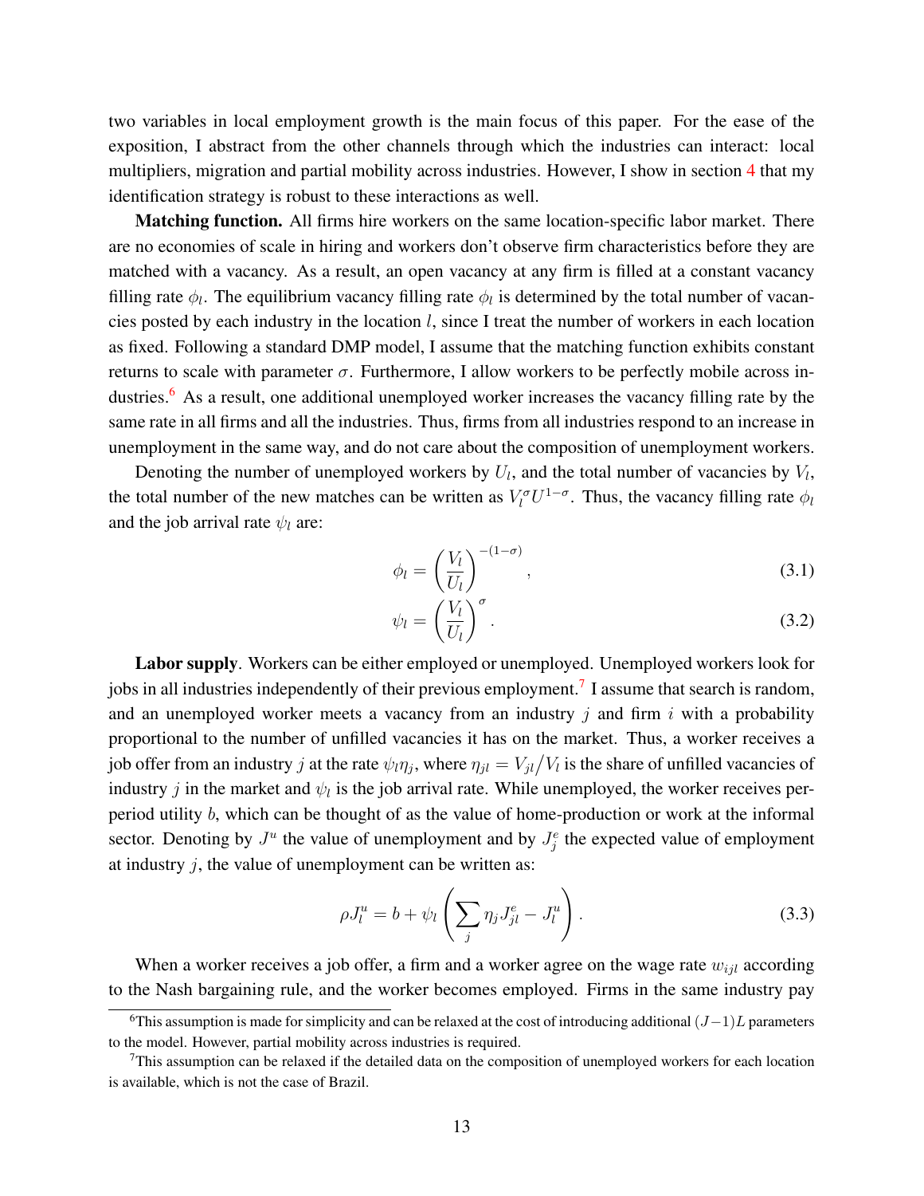two variables in local employment growth is the main focus of this paper. For the ease of the exposition, I abstract from the other channels through which the industries can interact: local multipliers, migration and partial mobility across industries. However, I show in section 4 that my identification strategy is robust to these interactions as well.

**Matching function.** All firms hire workers on the same location-specific labor market. There are no economies of scale in hiring and workers don't observe firm characteristics before they are matched with a vacancy. As a result, an open vacancy at any firm is filled at a constant vacancy filling rate $\phi_l$. The equilibrium vacancy filling rate $\phi_l$ is determined by the total number of vacancies posted by each industry in the location $l$, since I treat the number of workers in each location as fixed. Following a standard DMP model, I assume that the matching function exhibits constant returns to scale with parameter $\sigma$. Furthermore, I allow workers to be perfectly mobile across industries.[6] As a result, one additional unemployed worker increases the vacancy filling rate by the same rate in all firms and all the industries. Thus, firms from all industries respond to an increase in unemployment in the same way, and do not care about the composition of unemployment workers.

Denoting the number of unemployed workers by $U_l$, and the total number of vacancies by $V_l$, the total number of the new matches can be written as $V_l^{\sigma} U^{1-\sigma}$. Thus, the vacancy filling rate $\phi_l$ and the job arrival rate $\psi_l$ are:

$$\phi_l = \left( \frac{V_l}{U_l} \right)^{-(1-\sigma)}, \tag{3.1}$$

$$\psi_l = \left( \frac{V_l}{U_l} \right)^{\sigma}. \tag{3.2}$$

**Labor supply**. Workers can be either employed or unemployed. Unemployed workers look for jobs in all industries independently of their previous employment.[7] I assume that search is random, and an unemployed worker meets a vacancy from an industry $j$ and firm $i$ with a probability proportional to the number of unfilled vacancies it has on the market. Thus, a worker receives a job offer from an industry $j$ at the rate $\psi_l \eta_j$, where $\eta_{jl} = V_{jl}/V_l$ is the share of unfilled vacancies of industry $j$ in the market and $\psi_l$ is the job arrival rate. While unemployed, the worker receives per-period utility $b$, which can be thought of as the value of home-production or work at the informal sector. Denoting by $J^u$ the value of unemployment and by $J^e_j$ the expected value of employment at industry $j$, the value of unemployment can be written as:

$$\rho J^u_l = b + \psi_l \left( \sum_j \eta_j J^e_{jl} - J^u_l \right). \tag{3.3}$$

When a worker receives a job offer, a firm and a worker agree on the wage rate $w_{ijl}$ according to the Nash bargaining rule, and the worker becomes employed. Firms in the same industry pay

[6] This assumption is made for simplicity and can be relaxed at the cost of introducing additional $(J-1)L$ parameters to the model. However, partial mobility across industries is required.

[7] This assumption can be relaxed if the detailed data on the composition of unemployed workers for each location is available, which is not the case of Brazil.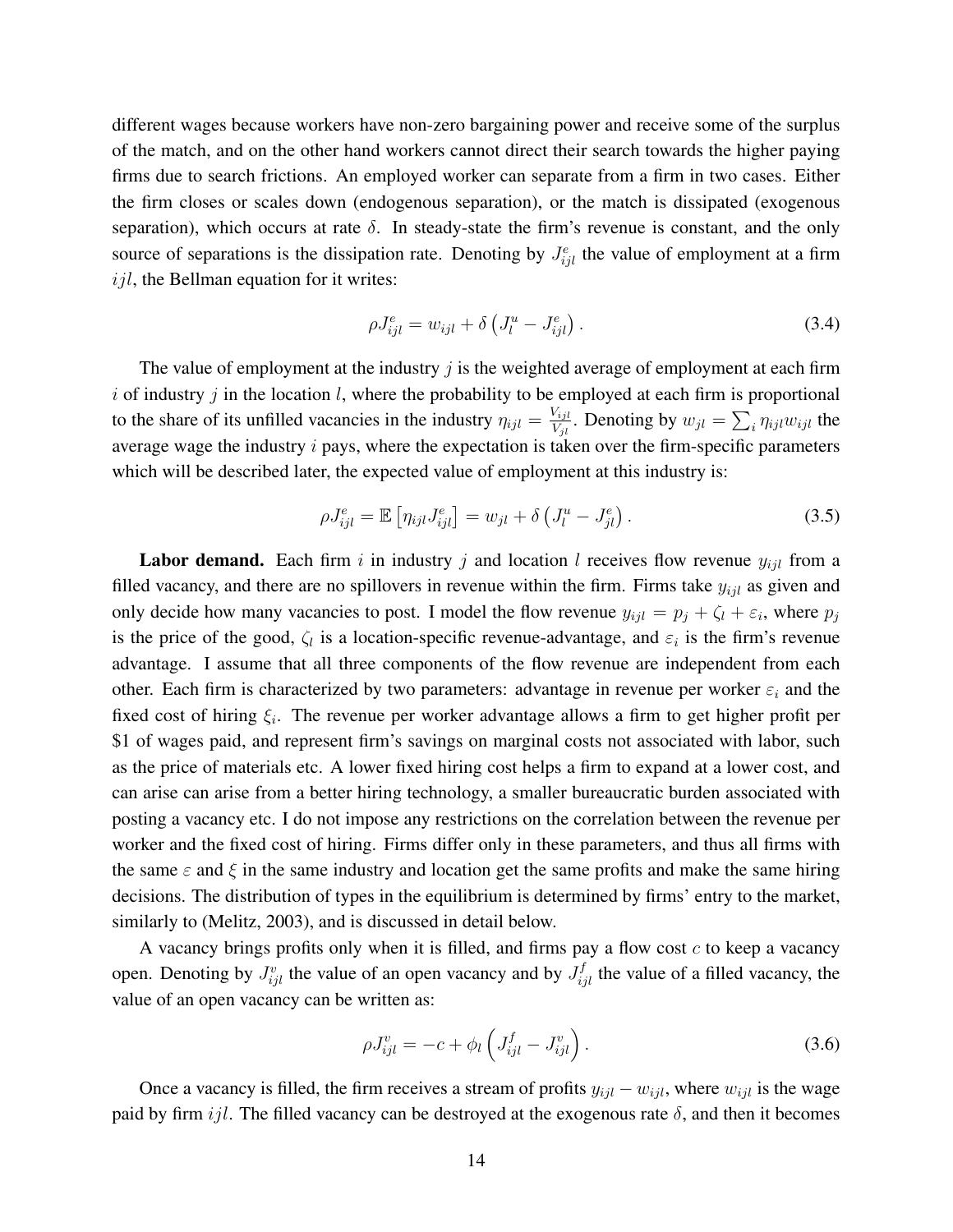different wages because workers have non-zero bargaining power and receive some of the surplus of the match, and on the other hand workers cannot direct their search towards the higher paying firms due to search frictions. An employed worker can separate from a firm in two cases. Either the firm closes or scales down (endogenous separation), or the match is dissipated (exogenous separation), which occurs at rate $\delta$. In steady-state the firm's revenue is constant, and the only source of separations is the dissipation rate. Denoting by $J^e_{ijl}$ the value of employment at a firm $ijl$, the Bellman equation for it writes:

$$\rho J^e_{ijl} = w_{ijl} + \delta \left( J^u_l - J^e_{ijl} \right). \tag{3.4}$$

The value of employment at the industry $j$ is the weighted average of employment at each firm $i$ of industry $j$ in the location $l$, where the probability to be employed at each firm is proportional to the share of its unfilled vacancies in the industry $\eta_{ijl} = \frac{V_{ijl}}{V_{jl}}$. Denoting by $w_{jl} = \sum_i \eta_{ijl} w_{ijl}$ the average wage the industry $i$ pays, where the expectation is taken over the firm-specific parameters which will be described later, the expected value of employment at this industry is:

$$\rho J^e_{ijl} = \mathbb{E}\left[\eta_{ijl} J^e_{ijl}\right] = w_{jl} + \delta \left( J^u_l - J^e_{jl} \right). \tag{3.5}$$

**Labor demand.** Each firm $i$ in industry $j$ and location $l$ receives flow revenue $y_{ijl}$ from a filled vacancy, and there are no spillovers in revenue within the firm. Firms take $y_{ijl}$ as given and only decide how many vacancies to post. I model the flow revenue $y_{ijl} = p_j + \zeta_l + \varepsilon_i$, where $p_j$ is the price of the good, $\zeta_l$ is a location-specific revenue-advantage, and $\varepsilon_i$ is the firm's revenue advantage. I assume that all three components of the flow revenue are independent from each other. Each firm is characterized by two parameters: advantage in revenue per worker $\varepsilon_i$ and the fixed cost of hiring $\xi_i$. The revenue per worker advantage allows a firm to get higher profit per \$1 of wages paid, and represent firm's savings on marginal costs not associated with labor, such as the price of materials etc. A lower fixed hiring cost helps a firm to expand at a lower cost, and can arise can arise from a better hiring technology, a smaller bureaucratic burden associated with posting a vacancy etc. I do not impose any restrictions on the correlation between the revenue per worker and the fixed cost of hiring. Firms differ only in these parameters, and thus all firms with the same $\varepsilon$ and $\xi$ in the same industry and location get the same profits and make the same hiring decisions. The distribution of types in the equilibrium is determined by firms' entry to the market, similarly to (Melitz, 2003), and is discussed in detail below.

A vacancy brings profits only when it is filled, and firms pay a flow cost $c$ to keep a vacancy open. Denoting by $J^v_{ijl}$ the value of an open vacancy and by $J^f_{ijl}$ the value of a filled vacancy, the value of an open vacancy can be written as:

$$\rho J^v_{ijl} = -c + \phi_l \left( J^f_{ijl} - J^v_{ijl} \right). \tag{3.6}$$

Once a vacancy is filled, the firm receives a stream of profits $y_{ijl} - w_{ijl}$, where $w_{ijl}$ is the wage paid by firm $ijl$. The filled vacancy can be destroyed at the exogenous rate $\delta$, and then it becomes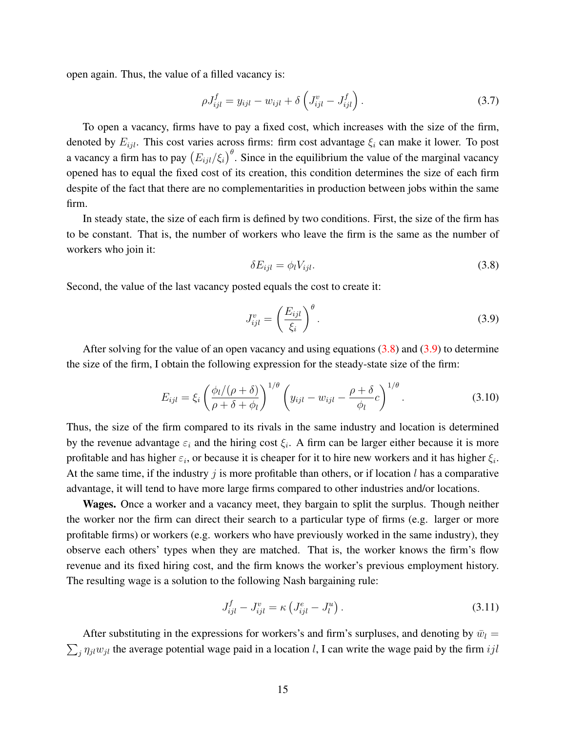open again. Thus, the value of a filled vacancy is:

$$\rho J^f_{ijl} = y_{ijl} - w_{ijl} + \delta \left( J^v_{ijl} - J^f_{ijl} \right). \tag{3.7}$$

To open a vacancy, firms have to pay a fixed cost, which increases with the size of the firm, denoted by $E_{ijl}$. This cost varies across firms: firm cost advantage $\xi_i$ can make it lower. To post a vacancy a firm has to pay $\left(E_{ijl}/\xi_i\right)^\theta$. Since in the equilibrium the value of the marginal vacancy opened has to equal the fixed cost of its creation, this condition determines the size of each firm despite of the fact that there are no complementarities in production between jobs within the same firm.

In steady state, the size of each firm is defined by two conditions. First, the size of the firm has to be constant. That is, the number of workers who leave the firm is the same as the number of workers who join it:

$$\delta E_{ijl} = \phi_l V_{ijl}. \tag{3.8}$$

Second, the value of the last vacancy posted equals the cost to create it:

$$J^v_{ijl} = \left( \frac{E_{ijl}}{\xi_i} \right)^\theta. \tag{3.9}$$

After solving for the value of an open vacancy and using equations (3.8) and (3.9) to determine the size of the firm, I obtain the following expression for the steady-state size of the firm:

$$E_{ijl} = \xi_i \left( \frac{\phi_l/(\rho+\delta)}{\rho+\delta+\phi_l} \right)^{1/\theta} \left( y_{ijl} - w_{ijl} - \frac{\rho+\delta}{\phi_l} c \right)^{1/\theta}. \tag{3.10}$$

Thus, the size of the firm compared to its rivals in the same industry and location is determined by the revenue advantage $\varepsilon_i$ and the hiring cost $\xi_i$. A firm can be larger either because it is more profitable and has higher $\varepsilon_i$, or because it is cheaper for it to hire new workers and it has higher $\xi_i$. At the same time, if the industry $j$ is more profitable than others, or if location $l$ has a comparative advantage, it will tend to have more large firms compared to other industries and/or locations.

**Wages.** Once a worker and a vacancy meet, they bargain to split the surplus. Though neither the worker nor the firm can direct their search to a particular type of firms (e.g. larger or more profitable firms) or workers (e.g. workers who have previously worked in the same industry), they observe each others' types when they are matched. That is, the worker knows the firm's flow revenue and its fixed hiring cost, and the firm knows the worker's previous employment history. The resulting wage is a solution to the following Nash bargaining rule:

$$J^f_{ijl} - J^v_{ijl} = \kappa \left( J^e_{ijl} - J^u_l \right). \tag{3.11}$$

After substituting in the expressions for workers's and firm's surpluses, and denoting by $\bar{w}_l = \sum_j \eta_{jl} w_{jl}$ the average potential wage paid in a location $l$, I can write the wage paid by the firm $ijl$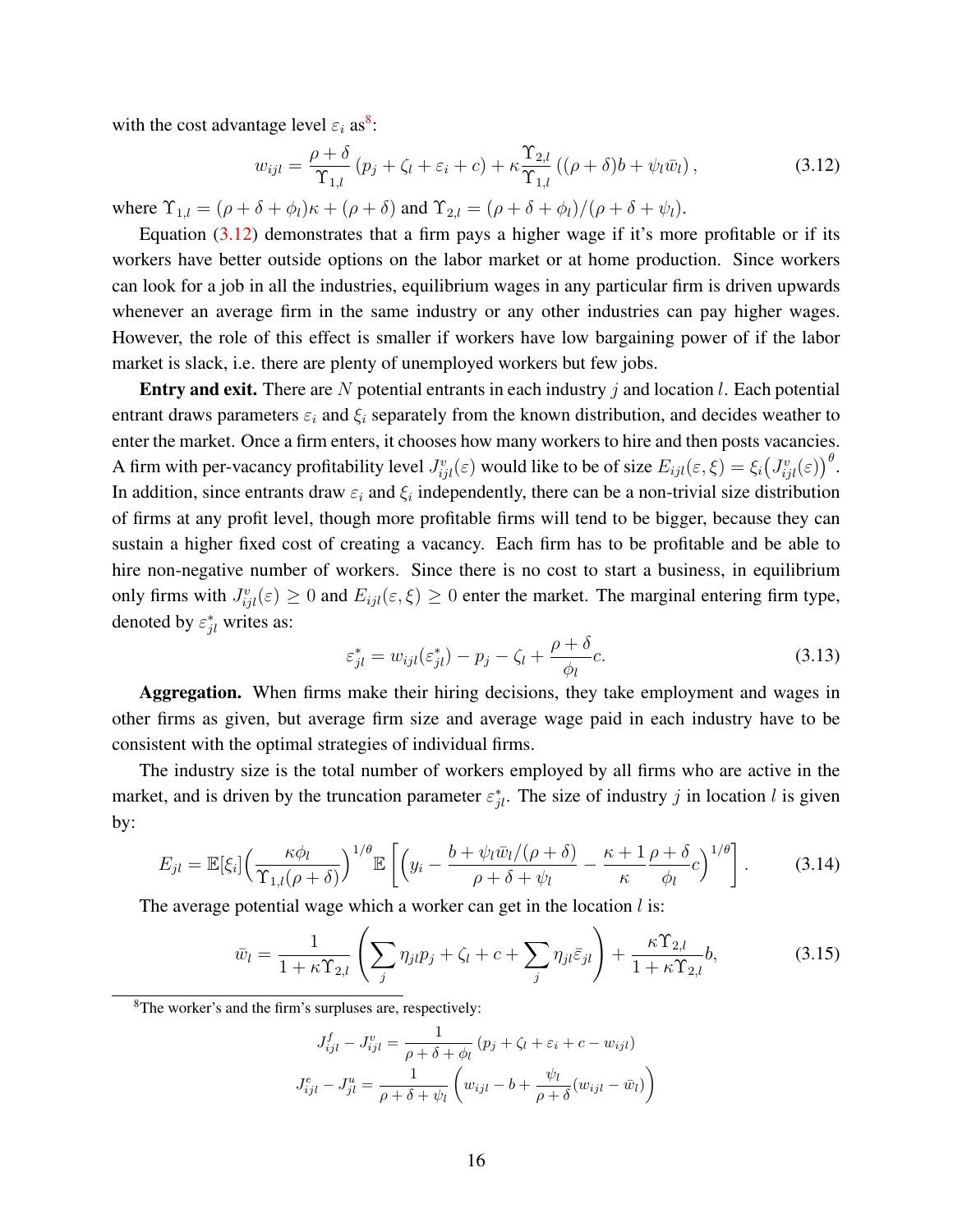with the cost advantage level $\varepsilon_i$ as[8]:

$$w_{ijl} = \frac{\rho+\delta}{\Upsilon_{1,l}}\left(p_j + \zeta_l + \varepsilon_i + c\right) + \kappa\frac{\Upsilon_{2,l}}{\Upsilon_{1,l}}\left((\rho+\delta)b + \psi_l \bar{w}_l\right), \tag{3.12}$$

where $\Upsilon_{1,l} = (\rho+\delta+\phi_l)\kappa + (\rho+\delta)$ and $\Upsilon_{2,l} = (\rho+\delta+\phi_l)/(\rho+\delta+\psi_l)$.

Equation (3.12) demonstrates that a firm pays a higher wage if it's more profitable or if its workers have better outside options on the labor market or at home production. Since workers can look for a job in all the industries, equilibrium wages in any particular firm is driven upwards whenever an average firm in the same industry or any other industries can pay higher wages. However, the role of this effect is smaller if workers have low bargaining power of if the labor market is slack, i.e. there are plenty of unemployed workers but few jobs.

**Entry and exit.** There are $N$ potential entrants in each industry $j$ and location $l$. Each potential entrant draws parameters $\varepsilon_i$ and $\xi_i$ separately from the known distribution, and decides weather to enter the market. Once a firm enters, it chooses how many workers to hire and then posts vacancies. A firm with per-vacancy profitability level $J^v_{ijl}(\varepsilon)$ would like to be of size $E_{ijl}(\varepsilon,\xi) = \xi_i\big(J^v_{ijl}(\varepsilon)\big)^{\theta}$. In addition, since entrants draw $\varepsilon_i$ and $\xi_i$ independently, there can be a non-trivial size distribution of firms at any profit level, though more profitable firms will tend to be bigger, because they can sustain a higher fixed cost of creating a vacancy. Each firm has to be profitable and be able to hire non-negative number of workers. Since there is no cost to start a business, in equilibrium only firms with $J^v_{ijl}(\varepsilon) \geq 0$ and $E_{ijl}(\varepsilon,\xi) \geq 0$ enter the market. The marginal entering firm type, denoted by $\varepsilon^*_{jl}$ writes as:

$$\varepsilon^*_{jl} = w_{ijl}(\varepsilon^*_{jl}) - p_j - \zeta_l + \frac{\rho+\delta}{\phi_l}c. \tag{3.13}$$

**Aggregation.** When firms make their hiring decisions, they take employment and wages in other firms as given, but average firm size and average wage paid in each industry have to be consistent with the optimal strategies of individual firms.

The industry size is the total number of workers employed by all firms who are active in the market, and is driven by the truncation parameter $\varepsilon^*_{jl}$. The size of industry $j$ in location $l$ is given by:

$$E_{jl} = \mathbb{E}[\xi_i]\Big(\frac{\kappa\phi_l}{\Upsilon_{1,l}(\rho+\delta)}\Big)^{1/\theta}\mathbb{E}\left[\Big(y_i - \frac{b+\psi_l\bar{w}_l/(\rho+\delta)}{\rho+\delta+\psi_l} - \frac{\kappa+1}{\kappa}\frac{\rho+\delta}{\phi_l}c\Big)^{1/\theta}\right]. \tag{3.14}$$

The average potential wage which a worker can get in the location $l$ is:

$$\bar{w}_l = \frac{1}{1+\kappa\Upsilon_{2,l}}\left(\sum_j \eta_{jl}p_j + \zeta_l + c + \sum_j \eta_{jl}\bar{\varepsilon}_{jl}\right) + \frac{\kappa\Upsilon_{2,l}}{1+\kappa\Upsilon_{2,l}}b, \tag{3.15}$$

---

[8] The worker's and the firm's surpluses are, respectively:

$$J^f_{ijl} - J^v_{ijl} = \frac{1}{\rho+\delta+\phi_l}\left(p_j + \zeta_l + \varepsilon_i + c - w_{ijl}\right)$$

$$J^e_{ijl} - J^u_{jl} = \frac{1}{\rho+\delta+\psi_l}\left(w_{ijl} - b + \frac{\psi_l}{\rho+\delta}(w_{ijl} - \bar{w}_l)\right)$$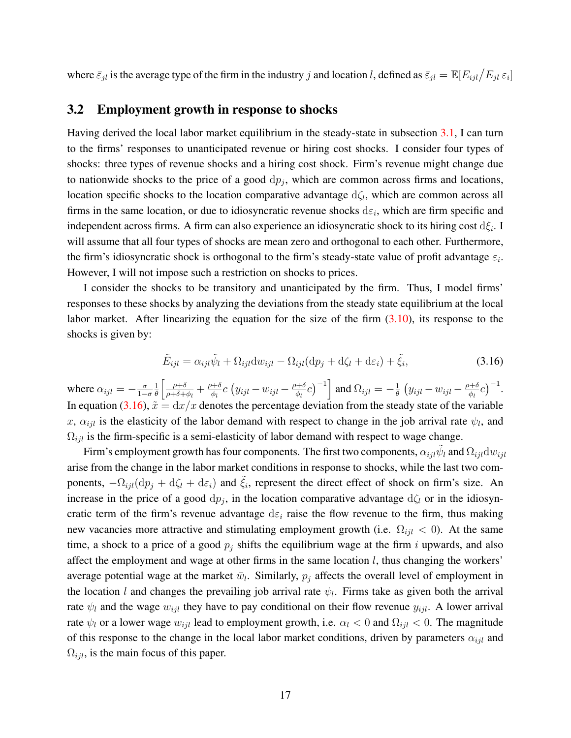where $\bar{\varepsilon}_{jl}$ is the average type of the firm in the industry $j$ and location $l$, defined as $\bar{\varepsilon}_{jl} = \mathbb{E}[E_{ijl}/E_{jl}\,\varepsilon_i]$

## 3.2 Employment growth in response to shocks

Having derived the local labor market equilibrium in the steady-state in subsection 3.1, I can turn to the firms' responses to unanticipated revenue or hiring cost shocks. I consider four types of shocks: three types of revenue shocks and a hiring cost shock. Firm's revenue might change due to nationwide shocks to the price of a good $\mathrm{d}p_j$, which are common across firms and locations, location specific shocks to the location comparative advantage $\mathrm{d}\zeta_l$, which are common across all firms in the same location, or due to idiosyncratic revenue shocks $\mathrm{d}\varepsilon_i$, which are firm specific and independent across firms. A firm can also experience an idiosyncratic shock to its hiring cost $\mathrm{d}\xi_i$. I will assume that all four types of shocks are mean zero and orthogonal to each other. Furthermore, the firm's idiosyncratic shock is orthogonal to the firm's steady-state value of profit advantage $\varepsilon_i$. However, I will not impose such a restriction on shocks to prices.

I consider the shocks to be transitory and unanticipated by the firm. Thus, I model firms' responses to these shocks by analyzing the deviations from the steady state equilibrium at the local labor market. After linearizing the equation for the size of the firm (3.10), its response to the shocks is given by:

$$\tilde{E}_{ijl} = \alpha_{ijl}\tilde{\psi}_l + \Omega_{ijl}\mathrm{d}w_{ijl} - \Omega_{ijl}(\mathrm{d}p_j + \mathrm{d}\zeta_l + \mathrm{d}\varepsilon_i) + \tilde{\xi}_i, \tag{3.16}$$

where $\alpha_{ijl} = -\frac{\sigma}{1-\sigma}\frac{1}{\theta}\left[\frac{\rho+\delta}{\rho+\delta+\phi_l} + \frac{\rho+\delta}{\phi_l}c\left(y_{ijl} - w_{ijl} - \frac{\rho+\delta}{\phi_l}c\right)^{-1}\right]$ and $\Omega_{ijl} = -\frac{1}{\theta}\left(y_{ijl} - w_{ijl} - \frac{\rho+\delta}{\phi_l}c\right)^{-1}$. In equation (3.16), $\tilde{x} = \mathrm{d}x/x$ denotes the percentage deviation from the steady state of the variable $x$, $\alpha_{ijl}$ is the elasticity of the labor demand with respect to change in the job arrival rate $\psi_l$, and $\Omega_{ijl}$ is the firm-specific is a semi-elasticity of labor demand with respect to wage change.

Firm's employment growth has four components. The first two components, $\alpha_{ijl}\tilde{\psi}_l$ and $\Omega_{ijl}\mathrm{d}w_{ijl}$ arise from the change in the labor market conditions in response to shocks, while the last two components, $-\Omega_{ijl}(\mathrm{d}p_j + \mathrm{d}\zeta_l + \mathrm{d}\varepsilon_i)$ and $\tilde{\xi}_i$, represent the direct effect of shock on firm's size. An increase in the price of a good $\mathrm{d}p_j$, in the location comparative advantage $\mathrm{d}\zeta_l$ or in the idiosyncratic term of the firm's revenue advantage $\mathrm{d}\varepsilon_i$ raise the flow revenue to the firm, thus making new vacancies more attractive and stimulating employment growth (i.e. $\Omega_{ijl} < 0$). At the same time, a shock to a price of a good $p_j$ shifts the equilibrium wage at the firm $i$ upwards, and also affect the employment and wage at other firms in the same location $l$, thus changing the workers' average potential wage at the market $\bar{w}_l$. Similarly, $p_j$ affects the overall level of employment in the location $l$ and changes the prevailing job arrival rate $\psi_l$. Firms take as given both the arrival rate $\psi_l$ and the wage $w_{ijl}$ they have to pay conditional on their flow revenue $y_{ijl}$. A lower arrival rate $\psi_l$ or a lower wage $w_{ijl}$ lead to employment growth, i.e. $\alpha_l < 0$ and $\Omega_{ijl} < 0$. The magnitude of this response to the change in the local labor market conditions, driven by parameters $\alpha_{ijl}$ and $\Omega_{ijl}$, is the main focus of this paper.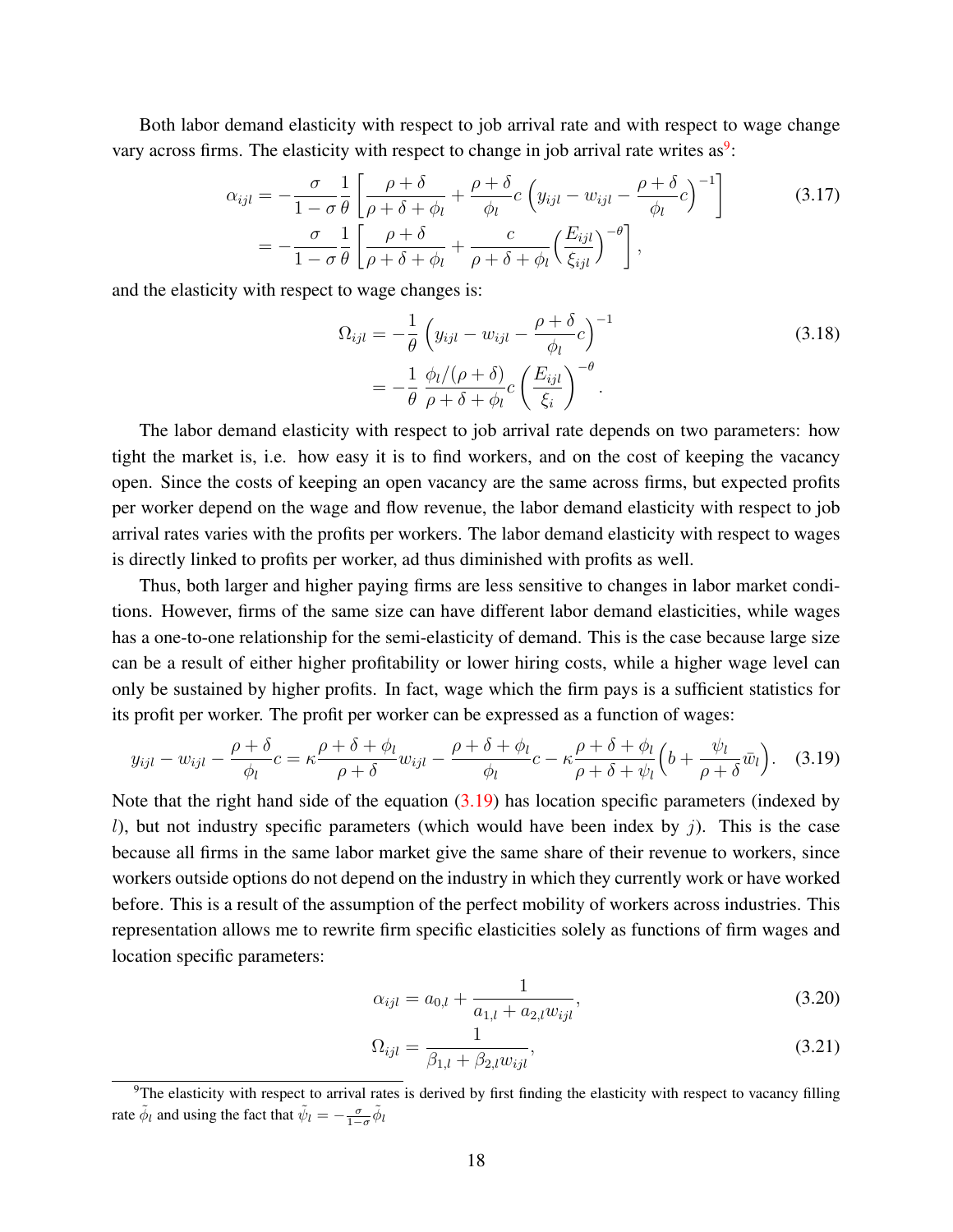Both labor demand elasticity with respect to job arrival rate and with respect to wage change vary across firms. The elasticity with respect to change in job arrival rate writes as[9]:

$$
\begin{aligned}
\alpha_{ijl} &= -\frac{\sigma}{1-\sigma}\frac{1}{\theta}\left[\frac{\rho+\delta}{\rho+\delta+\phi_l} + \frac{\rho+\delta}{\phi_l}c\left(y_{ijl} - w_{ijl} - \frac{\rho+\delta}{\phi_l}c\right)^{-1}\right] \\
&= -\frac{\sigma}{1-\sigma}\frac{1}{\theta}\left[\frac{\rho+\delta}{\rho+\delta+\phi_l} + \frac{c}{\rho+\delta+\phi_l}\Big(\frac{E_{ijl}}{\xi_{ijl}}\Big)^{-\theta}\right],
\end{aligned}
\tag{3.17}
$$

and the elasticity with respect to wage changes is:

$$
\begin{aligned}
\Omega_{ijl} &= -\frac{1}{\theta}\left(y_{ijl} - w_{ijl} - \frac{\rho+\delta}{\phi_l}c\right)^{-1} \\
&= -\frac{1}{\theta}\,\frac{\phi_l/(\rho+\delta)}{\rho+\delta+\phi_l}c\left(\frac{E_{ijl}}{\xi_i}\right)^{-\theta}.
\end{aligned}
\tag{3.18}
$$

The labor demand elasticity with respect to job arrival rate depends on two parameters: how tight the market is, i.e. how easy it is to find workers, and on the cost of keeping the vacancy open. Since the costs of keeping an open vacancy are the same across firms, but expected profits per worker depend on the wage and flow revenue, the labor demand elasticity with respect to job arrival rates varies with the profits per workers. The labor demand elasticity with respect to wages is directly linked to profits per worker, ad thus diminished with profits as well.

Thus, both larger and higher paying firms are less sensitive to changes in labor market conditions. However, firms of the same size can have different labor demand elasticities, while wages has a one-to-one relationship for the semi-elasticity of demand. This is the case because large size can be a result of either higher profitability or lower hiring costs, while a higher wage level can only be sustained by higher profits. In fact, wage which the firm pays is a sufficient statistics for its profit per worker. The profit per worker can be expressed as a function of wages:

$$
y_{ijl} - w_{ijl} - \frac{\rho+\delta}{\phi_l}c = \kappa\frac{\rho+\delta+\phi_l}{\rho+\delta}w_{ijl} - \frac{\rho+\delta+\phi_l}{\phi_l}c - \kappa\frac{\rho+\delta+\phi_l}{\rho+\delta+\psi_l}\Big(b + \frac{\psi_l}{\rho+\delta}\bar{w}_l\Big). \tag{3.19}
$$

Note that the right hand side of the equation (3.19) has location specific parameters (indexed by $l$), but not industry specific parameters (which would have been index by $j$). This is the case because all firms in the same labor market give the same share of their revenue to workers, since workers outside options do not depend on the industry in which they currently work or have worked before. This is a result of the assumption of the perfect mobility of workers across industries. This representation allows me to rewrite firm specific elasticities solely as functions of firm wages and location specific parameters:

$$
\alpha_{ijl} = a_{0,l} + \frac{1}{a_{1,l} + a_{2,l}w_{ijl}}, \tag{3.20}
$$

$$
\Omega_{ijl} = \frac{1}{\beta_{1,l} + \beta_{2,l}w_{ijl}}, \tag{3.21}
$$

[9] The elasticity with respect to arrival rates is derived by first finding the elasticity with respect to vacancy filling rate $\tilde{\phi}_l$ and using the fact that $\tilde{\psi}_l = -\frac{\sigma}{1-\sigma}\tilde{\phi}_l$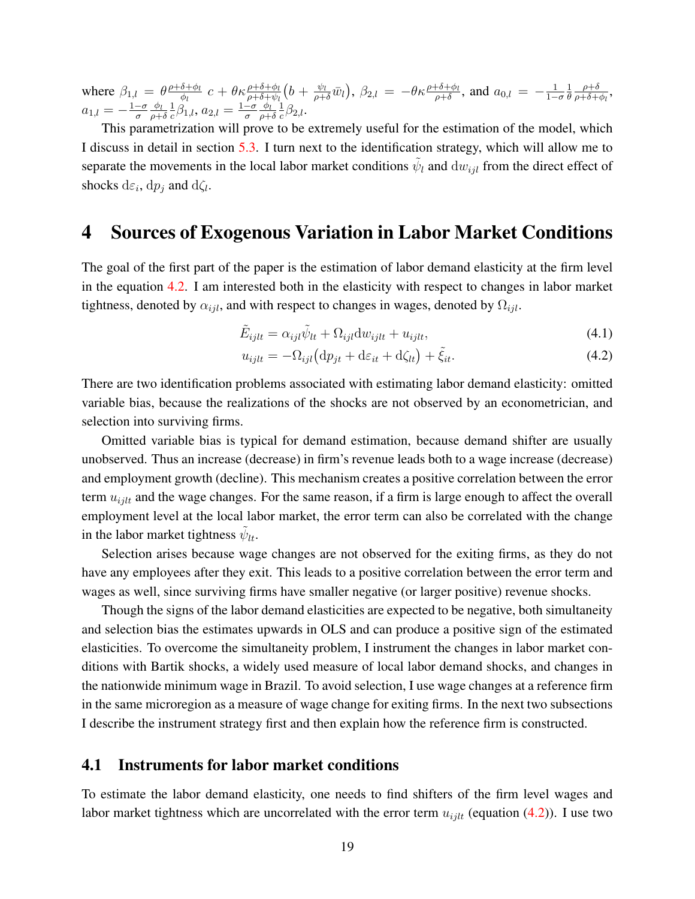where $\beta_{1,l} = \theta \frac{\rho+\delta+\phi_l}{\phi_l} c + \theta\kappa \frac{\rho+\delta+\phi_l}{\rho+\delta+\psi_l}\left(b + \frac{\psi_l}{\rho+\delta}\bar{w}_l\right)$, $\beta_{2,l} = -\theta\kappa\frac{\rho+\delta+\phi_l}{\rho+\delta}$, and $a_{0,l} = -\frac{1}{1-\sigma}\frac{1}{\theta}\frac{\rho+\delta}{\rho+\delta+\phi_l}$, $a_{1,l} = -\frac{1-\sigma}{\sigma}\frac{\phi_l}{\rho+\delta}\frac{1}{c}\beta_{1,l}$, $a_{2,l} = \frac{1-\sigma}{\sigma}\frac{\phi_l}{\rho+\delta}\frac{1}{c}\beta_{2,l}$.

This parametrization will prove to be extremely useful for the estimation of the model, which I discuss in detail in section 5.3. I turn next to the identification strategy, which will allow me to separate the movements in the local labor market conditions $\tilde{\psi}_l$ and $\mathrm{d}w_{ijl}$ from the direct effect of shocks $\mathrm{d}\varepsilon_i$, $\mathrm{d}p_j$ and $\mathrm{d}\zeta_l$.

# 4 Sources of Exogenous Variation in Labor Market Conditions

The goal of the first part of the paper is the estimation of labor demand elasticity at the firm level in the equation 4.2. I am interested both in the elasticity with respect to changes in labor market tightness, denoted by $\alpha_{ijl}$, and with respect to changes in wages, denoted by $\Omega_{ijl}$.

$$\tilde{E}_{ijlt} = \alpha_{ijl}\tilde{\psi}_{lt} + \Omega_{ijl}\mathrm{d}w_{ijlt} + u_{ijlt}, \tag{4.1}$$

$$u_{ijlt} = -\Omega_{ijl}\left(\mathrm{d}p_{jt} + \mathrm{d}\varepsilon_{it} + \mathrm{d}\zeta_{lt}\right) + \tilde{\xi}_{it}. \tag{4.2}$$

There are two identification problems associated with estimating labor demand elasticity: omitted variable bias, because the realizations of the shocks are not observed by an econometrician, and selection into surviving firms.

Omitted variable bias is typical for demand estimation, because demand shifter are usually unobserved. Thus an increase (decrease) in firm's revenue leads both to a wage increase (decrease) and employment growth (decline). This mechanism creates a positive correlation between the error term $u_{ijlt}$ and the wage changes. For the same reason, if a firm is large enough to affect the overall employment level at the local labor market, the error term can also be correlated with the change in the labor market tightness $\tilde{\psi}_{lt}$.

Selection arises because wage changes are not observed for the exiting firms, as they do not have any employees after they exit. This leads to a positive correlation between the error term and wages as well, since surviving firms have smaller negative (or larger positive) revenue shocks.

Though the signs of the labor demand elasticities are expected to be negative, both simultaneity and selection bias the estimates upwards in OLS and can produce a positive sign of the estimated elasticities. To overcome the simultaneity problem, I instrument the changes in labor market conditions with Bartik shocks, a widely used measure of local labor demand shocks, and changes in the nationwide minimum wage in Brazil. To avoid selection, I use wage changes at a reference firm in the same microregion as a measure of wage change for exiting firms. In the next two subsections I describe the instrument strategy first and then explain how the reference firm is constructed.

## 4.1 Instruments for labor market conditions

To estimate the labor demand elasticity, one needs to find shifters of the firm level wages and labor market tightness which are uncorrelated with the error term $u_{ijlt}$ (equation (4.2)). I use two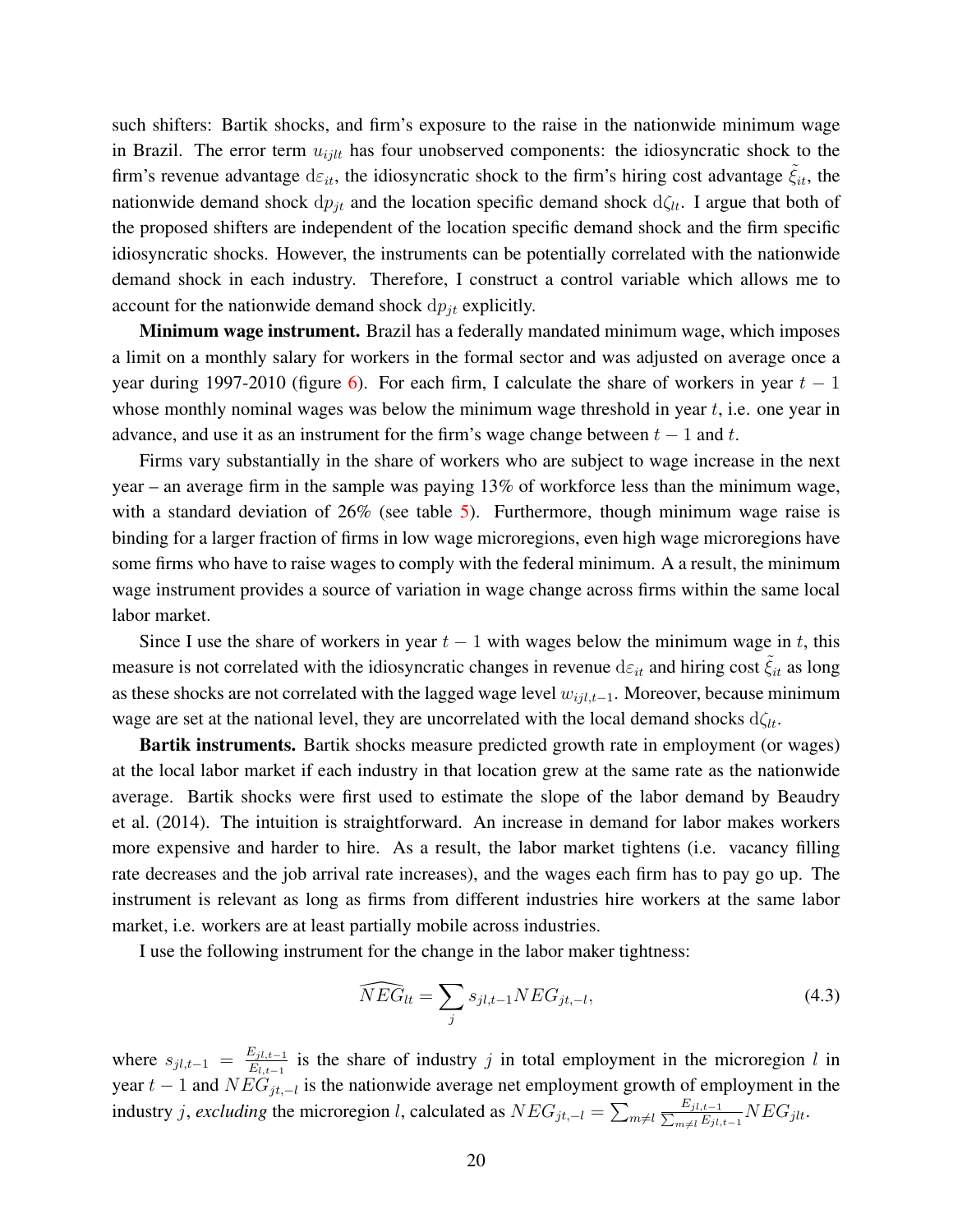such shifters: Bartik shocks, and firm's exposure to the raise in the nationwide minimum wage in Brazil. The error term $u_{ijlt}$ has four unobserved components: the idiosyncratic shock to the firm's revenue advantage $\mathrm{d}\varepsilon_{it}$, the idiosyncratic shock to the firm's hiring cost advantage $\tilde{\xi}_{it}$, the nationwide demand shock $\mathrm{d}p_{jt}$ and the location specific demand shock $\mathrm{d}\zeta_{lt}$. I argue that both of the proposed shifters are independent of the location specific demand shock and the firm specific idiosyncratic shocks. However, the instruments can be potentially correlated with the nationwide demand shock in each industry. Therefore, I construct a control variable which allows me to account for the nationwide demand shock $\mathrm{d}p_{jt}$ explicitly.

**Minimum wage instrument.** Brazil has a federally mandated minimum wage, which imposes a limit on a monthly salary for workers in the formal sector and was adjusted on average once a year during 1997-2010 (figure 6). For each firm, I calculate the share of workers in year $t-1$ whose monthly nominal wages was below the minimum wage threshold in year $t$, i.e. one year in advance, and use it as an instrument for the firm's wage change between $t-1$ and $t$.

Firms vary substantially in the share of workers who are subject to wage increase in the next year – an average firm in the sample was paying 13% of workforce less than the minimum wage, with a standard deviation of 26% (see table 5). Furthermore, though minimum wage raise is binding for a larger fraction of firms in low wage microregions, even high wage microregions have some firms who have to raise wages to comply with the federal minimum. A a result, the minimum wage instrument provides a source of variation in wage change across firms within the same local labor market.

Since I use the share of workers in year $t-1$ with wages below the minimum wage in $t$, this measure is not correlated with the idiosyncratic changes in revenue $\mathrm{d}\varepsilon_{it}$ and hiring cost $\tilde{\xi}_{it}$ as long as these shocks are not correlated with the lagged wage level $w_{ijl,t-1}$. Moreover, because minimum wage are set at the national level, they are uncorrelated with the local demand shocks $\mathrm{d}\zeta_{lt}$.

**Bartik instruments.** Bartik shocks measure predicted growth rate in employment (or wages) at the local labor market if each industry in that location grew at the same rate as the nationwide average. Bartik shocks were first used to estimate the slope of the labor demand by Beaudry et al. (2014). The intuition is straightforward. An increase in demand for labor makes workers more expensive and harder to hire. As a result, the labor market tightens (i.e. vacancy filling rate decreases and the job arrival rate increases), and the wages each firm has to pay go up. The instrument is relevant as long as firms from different industries hire workers at the same labor market, i.e. workers are at least partially mobile across industries.

I use the following instrument for the change in the labor maker tightness:

$$\widehat{NEG}_{lt} = \sum_{j} s_{jl,t-1} NEG_{jt,-l}, \tag{4.3}$$

where $s_{jl,t-1} = \frac{E_{jl,t-1}}{E_{l,t-1}}$ is the share of industry $j$ in total employment in the microregion $l$ in year $t-1$ and $NEG_{jt,-l}$ is the nationwide average net employment growth of employment in the industry $j$, *excluding* the microregion $l$, calculated as $NEG_{jt,-l} = \sum_{m \neq l} \frac{E_{jl,t-1}}{\sum_{m \neq l} E_{jl,t-1}} NEG_{jlt}$.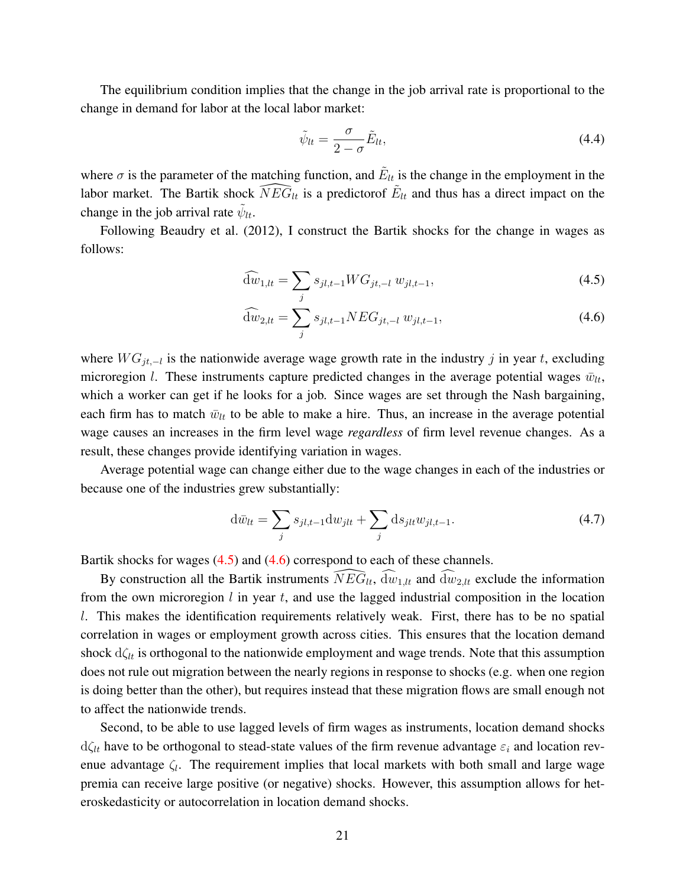The equilibrium condition implies that the change in the job arrival rate is proportional to the change in demand for labor at the local labor market:

$$\tilde{\psi}_{lt} = \frac{\sigma}{2-\sigma}\tilde{E}_{lt}, \tag{4.4}$$

where $\sigma$ is the parameter of the matching function, and $\tilde{E}_{lt}$ is the change in the employment in the labor market. The Bartik shock $\widehat{NEG}_{lt}$ is a predictorof $\tilde{E}_{lt}$ and thus has a direct impact on the change in the job arrival rate $\tilde{\psi}_{lt}$.

Following Beaudry et al. (2012), I construct the Bartik shocks for the change in wages as follows:

$$\widehat{\mathrm{d}w}_{1,lt} = \sum_j s_{jl,t-1} WG_{jt,-l}\, w_{jl,t-1}, \tag{4.5}$$

$$\widehat{\mathrm{d}w}_{2,lt} = \sum_j s_{jl,t-1} NEG_{jt,-l}\, w_{jl,t-1}, \tag{4.6}$$

where $WG_{jt,-l}$ is the nationwide average wage growth rate in the industry $j$ in year $t$, excluding microregion $l$. These instruments capture predicted changes in the average potential wages $\bar{w}_{lt}$, which a worker can get if he looks for a job. Since wages are set through the Nash bargaining, each firm has to match $\bar{w}_{lt}$ to be able to make a hire. Thus, an increase in the average potential wage causes an increases in the firm level wage *regardless* of firm level revenue changes. As a result, these changes provide identifying variation in wages.

Average potential wage can change either due to the wage changes in each of the industries or because one of the industries grew substantially:

$$\mathrm{d}\bar{w}_{lt} = \sum_j s_{jl,t-1}\mathrm{d}w_{jlt} + \sum_j \mathrm{d}s_{jlt} w_{jl,t-1}. \tag{4.7}$$

Bartik shocks for wages (4.5) and (4.6) correspond to each of these channels.

By construction all the Bartik instruments $\widehat{NEG}_{lt}$, $\widehat{\mathrm{d}w}_{1,lt}$ and $\widehat{\mathrm{d}w}_{2,lt}$ exclude the information from the own microregion $l$ in year $t$, and use the lagged industrial composition in the location $l$. This makes the identification requirements relatively weak. First, there has to be no spatial correlation in wages or employment growth across cities. This ensures that the location demand shock $\mathrm{d}\zeta_{lt}$ is orthogonal to the nationwide employment and wage trends. Note that this assumption does not rule out migration between the nearly regions in response to shocks (e.g. when one region is doing better than the other), but requires instead that these migration flows are small enough not to affect the nationwide trends.

Second, to be able to use lagged levels of firm wages as instruments, location demand shocks $\mathrm{d}\zeta_{lt}$ have to be orthogonal to stead-state values of the firm revenue advantage $\varepsilon_i$ and location revenue advantage $\zeta_l$. The requirement implies that local markets with both small and large wage premia can receive large positive (or negative) shocks. However, this assumption allows for heteroskedasticity or autocorrelation in location demand shocks.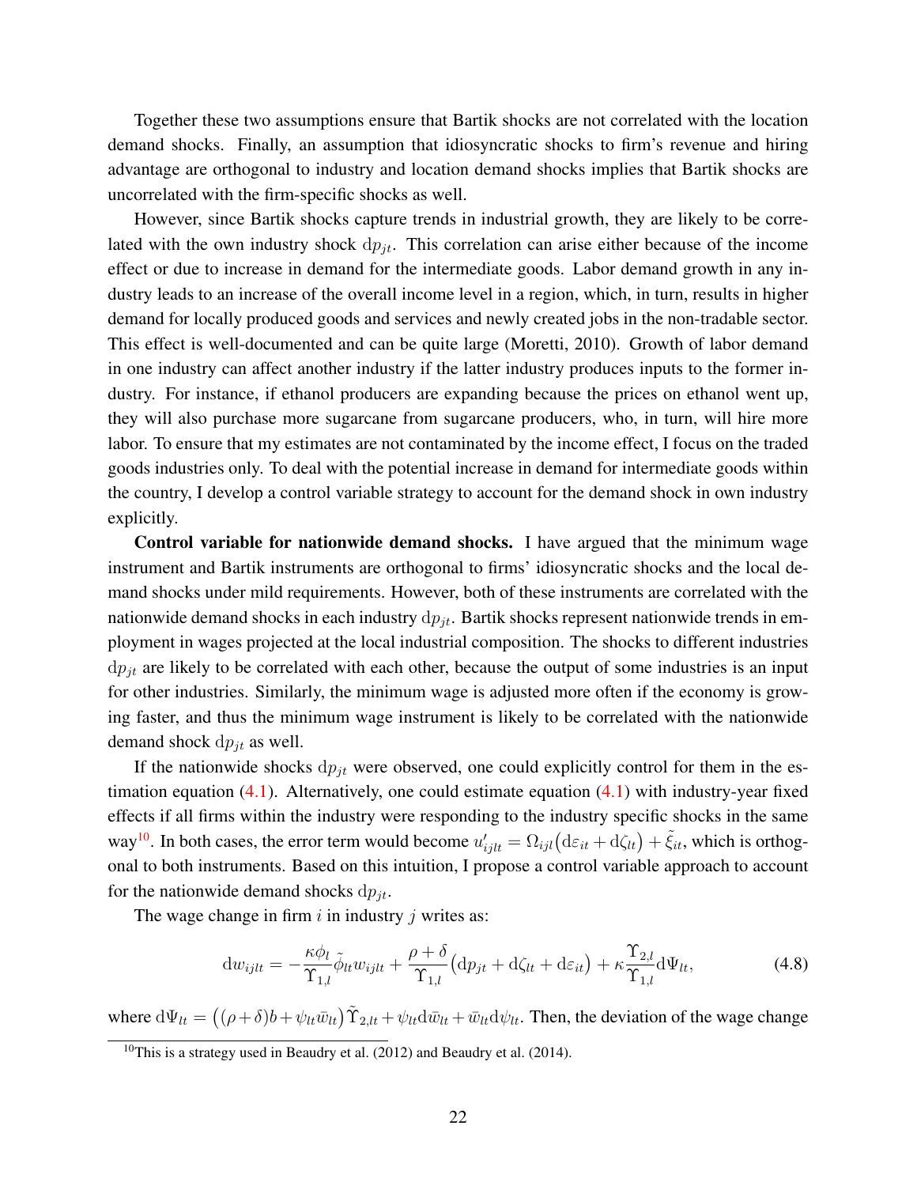Together these two assumptions ensure that Bartik shocks are not correlated with the location demand shocks. Finally, an assumption that idiosyncratic shocks to firm's revenue and hiring advantage are orthogonal to industry and location demand shocks implies that Bartik shocks are uncorrelated with the firm-specific shocks as well.

However, since Bartik shocks capture trends in industrial growth, they are likely to be correlated with the own industry shock $\mathrm{d}p_{jt}$. This correlation can arise either because of the income effect or due to increase in demand for the intermediate goods. Labor demand growth in any industry leads to an increase of the overall income level in a region, which, in turn, results in higher demand for locally produced goods and services and newly created jobs in the non-tradable sector. This effect is well-documented and can be quite large (Moretti, 2010). Growth of labor demand in one industry can affect another industry if the latter industry produces inputs to the former industry. For instance, if ethanol producers are expanding because the prices on ethanol went up, they will also purchase more sugarcane from sugarcane producers, who, in turn, will hire more labor. To ensure that my estimates are not contaminated by the income effect, I focus on the traded goods industries only. To deal with the potential increase in demand for intermediate goods within the country, I develop a control variable strategy to account for the demand shock in own industry explicitly.

**Control variable for nationwide demand shocks.** I have argued that the minimum wage instrument and Bartik instruments are orthogonal to firms' idiosyncratic shocks and the local demand shocks under mild requirements. However, both of these instruments are correlated with the nationwide demand shocks in each industry $\mathrm{d}p_{jt}$. Bartik shocks represent nationwide trends in employment in wages projected at the local industrial composition. The shocks to different industries $\mathrm{d}p_{jt}$ are likely to be correlated with each other, because the output of some industries is an input for other industries. Similarly, the minimum wage is adjusted more often if the economy is growing faster, and thus the minimum wage instrument is likely to be correlated with the nationwide demand shock $\mathrm{d}p_{jt}$ as well.

If the nationwide shocks $\mathrm{d}p_{jt}$ were observed, one could explicitly control for them in the estimation equation (4.1). Alternatively, one could estimate equation (4.1) with industry-year fixed effects if all firms within the industry were responding to the industry specific shocks in the same way[10]. In both cases, the error term would become $u'_{ijlt} = \Omega_{ijl}\big(\mathrm{d}\varepsilon_{it} + \mathrm{d}\zeta_{lt}\big) + \tilde{\xi}_{it}$, which is orthogonal to both instruments. Based on this intuition, I propose a control variable approach to account for the nationwide demand shocks $\mathrm{d}p_{jt}$.

The wage change in firm $i$ in industry $j$ writes as:

$$\mathrm{d}w_{ijlt} = -\frac{\kappa\phi_l}{\Upsilon_{1,l}}\tilde{\phi}_{lt}w_{ijlt} + \frac{\rho+\delta}{\Upsilon_{1,l}}\big(\mathrm{d}p_{jt} + \mathrm{d}\zeta_{lt} + \mathrm{d}\varepsilon_{it}\big) + \kappa\frac{\Upsilon_{2,l}}{\Upsilon_{1,l}}\mathrm{d}\Psi_{lt}, \tag{4.8}$$

where $\mathrm{d}\Psi_{lt} = \big((\rho+\delta)b + \psi_{lt}\bar{w}_{lt}\big)\tilde{\Upsilon}_{2,lt} + \psi_{lt}\mathrm{d}\bar{w}_{lt} + \bar{w}_{lt}\mathrm{d}\psi_{lt}$. Then, the deviation of the wage change

[10] This is a strategy used in Beaudry et al. (2012) and Beaudry et al. (2014).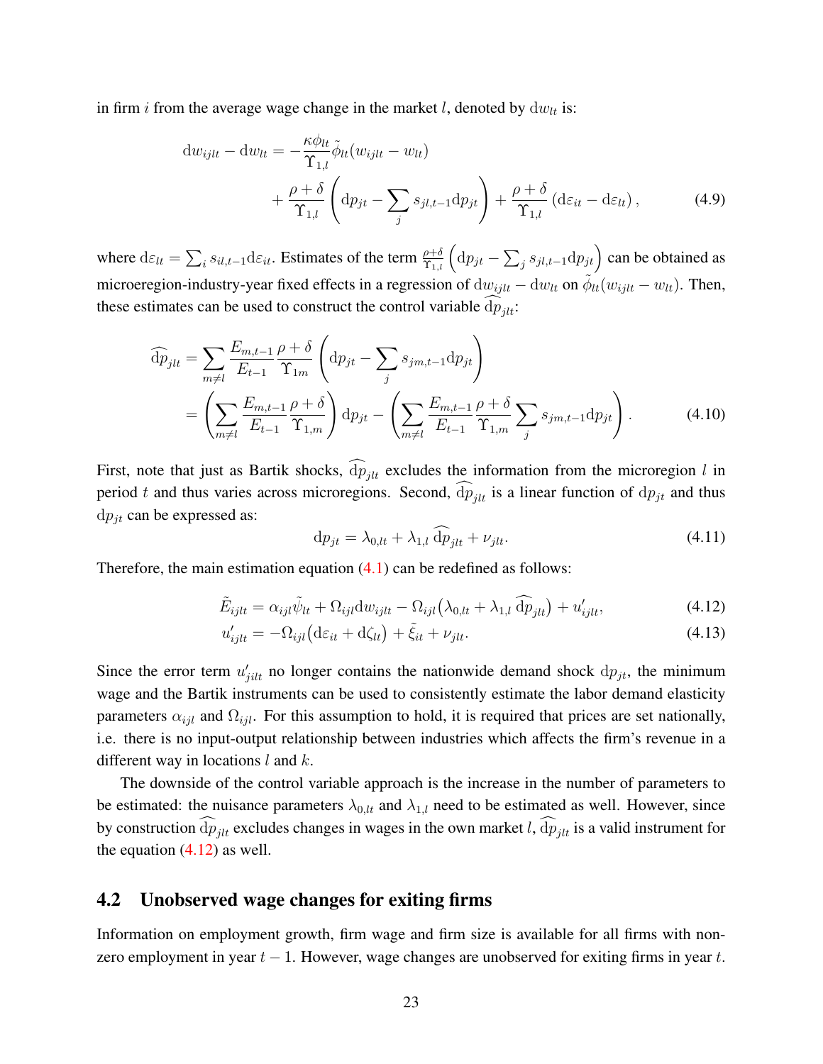in firm $i$ from the average wage change in the market $l$, denoted by $\mathrm{d}w_{lt}$ is:

$$
\begin{aligned}
\mathrm{d}w_{ijlt} - \mathrm{d}w_{lt} = &-\frac{\kappa\phi_{lt}}{\Upsilon_{1,l}}\tilde{\phi}_{lt}(w_{ijlt} - w_{lt}) \\
&+ \frac{\rho+\delta}{\Upsilon_{1,l}}\left(\mathrm{d}p_{jt} - \sum_j s_{jl,t-1}\mathrm{d}p_{jt}\right) + \frac{\rho+\delta}{\Upsilon_{1,l}}\left(\mathrm{d}\varepsilon_{it} - \mathrm{d}\varepsilon_{lt}\right),
\end{aligned}
\tag{4.9}
$$

where $\mathrm{d}\varepsilon_{lt} = \sum_i s_{il,t-1}\mathrm{d}\varepsilon_{it}$. Estimates of the term $\frac{\rho+\delta}{\Upsilon_{1,l}}\left(\mathrm{d}p_{jt} - \sum_j s_{jl,t-1}\mathrm{d}p_{jt}\right)$ can be obtained as microeregion-industry-year fixed effects in a regression of $\mathrm{d}w_{ijlt} - \mathrm{d}w_{lt}$ on $\tilde{\phi}_{lt}(w_{ijlt} - w_{lt})$. Then, these estimates can be used to construct the control variable $\widehat{\mathrm{d}p}_{jlt}$:

$$
\begin{aligned}
\widehat{\mathrm{d}p}_{jlt} &= \sum_{m\neq l}\frac{E_{m,t-1}}{E_{t-1}}\frac{\rho+\delta}{\Upsilon_{1m}}\left(\mathrm{d}p_{jt} - \sum_j s_{jm,t-1}\mathrm{d}p_{jt}\right) \\
&= \left(\sum_{m\neq l}\frac{E_{m,t-1}}{E_{t-1}}\frac{\rho+\delta}{\Upsilon_{1,m}}\right)\mathrm{d}p_{jt} - \left(\sum_{m\neq l}\frac{E_{m,t-1}}{E_{t-1}}\frac{\rho+\delta}{\Upsilon_{1,m}}\sum_j s_{jm,t-1}\mathrm{d}p_{jt}\right).
\end{aligned}
\tag{4.10}
$$

First, note that just as Bartik shocks, $\widehat{\mathrm{d}p}_{jlt}$ excludes the information from the microregion $l$ in period $t$ and thus varies across microregions. Second, $\widehat{\mathrm{d}p}_{jlt}$ is a linear function of $\mathrm{d}p_{jt}$ and thus $\mathrm{d}p_{jt}$ can be expressed as:

$$
\mathrm{d}p_{jt} = \lambda_{0,lt} + \lambda_{1,l}\,\widehat{\mathrm{d}p}_{jlt} + \nu_{jlt}. \tag{4.11}
$$

Therefore, the main estimation equation (4.1) can be redefined as follows:

$$
\tilde{E}_{ijlt} = \alpha_{ijl}\tilde{\psi}_{lt} + \Omega_{ijl}\mathrm{d}w_{ijlt} - \Omega_{ijl}\big(\lambda_{0,lt} + \lambda_{1,l}\,\widehat{\mathrm{d}p}_{jlt}\big) + u'_{ijlt}, \tag{4.12}
$$

$$
u'_{ijlt} = -\Omega_{ijl}\big(\mathrm{d}\varepsilon_{it} + \mathrm{d}\zeta_{lt}\big) + \tilde{\xi}_{it} + \nu_{jlt}. \tag{4.13}
$$

Since the error term $u'_{jilt}$ no longer contains the nationwide demand shock $\mathrm{d}p_{jt}$, the minimum wage and the Bartik instruments can be used to consistently estimate the labor demand elasticity parameters $\alpha_{ijl}$ and $\Omega_{ijl}$. For this assumption to hold, it is required that prices are set nationally, i.e. there is no input-output relationship between industries which affects the firm's revenue in a different way in locations $l$ and $k$.

The downside of the control variable approach is the increase in the number of parameters to be estimated: the nuisance parameters $\lambda_{0,lt}$ and $\lambda_{1,l}$ need to be estimated as well. However, since by construction $\widehat{\mathrm{d}p}_{jlt}$ excludes changes in wages in the own market $l$, $\widehat{\mathrm{d}p}_{jlt}$ is a valid instrument for the equation (4.12) as well.

## 4.2 Unobserved wage changes for exiting firms

Information on employment growth, firm wage and firm size is available for all firms with non-zero employment in year $t-1$. However, wage changes are unobserved for exiting firms in year $t$.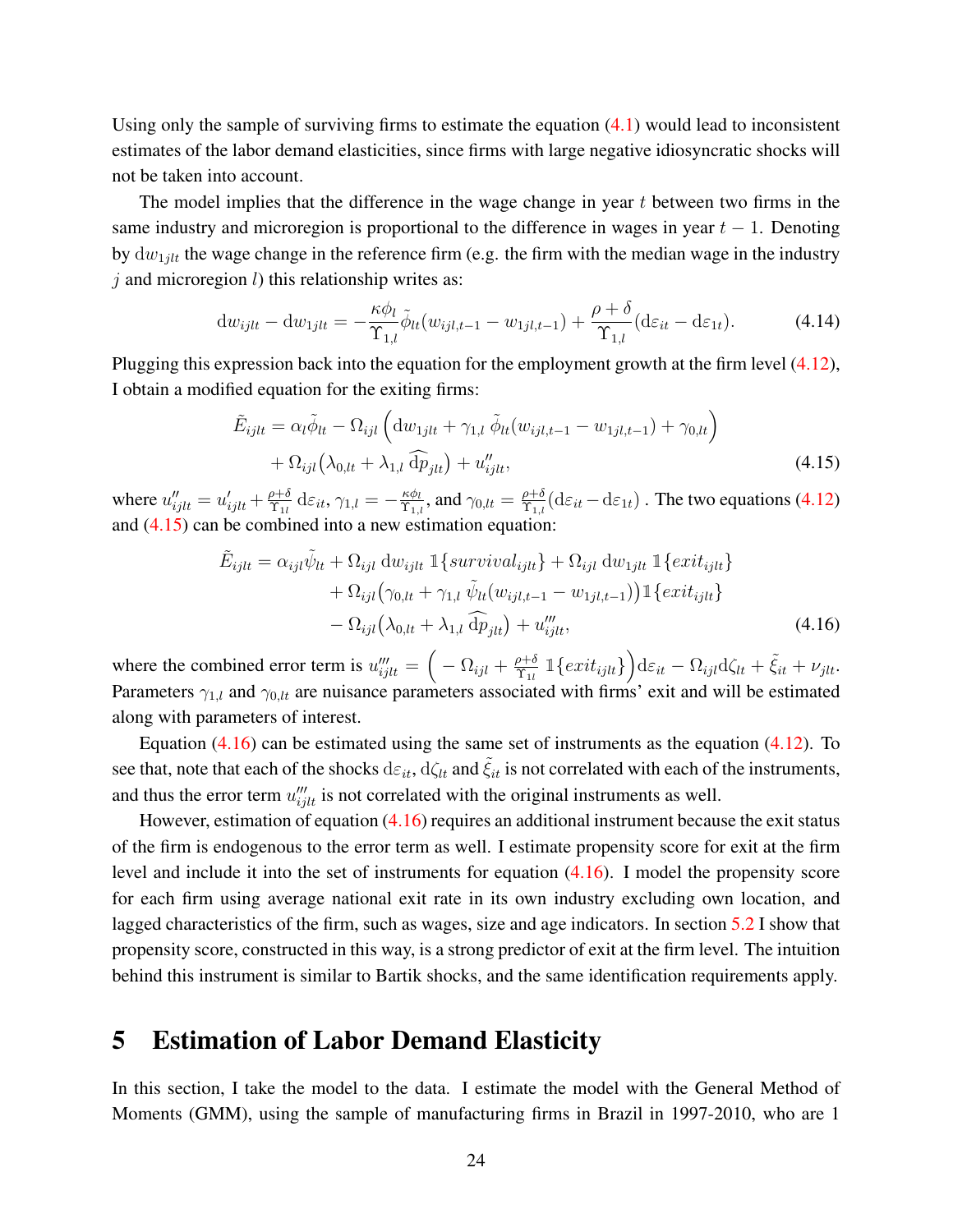Using only the sample of surviving firms to estimate the equation (4.1) would lead to inconsistent estimates of the labor demand elasticities, since firms with large negative idiosyncratic shocks will not be taken into account.

The model implies that the difference in the wage change in year $t$ between two firms in the same industry and microregion is proportional to the difference in wages in year $t-1$. Denoting by $\mathrm{d}w_{1jlt}$ the wage change in the reference firm (e.g. the firm with the median wage in the industry $j$ and microregion $l$) this relationship writes as:

$$\mathrm{d}w_{ijlt} - \mathrm{d}w_{1jlt} = -\frac{\kappa\phi_l}{\Upsilon_{1,l}}\tilde{\phi}_{lt}(w_{ijl,t-1} - w_{1jl,t-1}) + \frac{\rho+\delta}{\Upsilon_{1,l}}(\mathrm{d}\varepsilon_{it} - \mathrm{d}\varepsilon_{1t}). \tag{4.14}$$

Plugging this expression back into the equation for the employment growth at the firm level (4.12), I obtain a modified equation for the exiting firms:

$$\begin{aligned}\tilde{E}_{ijlt} = \alpha_l\tilde{\phi}_{lt} - \Omega_{ijl}\left(\mathrm{d}w_{1jlt} + \gamma_{1,l}\,\tilde{\phi}_{lt}(w_{ijl,t-1} - w_{1jl,t-1}) + \gamma_{0,lt}\right)\\ + \Omega_{ijl}\big(\lambda_{0,lt} + \lambda_{1,l}\,\widehat{\mathrm{d}p}_{jlt}\big) + u''_{ijlt},\end{aligned} \tag{4.15}$$

where $u''_{ijlt} = u'_{ijlt} + \frac{\rho+\delta}{\Upsilon_{1l}}\,\mathrm{d}\varepsilon_{it}$, $\gamma_{1,l} = -\frac{\kappa\phi_l}{\Upsilon_{1,l}}$, and $\gamma_{0,lt} = \frac{\rho+\delta}{\Upsilon_{1,l}}(\mathrm{d}\varepsilon_{it} - \mathrm{d}\varepsilon_{1t})$. The two equations (4.12) and (4.15) can be combined into a new estimation equation:

$$\begin{aligned}\tilde{E}_{ijlt} = \alpha_{ijl}\tilde{\psi}_{lt} + \Omega_{ijl}\,\mathrm{d}w_{ijlt}\,\mathbb{1}\{survival_{ijlt}\} + \Omega_{ijl}\,\mathrm{d}w_{1jlt}\,\mathbb{1}\{exit_{ijlt}\}\\ + \Omega_{ijl}\big(\gamma_{0,lt} + \gamma_{1,l}\,\tilde{\psi}_{lt}(w_{ijl,t-1} - w_{1jl,t-1})\big)\mathbb{1}\{exit_{ijlt}\}\\ - \Omega_{ijl}\big(\lambda_{0,lt} + \lambda_{1,l}\,\widehat{\mathrm{d}p}_{jlt}\big) + u'''_{ijlt},\end{aligned} \tag{4.16}$$

where the combined error term is $u'''_{ijlt} = \Big(-\Omega_{ijl} + \frac{\rho+\delta}{\Upsilon_{1l}}\,\mathbb{1}\{exit_{ijlt}\}\Big)\mathrm{d}\varepsilon_{it} - \Omega_{ijl}\mathrm{d}\zeta_{lt} + \tilde{\xi}_{it} + \nu_{jlt}$. Parameters $\gamma_{1,l}$ and $\gamma_{0,lt}$ are nuisance parameters associated with firms' exit and will be estimated along with parameters of interest.

Equation (4.16) can be estimated using the same set of instruments as the equation (4.12). To see that, note that each of the shocks $\mathrm{d}\varepsilon_{it}$, $\mathrm{d}\zeta_{lt}$ and $\tilde{\xi}_{it}$ is not correlated with each of the instruments, and thus the error term $u'''_{ijlt}$ is not correlated with the original instruments as well.

However, estimation of equation (4.16) requires an additional instrument because the exit status of the firm is endogenous to the error term as well. I estimate propensity score for exit at the firm level and include it into the set of instruments for equation (4.16). I model the propensity score for each firm using average national exit rate in its own industry excluding own location, and lagged characteristics of the firm, such as wages, size and age indicators. In section 5.2 I show that propensity score, constructed in this way, is a strong predictor of exit at the firm level. The intuition behind this instrument is similar to Bartik shocks, and the same identification requirements apply.

# 5 Estimation of Labor Demand Elasticity

In this section, I take the model to the data. I estimate the model with the General Method of Moments (GMM), using the sample of manufacturing firms in Brazil in 1997-2010, who are 1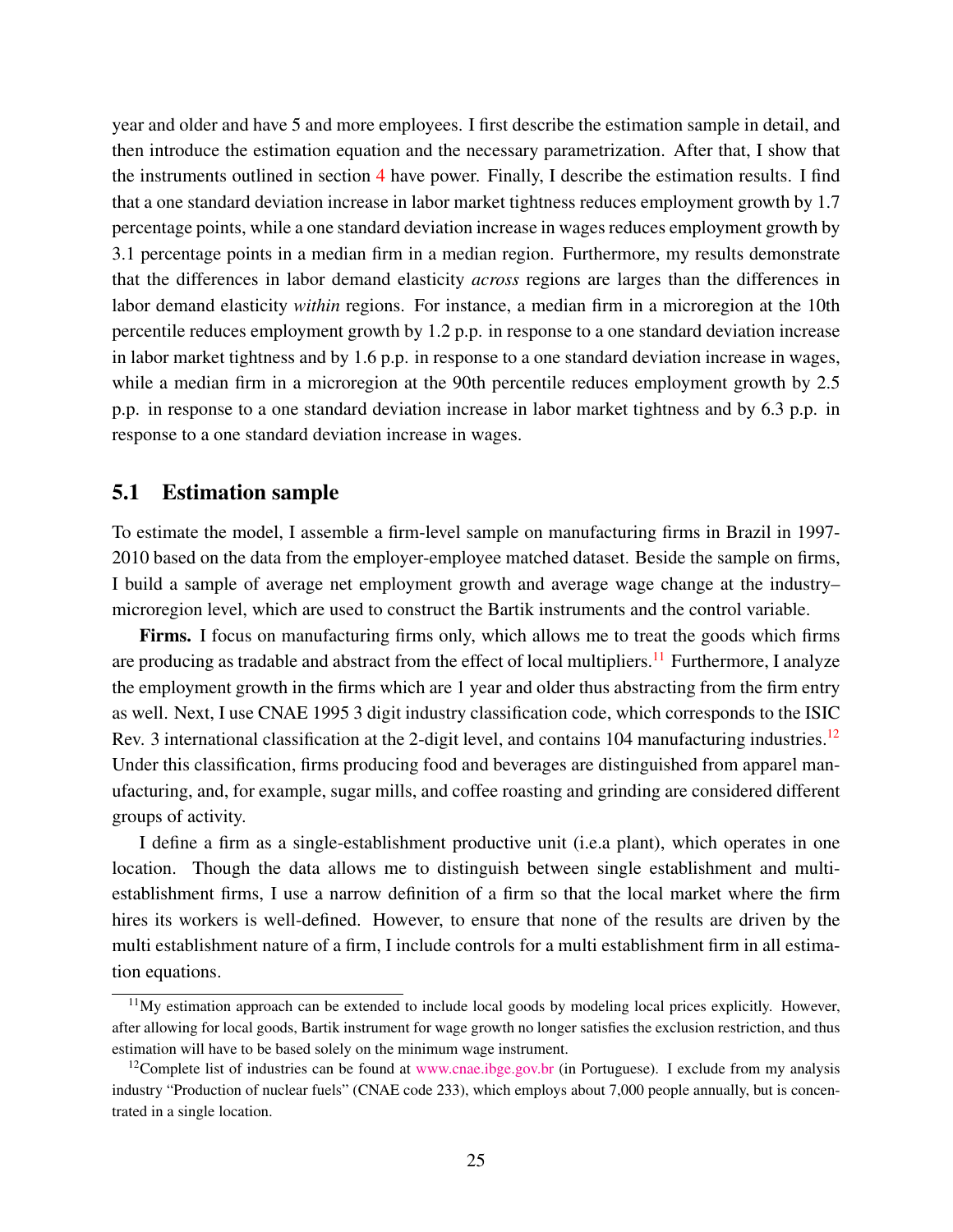year and older and have 5 and more employees. I first describe the estimation sample in detail, and then introduce the estimation equation and the necessary parametrization. After that, I show that the instruments outlined in section 4 have power. Finally, I describe the estimation results. I find that a one standard deviation increase in labor market tightness reduces employment growth by 1.7 percentage points, while a one standard deviation increase in wages reduces employment growth by 3.1 percentage points in a median firm in a median region. Furthermore, my results demonstrate that the differences in labor demand elasticity *across* regions are larges than the differences in labor demand elasticity *within* regions. For instance, a median firm in a microregion at the 10th percentile reduces employment growth by 1.2 p.p. in response to a one standard deviation increase in labor market tightness and by 1.6 p.p. in response to a one standard deviation increase in wages, while a median firm in a microregion at the 90th percentile reduces employment growth by 2.5 p.p. in response to a one standard deviation increase in labor market tightness and by 6.3 p.p. in response to a one standard deviation increase in wages.

## 5.1 Estimation sample

To estimate the model, I assemble a firm-level sample on manufacturing firms in Brazil in 1997-2010 based on the data from the employer-employee matched dataset. Beside the sample on firms, I build a sample of average net employment growth and average wage change at the industry–microregion level, which are used to construct the Bartik instruments and the control variable.

**Firms.** I focus on manufacturing firms only, which allows me to treat the goods which firms are producing as tradable and abstract from the effect of local multipliers.[11] Furthermore, I analyze the employment growth in the firms which are 1 year and older thus abstracting from the firm entry as well. Next, I use CNAE 1995 3 digit industry classification code, which corresponds to the ISIC Rev. 3 international classification at the 2-digit level, and contains 104 manufacturing industries.[12] Under this classification, firms producing food and beverages are distinguished from apparel manufacturing, and, for example, sugar mills, and coffee roasting and grinding are considered different groups of activity.

I define a firm as a single-establishment productive unit (i.e.a plant), which operates in one location. Though the data allows me to distinguish between single establishment and multi-establishment firms, I use a narrow definition of a firm so that the local market where the firm hires its workers is well-defined. However, to ensure that none of the results are driven by the multi establishment nature of a firm, I include controls for a multi establishment firm in all estimation equations.

[11] My estimation approach can be extended to include local goods by modeling local prices explicitly. However, after allowing for local goods, Bartik instrument for wage growth no longer satisfies the exclusion restriction, and thus estimation will have to be based solely on the minimum wage instrument.

[12] Complete list of industries can be found at www.cnae.ibge.gov.br (in Portuguese). I exclude from my analysis industry "Production of nuclear fuels" (CNAE code 233), which employs about 7,000 people annually, but is concentrated in a single location.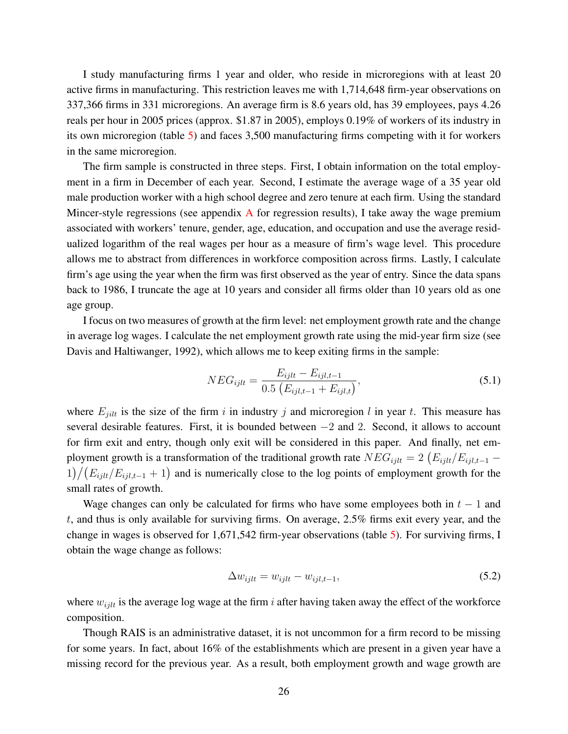I study manufacturing firms 1 year and older, who reside in microregions with at least 20 active firms in manufacturing. This restriction leaves me with 1,714,648 firm-year observations on 337,366 firms in 331 microregions. An average firm is 8.6 years old, has 39 employees, pays 4.26 reals per hour in 2005 prices (approx. $1.87 in 2005), employs 0.19% of workers of its industry in its own microregion (table 5) and faces 3,500 manufacturing firms competing with it for workers in the same microregion.

The firm sample is constructed in three steps. First, I obtain information on the total employment in a firm in December of each year. Second, I estimate the average wage of a 35 year old male production worker with a high school degree and zero tenure at each firm. Using the standard Mincer-style regressions (see appendix A for regression results), I take away the wage premium associated with workers' tenure, gender, age, education, and occupation and use the average residualized logarithm of the real wages per hour as a measure of firm's wage level. This procedure allows me to abstract from differences in workforce composition across firms. Lastly, I calculate firm's age using the year when the firm was first observed as the year of entry. Since the data spans back to 1986, I truncate the age at 10 years and consider all firms older than 10 years old as one age group.

I focus on two measures of growth at the firm level: net employment growth rate and the change in average log wages. I calculate the net employment growth rate using the mid-year firm size (see Davis and Haltiwanger, 1992), which allows me to keep exiting firms in the sample:

$$NEG_{ijlt} = \frac{E_{ijlt} - E_{ijl,t-1}}{0.5\left(E_{ijl,t-1} + E_{ijl,t}\right)}, \tag{5.1}$$

where $E_{jilt}$ is the size of the firm $i$ in industry $j$ and microregion $l$ in year $t$. This measure has several desirable features. First, it is bounded between $-2$ and 2. Second, it allows to account for firm exit and entry, though only exit will be considered in this paper. And finally, net employment growth is a transformation of the traditional growth rate $NEG_{ijlt} = 2\left(E_{ijlt}/E_{ijl,t-1} - 1\right)/\left(E_{ijlt}/E_{ijl,t-1} + 1\right)$ and is numerically close to the log points of employment growth for the small rates of growth.

Wage changes can only be calculated for firms who have some employees both in $t-1$ and $t$, and thus is only available for surviving firms. On average, 2.5% firms exit every year, and the change in wages is observed for 1,671,542 firm-year observations (table 5). For surviving firms, I obtain the wage change as follows:

$$\Delta w_{ijlt} = w_{ijlt} - w_{ijl,t-1}, \tag{5.2}$$

where $w_{ijlt}$ is the average log wage at the firm $i$ after having taken away the effect of the workforce composition.

Though RAIS is an administrative dataset, it is not uncommon for a firm record to be missing for some years. In fact, about 16% of the establishments which are present in a given year have a missing record for the previous year. As a result, both employment growth and wage growth are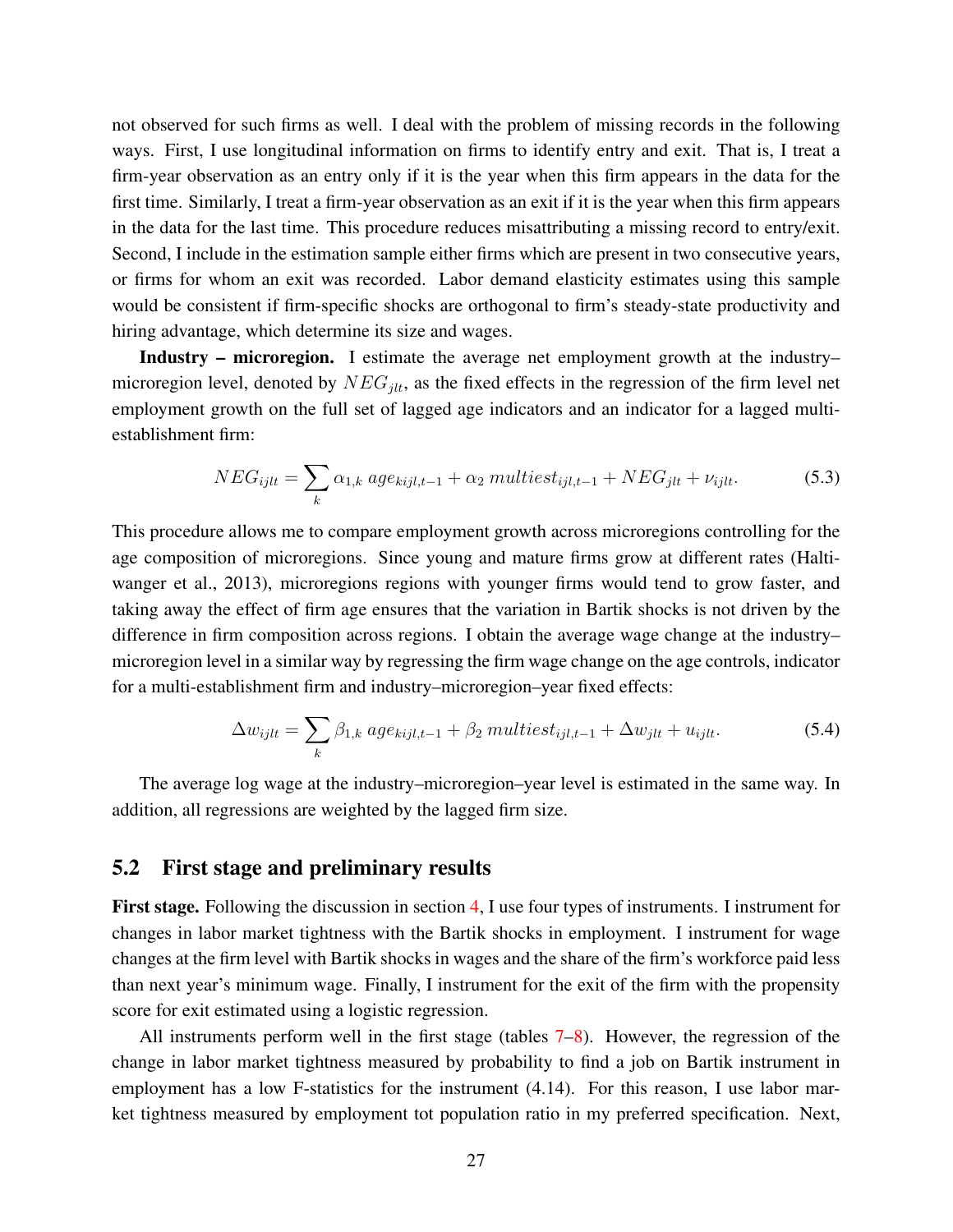not observed for such firms as well. I deal with the problem of missing records in the following ways. First, I use longitudinal information on firms to identify entry and exit. That is, I treat a firm-year observation as an entry only if it is the year when this firm appears in the data for the first time. Similarly, I treat a firm-year observation as an exit if it is the year when this firm appears in the data for the last time. This procedure reduces misattributing a missing record to entry/exit. Second, I include in the estimation sample either firms which are present in two consecutive years, or firms for whom an exit was recorded. Labor demand elasticity estimates using this sample would be consistent if firm-specific shocks are orthogonal to firm's steady-state productivity and hiring advantage, which determine its size and wages.

**Industry – microregion.** I estimate the average net employment growth at the industry–microregion level, denoted by $NEG_{jlt}$, as the fixed effects in the regression of the firm level net employment growth on the full set of lagged age indicators and an indicator for a lagged multi-establishment firm:

$$NEG_{ijlt} = \sum_k \alpha_{1,k}\, age_{kijl,t-1} + \alpha_2\, multiest_{ijl,t-1} + NEG_{jlt} + \nu_{ijlt}. \tag{5.3}$$

This procedure allows me to compare employment growth across microregions controlling for the age composition of microregions. Since young and mature firms grow at different rates (Haltiwanger et al., 2013), microregions regions with younger firms would tend to grow faster, and taking away the effect of firm age ensures that the variation in Bartik shocks is not driven by the difference in firm composition across regions. I obtain the average wage change at the industry–microregion level in a similar way by regressing the firm wage change on the age controls, indicator for a multi-establishment firm and industry–microregion–year fixed effects:

$$\Delta w_{ijlt} = \sum_k \beta_{1,k}\, age_{kijl,t-1} + \beta_2\, multiest_{ijl,t-1} + \Delta w_{jlt} + u_{ijlt}. \tag{5.4}$$

The average log wage at the industry–microregion–year level is estimated in the same way. In addition, all regressions are weighted by the lagged firm size.

## 5.2 First stage and preliminary results

**First stage.** Following the discussion in section 4, I use four types of instruments. I instrument for changes in labor market tightness with the Bartik shocks in employment. I instrument for wage changes at the firm level with Bartik shocks in wages and the share of the firm's workforce paid less than next year's minimum wage. Finally, I instrument for the exit of the firm with the propensity score for exit estimated using a logistic regression.

All instruments perform well in the first stage (tables 7–8). However, the regression of the change in labor market tightness measured by probability to find a job on Bartik instrument in employment has a low F-statistics for the instrument (4.14). For this reason, I use labor market tightness measured by employment tot population ratio in my preferred specification. Next,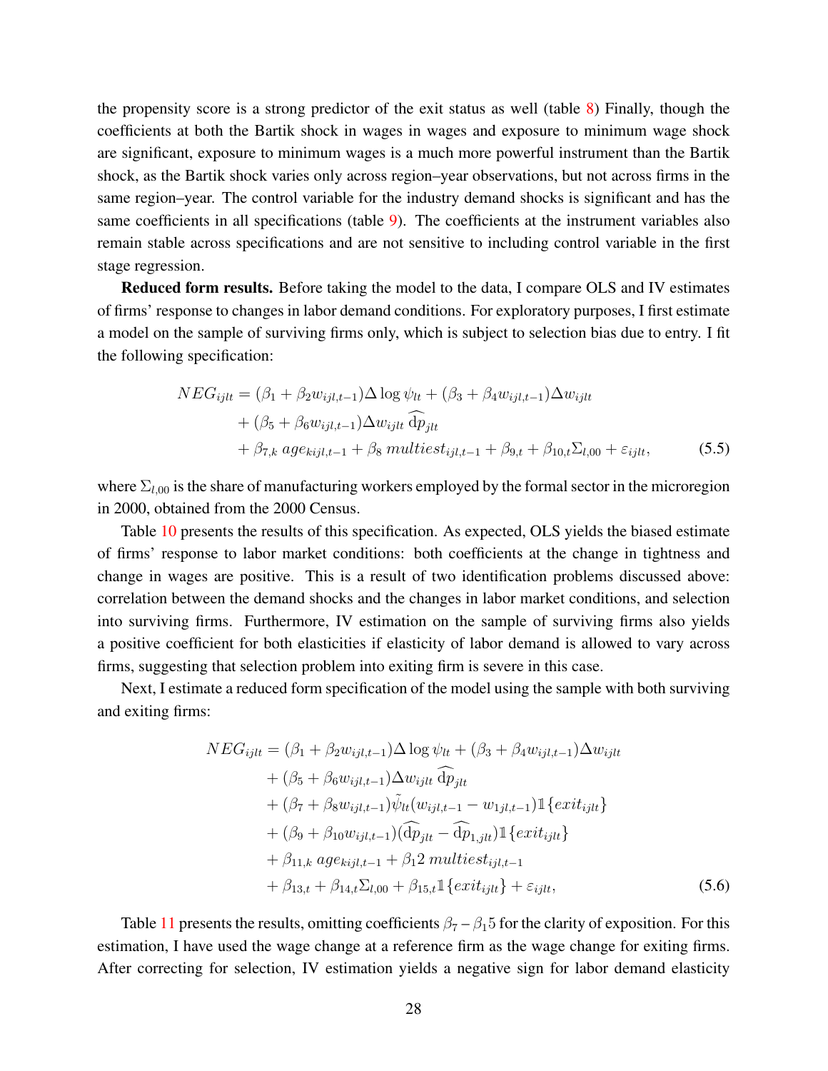the propensity score is a strong predictor of the exit status as well (table 8) Finally, though the coefficients at both the Bartik shock in wages in wages and exposure to minimum wage shock are significant, exposure to minimum wages is a much more powerful instrument than the Bartik shock, as the Bartik shock varies only across region–year observations, but not across firms in the same region–year. The control variable for the industry demand shocks is significant and has the same coefficients in all specifications (table 9). The coefficients at the instrument variables also remain stable across specifications and are not sensitive to including control variable in the first stage regression.

**Reduced form results.** Before taking the model to the data, I compare OLS and IV estimates of firms' response to changes in labor demand conditions. For exploratory purposes, I first estimate a model on the sample of surviving firms only, which is subject to selection bias due to entry. I fit the following specification:

$$
\begin{aligned}
NEG_{ijlt} = &(\beta_1 + \beta_2 w_{ijl,t-1})\Delta \log \psi_{lt} + (\beta_3 + \beta_4 w_{ijl,t-1})\Delta w_{ijlt} \\
&+ (\beta_5 + \beta_6 w_{ijl,t-1})\Delta w_{ijlt}\, \widehat{\mathrm{d}p}_{jlt} \\
&+ \beta_{7,k}\, age_{kijl,t-1} + \beta_8\, multiest_{ijl,t-1} + \beta_{9,t} + \beta_{10,t}\Sigma_{l,00} + \varepsilon_{ijlt},
\end{aligned}
\tag{5.5}
$$

where $\Sigma_{l,00}$ is the share of manufacturing workers employed by the formal sector in the microregion in 2000, obtained from the 2000 Census.

Table 10 presents the results of this specification. As expected, OLS yields the biased estimate of firms' response to labor market conditions: both coefficients at the change in tightness and change in wages are positive. This is a result of two identification problems discussed above: correlation between the demand shocks and the changes in labor market conditions, and selection into surviving firms. Furthermore, IV estimation on the sample of surviving firms also yields a positive coefficient for both elasticities if elasticity of labor demand is allowed to vary across firms, suggesting that selection problem into exiting firm is severe in this case.

Next, I estimate a reduced form specification of the model using the sample with both surviving and exiting firms:

$$
\begin{aligned}
NEG_{ijlt} = &(\beta_1 + \beta_2 w_{ijl,t-1})\Delta \log \psi_{lt} + (\beta_3 + \beta_4 w_{ijl,t-1})\Delta w_{ijlt} \\
&+ (\beta_5 + \beta_6 w_{ijl,t-1})\Delta w_{ijlt}\, \widehat{\mathrm{d}p}_{jlt} \\
&+ (\beta_7 + \beta_8 w_{ijl,t-1})\tilde{\psi}_{lt}(w_{ijl,t-1} - w_{1jl,t-1})\mathbb{1}\{exit_{ijlt}\} \\
&+ (\beta_9 + \beta_{10} w_{ijl,t-1})(\widehat{\mathrm{d}p}_{jlt} - \widehat{\mathrm{d}p}_{1,jlt})\mathbb{1}\{exit_{ijlt}\} \\
&+ \beta_{11,k}\, age_{kijl,t-1} + \beta_1 2\, multiest_{ijl,t-1} \\
&+ \beta_{13,t} + \beta_{14,t}\Sigma_{l,00} + \beta_{15,t}\mathbb{1}\{exit_{ijlt}\} + \varepsilon_{ijlt},
\end{aligned}
\tag{5.6}
$$

Table 11 presents the results, omitting coefficients $\beta_7$ – $\beta_1 5$ for the clarity of exposition. For this estimation, I have used the wage change at a reference firm as the wage change for exiting firms. After correcting for selection, IV estimation yields a negative sign for labor demand elasticity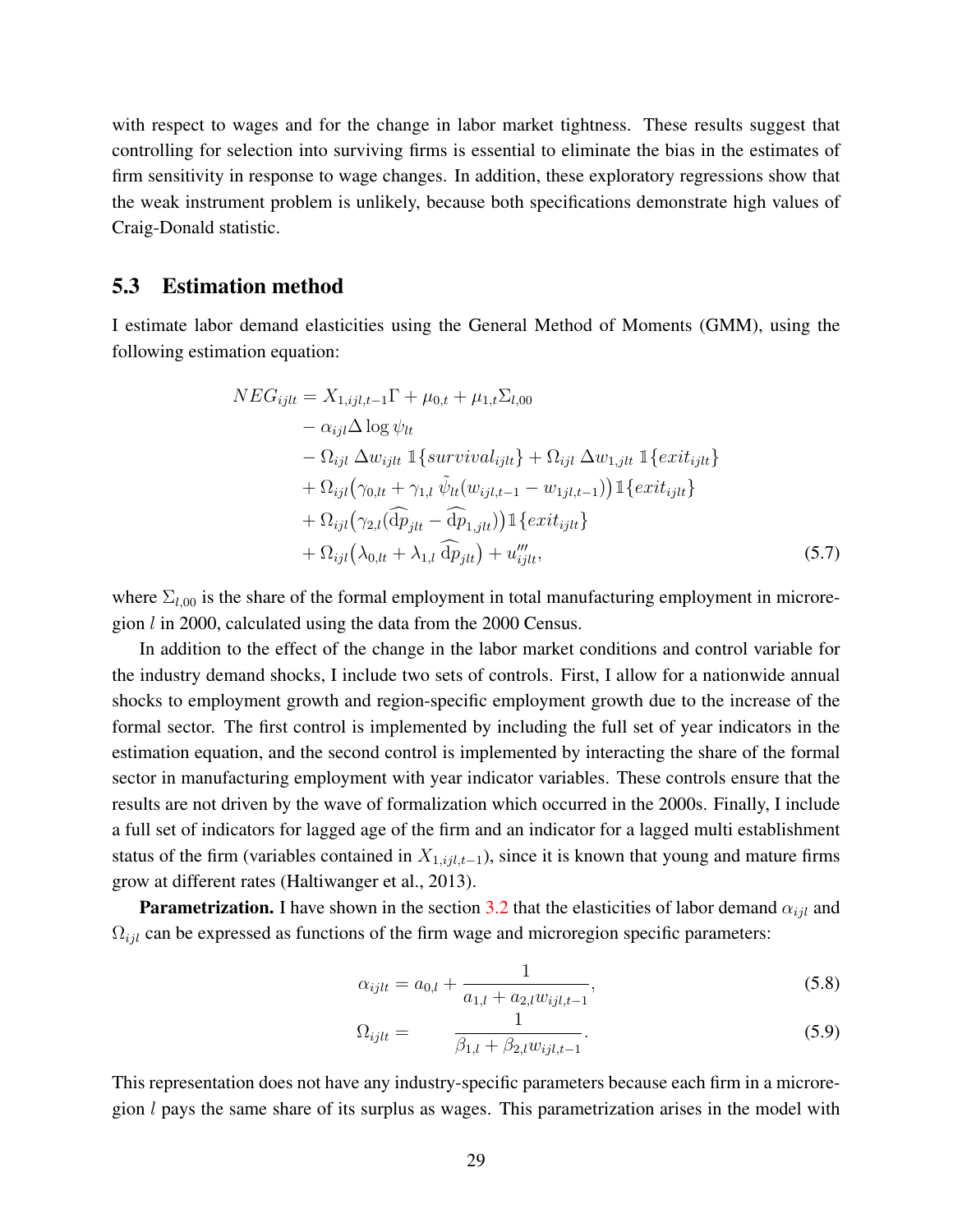with respect to wages and for the change in labor market tightness. These results suggest that controlling for selection into surviving firms is essential to eliminate the bias in the estimates of firm sensitivity in response to wage changes. In addition, these exploratory regressions show that the weak instrument problem is unlikely, because both specifications demonstrate high values of Craig-Donald statistic.

## 5.3 Estimation method

I estimate labor demand elasticities using the General Method of Moments (GMM), using the following estimation equation:

$$
\begin{aligned}
NEG_{ijlt} = {} & X_{1,ijl,t-1}\Gamma + \mu_{0,t} + \mu_{1,t}\Sigma_{l,00} \\
& - \alpha_{ijl}\Delta \log \psi_{lt} \\
& - \Omega_{ijl}\ \Delta w_{ijlt}\ \mathbb{1}\{survival_{ijlt}\} + \Omega_{ijl}\ \Delta w_{1,jlt}\ \mathbb{1}\{exit_{ijlt}\} \\
& + \Omega_{ijl}\big(\gamma_{0,lt} + \gamma_{1,l}\ \tilde{\psi}_{lt}(w_{ijl,t-1} - w_{1jl,t-1})\big)\mathbb{1}\{exit_{ijlt}\} \\
& + \Omega_{ijl}\big(\gamma_{2,l}(\widehat{\mathrm{d}p}_{jlt} - \widehat{\mathrm{d}p}_{1,jlt})\big)\mathbb{1}\{exit_{ijlt}\} \\
& + \Omega_{ijl}\big(\lambda_{0,lt} + \lambda_{1,l}\ \widehat{\mathrm{d}p}_{jlt}\big) + u'''_{ijlt},
\end{aligned}
\tag{5.7}
$$

where $\Sigma_{l,00}$ is the share of the formal employment in total manufacturing employment in microregion $l$ in 2000, calculated using the data from the 2000 Census.

In addition to the effect of the change in the labor market conditions and control variable for the industry demand shocks, I include two sets of controls. First, I allow for a nationwide annual shocks to employment growth and region-specific employment growth due to the increase of the formal sector. The first control is implemented by including the full set of year indicators in the estimation equation, and the second control is implemented by interacting the share of the formal sector in manufacturing employment with year indicator variables. These controls ensure that the results are not driven by the wave of formalization which occurred in the 2000s. Finally, I include a full set of indicators for lagged age of the firm and an indicator for a lagged multi establishment status of the firm (variables contained in $X_{1,ijl,t-1}$), since it is known that young and mature firms grow at different rates (Haltiwanger et al., 2013).

**Parametrization.** I have shown in the section 3.2 that the elasticities of labor demand $\alpha_{ijl}$ and $\Omega_{ijl}$ can be expressed as functions of the firm wage and microregion specific parameters:

$$
\alpha_{ijlt} = a_{0,l} + \frac{1}{a_{1,l} + a_{2,l}w_{ijl,t-1}}, \tag{5.8}
$$

$$
\Omega_{ijlt} = \frac{1}{\beta_{1,l} + \beta_{2,l}w_{ijl,t-1}}. \tag{5.9}
$$

This representation does not have any industry-specific parameters because each firm in a microregion $l$ pays the same share of its surplus as wages. This parametrization arises in the model with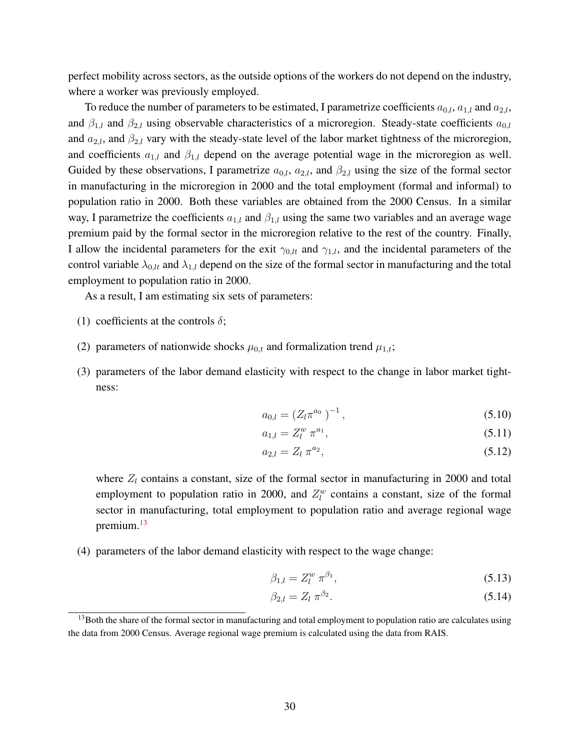perfect mobility across sectors, as the outside options of the workers do not depend on the industry, where a worker was previously employed.

To reduce the number of parameters to be estimated, I parametrize coefficients $a_{0,l}$, $a_{1,l}$ and $a_{2,l}$, and $\beta_{1,l}$ and $\beta_{2,l}$ using observable characteristics of a microregion. Steady-state coefficients $a_{0,l}$ and $a_{2,l}$, and $\beta_{2,l}$ vary with the steady-state level of the labor market tightness of the microregion, and coefficients $a_{1,l}$ and $\beta_{1,l}$ depend on the average potential wage in the microregion as well. Guided by these observations, I parametrize $a_{0,l}$, $a_{2,l}$, and $\beta_{2,l}$ using the size of the formal sector in manufacturing in the microregion in 2000 and the total employment (formal and informal) to population ratio in 2000. Both these variables are obtained from the 2000 Census. In a similar way, I parametrize the coefficients $a_{1,l}$ and $\beta_{1,l}$ using the same two variables and an average wage premium paid by the formal sector in the microregion relative to the rest of the country. Finally, I allow the incidental parameters for the exit $\gamma_{0,lt}$ and $\gamma_{1,l}$, and the incidental parameters of the control variable $\lambda_{0,lt}$ and $\lambda_{1,l}$ depend on the size of the formal sector in manufacturing and the total employment to population ratio in 2000.

As a result, I am estimating six sets of parameters:

(1) coefficients at the controls $\delta$;

(2) parameters of nationwide shocks $\mu_{0,t}$ and formalization trend $\mu_{1,t}$;

(3) parameters of the labor demand elasticity with respect to the change in labor market tightness:

$$a_{0,l} = \left(Z_l \pi^{a_0}\right)^{-1}, \tag{5.10}$$

$$a_{1,l} = Z_l^w \, \pi^{a_1}, \tag{5.11}$$

$$a_{2,l} = Z_l \, \pi^{a_2}, \tag{5.12}$$

where $Z_l$ contains a constant, size of the formal sector in manufacturing in 2000 and total employment to population ratio in 2000, and $Z_l^w$ contains a constant, size of the formal sector in manufacturing, total employment to population ratio and average regional wage premium.[13]

(4) parameters of the labor demand elasticity with respect to the wage change:

$$\beta_{1,l} = Z_l^w \, \pi^{\beta_1}, \tag{5.13}$$

$$\beta_{2,l} = Z_l \, \pi^{\beta_2}. \tag{5.14}$$

[13] Both the share of the formal sector in manufacturing and total employment to population ratio are calculates using the data from 2000 Census. Average regional wage premium is calculated using the data from RAIS.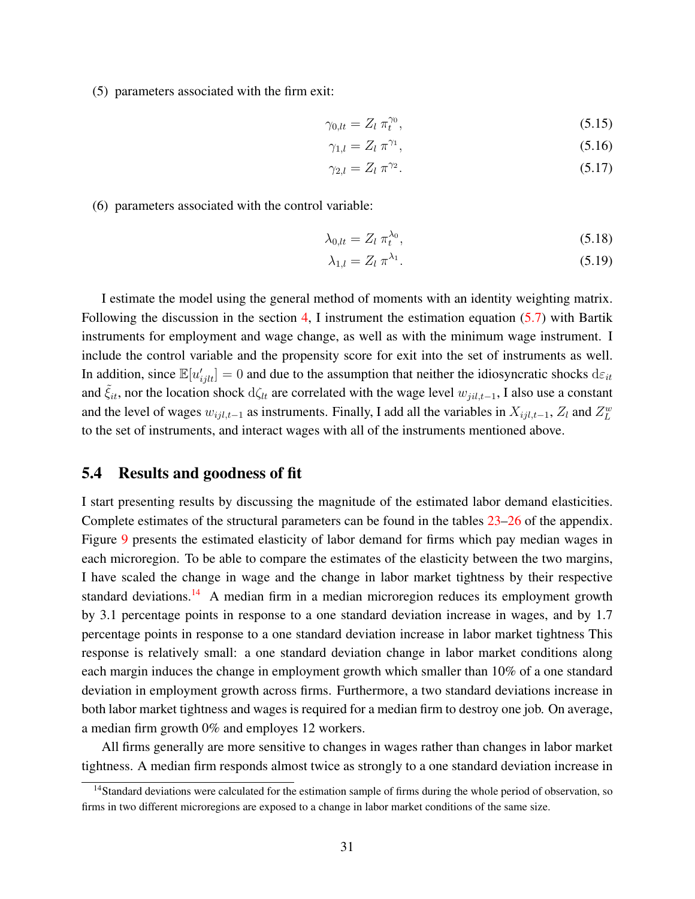(5) parameters associated with the firm exit:

$$\gamma_{0,lt} = Z_l \, \pi_t^{\gamma_0}, \tag{5.15}$$

$$\gamma_{1,l} = Z_l \, \pi^{\gamma_1}, \tag{5.16}$$

$$\gamma_{2,l} = Z_l \, \pi^{\gamma_2}. \tag{5.17}$$

(6) parameters associated with the control variable:

$$\lambda_{0,lt} = Z_l \, \pi_t^{\lambda_0}, \tag{5.18}$$

$$\lambda_{1,l} = Z_l \, \pi^{\lambda_1}. \tag{5.19}$$

I estimate the model using the general method of moments with an identity weighting matrix. Following the discussion in the section 4, I instrument the estimation equation (5.7) with Bartik instruments for employment and wage change, as well as with the minimum wage instrument. I include the control variable and the propensity score for exit into the set of instruments as well. In addition, since $\mathbb{E}[u'_{ijlt}] = 0$ and due to the assumption that neither the idiosyncratic shocks $\mathrm{d}\varepsilon_{it}$ and $\tilde{\xi}_{it}$, nor the location shock $\mathrm{d}\zeta_{lt}$ are correlated with the wage level $w_{jil,t-1}$, I also use a constant and the level of wages $w_{ijl,t-1}$ as instruments. Finally, I add all the variables in $X_{ijl,t-1}$, $Z_l$ and $Z_L^w$ to the set of instruments, and interact wages with all of the instruments mentioned above.

## 5.4 Results and goodness of fit

I start presenting results by discussing the magnitude of the estimated labor demand elasticities. Complete estimates of the structural parameters can be found in the tables 23–26 of the appendix. Figure 9 presents the estimated elasticity of labor demand for firms which pay median wages in each microregion. To be able to compare the estimates of the elasticity between the two margins, I have scaled the change in wage and the change in labor market tightness by their respective standard deviations.[14] A median firm in a median microregion reduces its employment growth by 3.1 percentage points in response to a one standard deviation increase in wages, and by 1.7 percentage points in response to a one standard deviation increase in labor market tightness This response is relatively small: a one standard deviation change in labor market conditions along each margin induces the change in employment growth which smaller than 10% of a one standard deviation in employment growth across firms. Furthermore, a two standard deviations increase in both labor market tightness and wages is required for a median firm to destroy one job. On average, a median firm growth 0% and employes 12 workers.

All firms generally are more sensitive to changes in wages rather than changes in labor market tightness. A median firm responds almost twice as strongly to a one standard deviation increase in

[14] Standard deviations were calculated for the estimation sample of firms during the whole period of observation, so firms in two different microregions are exposed to a change in labor market conditions of the same size.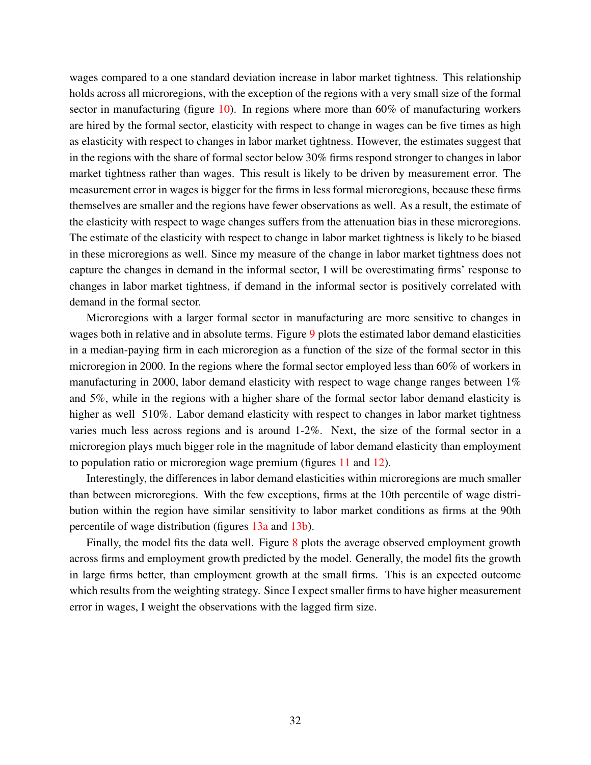wages compared to a one standard deviation increase in labor market tightness. This relationship holds across all microregions, with the exception of the regions with a very small size of the formal sector in manufacturing (figure 10). In regions where more than 60% of manufacturing workers are hired by the formal sector, elasticity with respect to change in wages can be five times as high as elasticity with respect to changes in labor market tightness. However, the estimates suggest that in the regions with the share of formal sector below 30% firms respond stronger to changes in labor market tightness rather than wages. This result is likely to be driven by measurement error. The measurement error in wages is bigger for the firms in less formal microregions, because these firms themselves are smaller and the regions have fewer observations as well. As a result, the estimate of the elasticity with respect to wage changes suffers from the attenuation bias in these microregions. The estimate of the elasticity with respect to change in labor market tightness is likely to be biased in these microregions as well. Since my measure of the change in labor market tightness does not capture the changes in demand in the informal sector, I will be overestimating firms' response to changes in labor market tightness, if demand in the informal sector is positively correlated with demand in the formal sector.

Microregions with a larger formal sector in manufacturing are more sensitive to changes in wages both in relative and in absolute terms. Figure 9 plots the estimated labor demand elasticities in a median-paying firm in each microregion as a function of the size of the formal sector in this microregion in 2000. In the regions where the formal sector employed less than 60% of workers in manufacturing in 2000, labor demand elasticity with respect to wage change ranges between 1% and 5%, while in the regions with a higher share of the formal sector labor demand elasticity is higher as well 510%. Labor demand elasticity with respect to changes in labor market tightness varies much less across regions and is around 1-2%. Next, the size of the formal sector in a microregion plays much bigger role in the magnitude of labor demand elasticity than employment to population ratio or microregion wage premium (figures 11 and 12).

Interestingly, the differences in labor demand elasticities within microregions are much smaller than between microregions. With the few exceptions, firms at the 10th percentile of wage distribution within the region have similar sensitivity to labor market conditions as firms at the 90th percentile of wage distribution (figures 13a and 13b).

Finally, the model fits the data well. Figure 8 plots the average observed employment growth across firms and employment growth predicted by the model. Generally, the model fits the growth in large firms better, than employment growth at the small firms. This is an expected outcome which results from the weighting strategy. Since I expect smaller firms to have higher measurement error in wages, I weight the observations with the lagged firm size.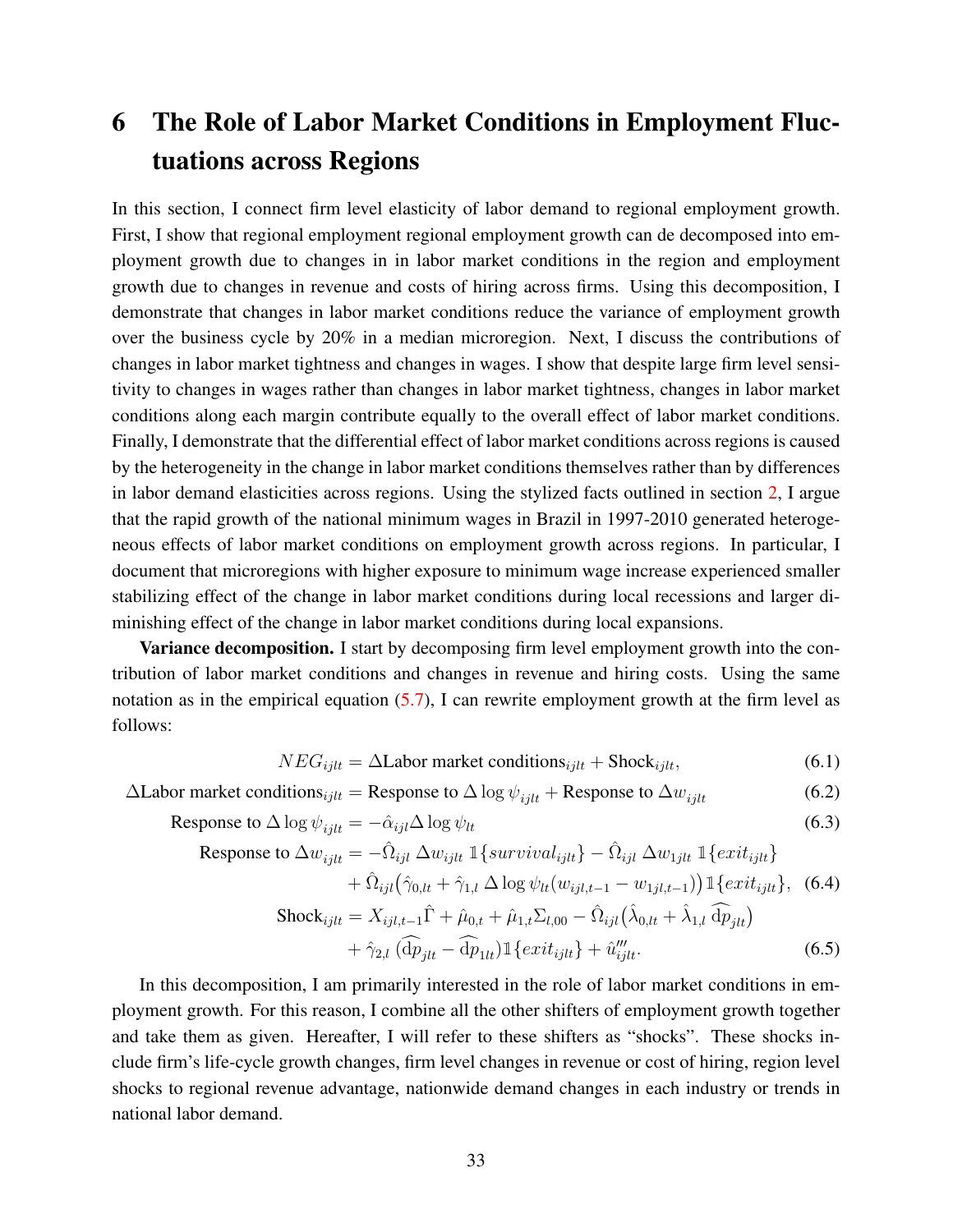# 6 The Role of Labor Market Conditions in Employment Fluctuations across Regions

In this section, I connect firm level elasticity of labor demand to regional employment growth. First, I show that regional employment regional employment growth can de decomposed into employment growth due to changes in in labor market conditions in the region and employment growth due to changes in revenue and costs of hiring across firms. Using this decomposition, I demonstrate that changes in labor market conditions reduce the variance of employment growth over the business cycle by 20% in a median microregion. Next, I discuss the contributions of changes in labor market tightness and changes in wages. I show that despite large firm level sensitivity to changes in wages rather than changes in labor market tightness, changes in labor market conditions along each margin contribute equally to the overall effect of labor market conditions. Finally, I demonstrate that the differential effect of labor market conditions across regions is caused by the heterogeneity in the change in labor market conditions themselves rather than by differences in labor demand elasticities across regions. Using the stylized facts outlined in section 2, I argue that the rapid growth of the national minimum wages in Brazil in 1997-2010 generated heterogeneous effects of labor market conditions on employment growth across regions. In particular, I document that microregions with higher exposure to minimum wage increase experienced smaller stabilizing effect of the change in labor market conditions during local recessions and larger diminishing effect of the change in labor market conditions during local expansions.

**Variance decomposition.** I start by decomposing firm level employment growth into the contribution of labor market conditions and changes in revenue and hiring costs. Using the same notation as in the empirical equation (5.7), I can rewrite employment growth at the firm level as follows:

$$NEG_{ijlt} = \Delta\text{Labor market conditions}_{ijlt} + \text{Shock}_{ijlt}, \tag{6.1}$$

$$\Delta\text{Labor market conditions}_{ijlt} = \text{Response to } \Delta \log \psi_{ijlt} + \text{Response to } \Delta w_{ijlt} \tag{6.2}$$

$$\text{Response to } \Delta \log \psi_{ijlt} = -\hat{\alpha}_{ijl} \Delta \log \psi_{lt} \tag{6.3}$$

$$\begin{aligned}\text{Response to } \Delta w_{ijlt} = &-\hat{\Omega}_{ijl}\, \Delta w_{ijlt}\, \mathbb{1}\{survival_{ijlt}\} - \hat{\Omega}_{ijl}\, \Delta w_{1jlt}\, \mathbb{1}\{exit_{ijlt}\} \\ &+ \hat{\Omega}_{ijl}\big(\hat{\gamma}_{0,lt} + \hat{\gamma}_{1,l}\, \Delta \log \psi_{lt}(w_{ijl,t-1} - w_{1jl,t-1})\big)\mathbb{1}\{exit_{ijlt}\},\end{aligned} \tag{6.4}$$

$$\begin{aligned}\text{Shock}_{ijlt} = &\, X_{ijl,t-1}\hat{\Gamma} + \hat{\mu}_{0,t} + \hat{\mu}_{1,t}\Sigma_{l,00} - \hat{\Omega}_{ijl}\big(\hat{\lambda}_{0,lt} + \hat{\lambda}_{1,l}\, \widehat{\mathrm{d}p}_{jlt}\big) \\ &+ \hat{\gamma}_{2,l}\, (\widehat{\mathrm{d}p}_{jlt} - \widehat{\mathrm{d}p}_{1lt})\mathbb{1}\{exit_{ijlt}\} + \hat{u}'''_{ijlt}.\end{aligned} \tag{6.5}$$

In this decomposition, I am primarily interested in the role of labor market conditions in employment growth. For this reason, I combine all the other shifters of employment growth together and take them as given. Hereafter, I will refer to these shifters as "shocks". These shocks include firm's life-cycle growth changes, firm level changes in revenue or cost of hiring, region level shocks to regional revenue advantage, nationwide demand changes in each industry or trends in national labor demand.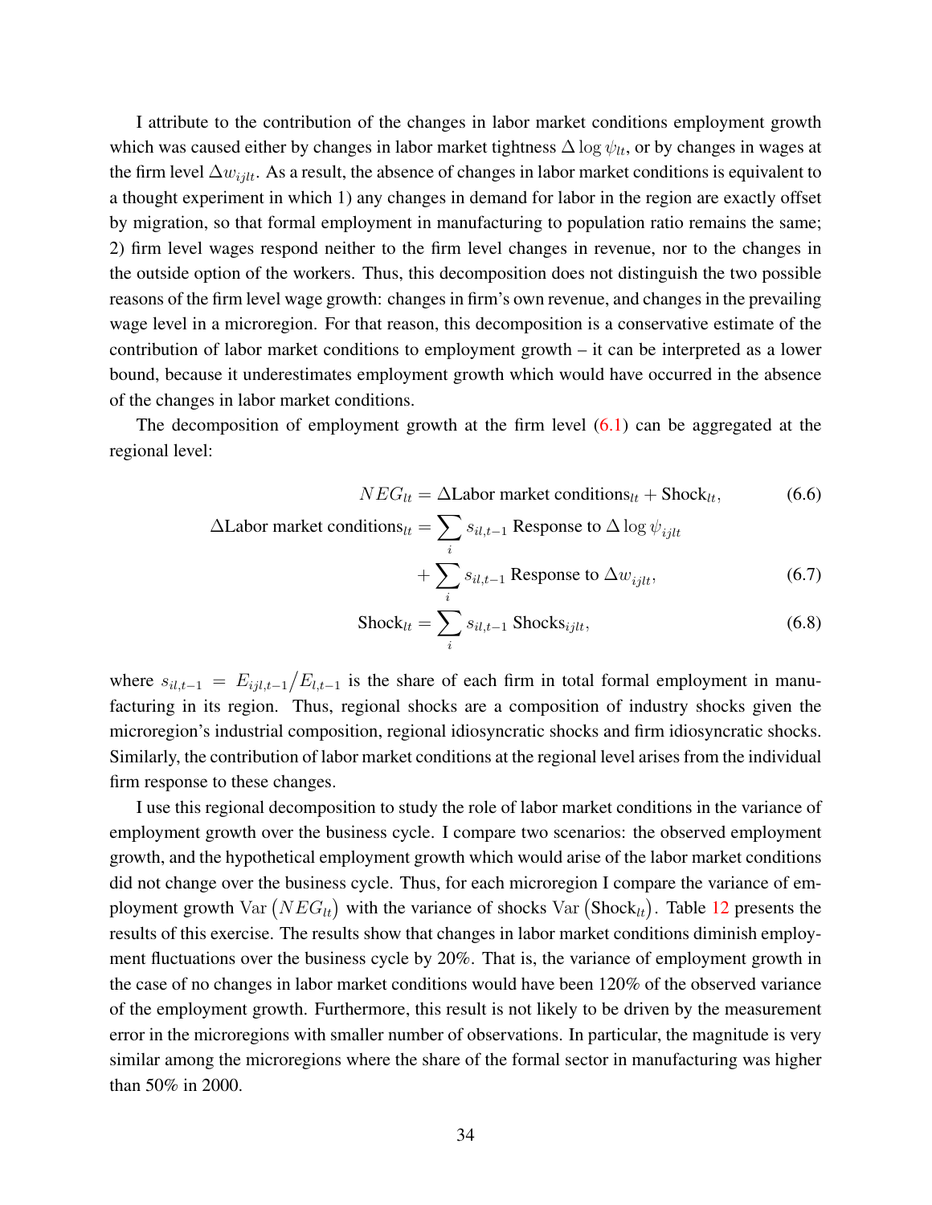I attribute to the contribution of the changes in labor market conditions employment growth which was caused either by changes in labor market tightness $\Delta \log \psi_{lt}$, or by changes in wages at the firm level $\Delta w_{ijlt}$. As a result, the absence of changes in labor market conditions is equivalent to a thought experiment in which 1) any changes in demand for labor in the region are exactly offset by migration, so that formal employment in manufacturing to population ratio remains the same; 2) firm level wages respond neither to the firm level changes in revenue, nor to the changes in the outside option of the workers. Thus, this decomposition does not distinguish the two possible reasons of the firm level wage growth: changes in firm's own revenue, and changes in the prevailing wage level in a microregion. For that reason, this decomposition is a conservative estimate of the contribution of labor market conditions to employment growth – it can be interpreted as a lower bound, because it underestimates employment growth which would have occurred in the absence of the changes in labor market conditions.

The decomposition of employment growth at the firm level (6.1) can be aggregated at the regional level:

$$NEG_{lt} = \Delta\text{Labor market conditions}_{lt} + \text{Shock}_{lt}, \tag{6.6}$$

$$\Delta\text{Labor market conditions}_{lt} = \sum_i s_{il,t-1} \text{ Response to } \Delta \log \psi_{ijlt} + \sum_i s_{il,t-1} \text{ Response to } \Delta w_{ijlt}, \tag{6.7}$$

$$\text{Shock}_{lt} = \sum_i s_{il,t-1} \text{ Shocks}_{ijlt}, \tag{6.8}$$

where $s_{il,t-1} = E_{ijl,t-1} / E_{l,t-1}$ is the share of each firm in total formal employment in manufacturing in its region. Thus, regional shocks are a composition of industry shocks given the microregion's industrial composition, regional idiosyncratic shocks and firm idiosyncratic shocks. Similarly, the contribution of labor market conditions at the regional level arises from the individual firm response to these changes.

I use this regional decomposition to study the role of labor market conditions in the variance of employment growth over the business cycle. I compare two scenarios: the observed employment growth, and the hypothetical employment growth which would arise of the labor market conditions did not change over the business cycle. Thus, for each microregion I compare the variance of employment growth $\text{Var}\left(NEG_{lt}\right)$ with the variance of shocks $\text{Var}\left(\text{Shock}_{lt}\right)$. Table 12 presents the results of this exercise. The results show that changes in labor market conditions diminish employment fluctuations over the business cycle by 20%. That is, the variance of employment growth in the case of no changes in labor market conditions would have been 120% of the observed variance of the employment growth. Furthermore, this result is not likely to be driven by the measurement error in the microregions with smaller number of observations. In particular, the magnitude is very similar among the microregions where the share of the formal sector in manufacturing was higher than 50% in 2000.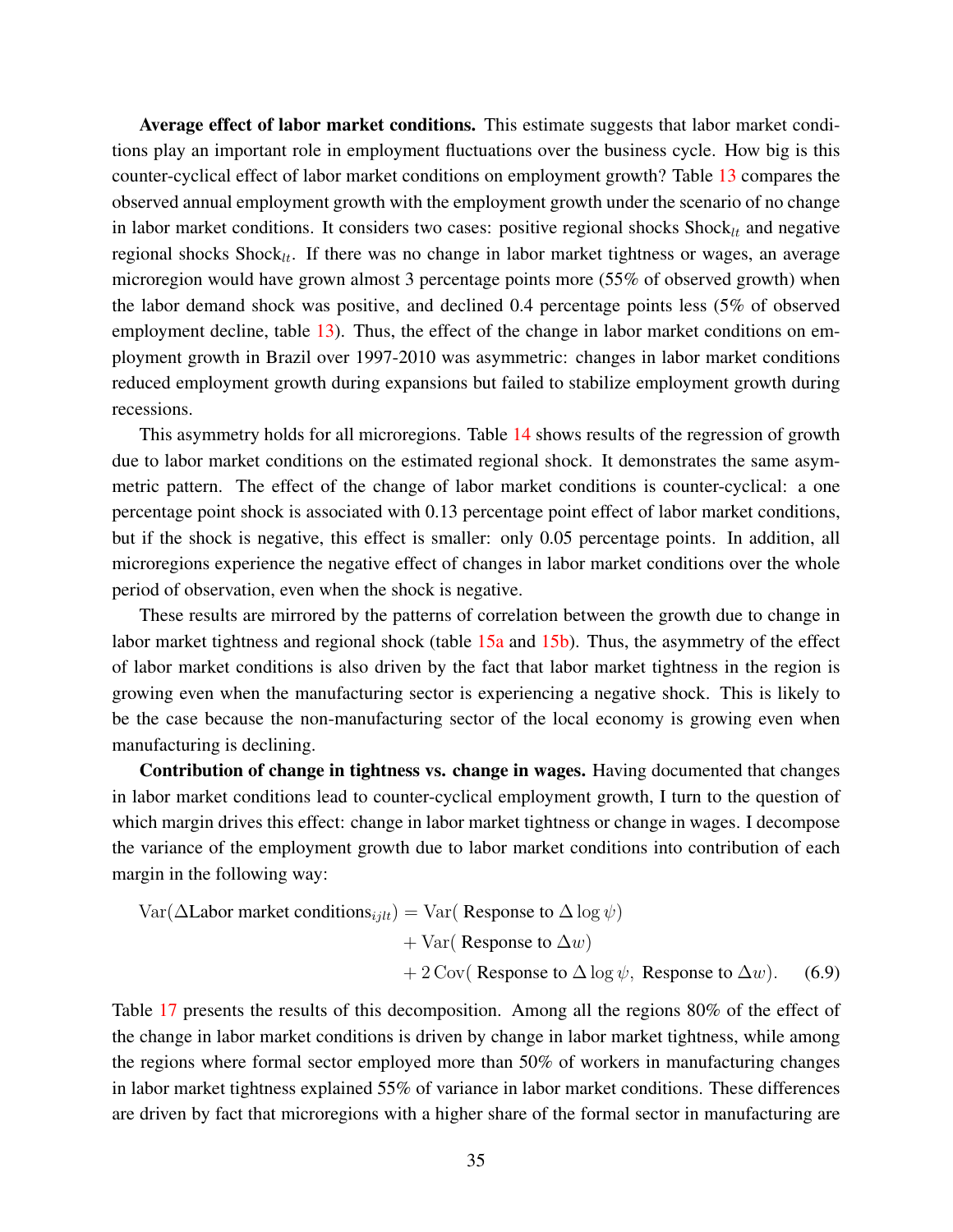**Average effect of labor market conditions.** This estimate suggests that labor market conditions play an important role in employment fluctuations over the business cycle. How big is this counter-cyclical effect of labor market conditions on employment growth? Table 13 compares the observed annual employment growth with the employment growth under the scenario of no change in labor market conditions. It considers two cases: positive regional shocks $\text{Shock}_{lt}$ and negative regional shocks $\text{Shock}_{lt}$. If there was no change in labor market tightness or wages, an average microregion would have grown almost 3 percentage points more (55% of observed growth) when the labor demand shock was positive, and declined 0.4 percentage points less (5% of observed employment decline, table 13). Thus, the effect of the change in labor market conditions on employment growth in Brazil over 1997-2010 was asymmetric: changes in labor market conditions reduced employment growth during expansions but failed to stabilize employment growth during recessions.

This asymmetry holds for all microregions. Table 14 shows results of the regression of growth due to labor market conditions on the estimated regional shock. It demonstrates the same asymmetric pattern. The effect of the change of labor market conditions is counter-cyclical: a one percentage point shock is associated with 0.13 percentage point effect of labor market conditions, but if the shock is negative, this effect is smaller: only 0.05 percentage points. In addition, all microregions experience the negative effect of changes in labor market conditions over the whole period of observation, even when the shock is negative.

These results are mirrored by the patterns of correlation between the growth due to change in labor market tightness and regional shock (table 15a and 15b). Thus, the asymmetry of the effect of labor market conditions is also driven by the fact that labor market tightness in the region is growing even when the manufacturing sector is experiencing a negative shock. This is likely to be the case because the non-manufacturing sector of the local economy is growing even when manufacturing is declining.

**Contribution of change in tightness vs. change in wages.** Having documented that changes in labor market conditions lead to counter-cyclical employment growth, I turn to the question of which margin drives this effect: change in labor market tightness or change in wages. I decompose the variance of the employment growth due to labor market conditions into contribution of each margin in the following way:

$$
\begin{aligned}
\text{Var}(\Delta\text{Labor market conditions}_{ijlt}) = {} & \text{Var}(\text{ Response to } \Delta \log \psi) \\
& + \text{Var}(\text{ Response to } \Delta w) \\
& + 2\,\text{Cov}(\text{ Response to } \Delta \log \psi,\ \text{Response to } \Delta w). \qquad (6.9)
\end{aligned}
$$

Table 17 presents the results of this decomposition. Among all the regions 80% of the effect of the change in labor market conditions is driven by change in labor market tightness, while among the regions where formal sector employed more than 50% of workers in manufacturing changes in labor market tightness explained 55% of variance in labor market conditions. These differences are driven by fact that microregions with a higher share of the formal sector in manufacturing are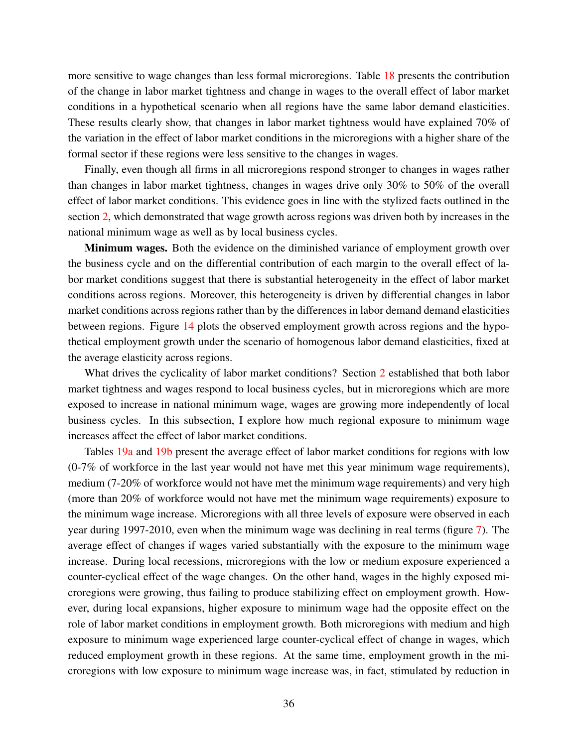more sensitive to wage changes than less formal microregions. Table 18 presents the contribution of the change in labor market tightness and change in wages to the overall effect of labor market conditions in a hypothetical scenario when all regions have the same labor demand elasticities. These results clearly show, that changes in labor market tightness would have explained 70% of the variation in the effect of labor market conditions in the microregions with a higher share of the formal sector if these regions were less sensitive to the changes in wages.

Finally, even though all firms in all microregions respond stronger to changes in wages rather than changes in labor market tightness, changes in wages drive only 30% to 50% of the overall effect of labor market conditions. This evidence goes in line with the stylized facts outlined in the section 2, which demonstrated that wage growth across regions was driven both by increases in the national minimum wage as well as by local business cycles.

**Minimum wages.** Both the evidence on the diminished variance of employment growth over the business cycle and on the differential contribution of each margin to the overall effect of labor market conditions suggest that there is substantial heterogeneity in the effect of labor market conditions across regions. Moreover, this heterogeneity is driven by differential changes in labor market conditions across regions rather than by the differences in labor demand demand elasticities between regions. Figure 14 plots the observed employment growth across regions and the hypothetical employment growth under the scenario of homogenous labor demand elasticities, fixed at the average elasticity across regions.

What drives the cyclicality of labor market conditions? Section 2 established that both labor market tightness and wages respond to local business cycles, but in microregions which are more exposed to increase in national minimum wage, wages are growing more independently of local business cycles. In this subsection, I explore how much regional exposure to minimum wage increases affect the effect of labor market conditions.

Tables 19a and 19b present the average effect of labor market conditions for regions with low (0-7% of workforce in the last year would not have met this year minimum wage requirements), medium (7-20% of workforce would not have met the minimum wage requirements) and very high (more than 20% of workforce would not have met the minimum wage requirements) exposure to the minimum wage increase. Microregions with all three levels of exposure were observed in each year during 1997-2010, even when the minimum wage was declining in real terms (figure 7). The average effect of changes if wages varied substantially with the exposure to the minimum wage increase. During local recessions, microregions with the low or medium exposure experienced a counter-cyclical effect of the wage changes. On the other hand, wages in the highly exposed microregions were growing, thus failing to produce stabilizing effect on employment growth. However, during local expansions, higher exposure to minimum wage had the opposite effect on the role of labor market conditions in employment growth. Both microregions with medium and high exposure to minimum wage experienced large counter-cyclical effect of change in wages, which reduced employment growth in these regions. At the same time, employment growth in the microregions with low exposure to minimum wage increase was, in fact, stimulated by reduction in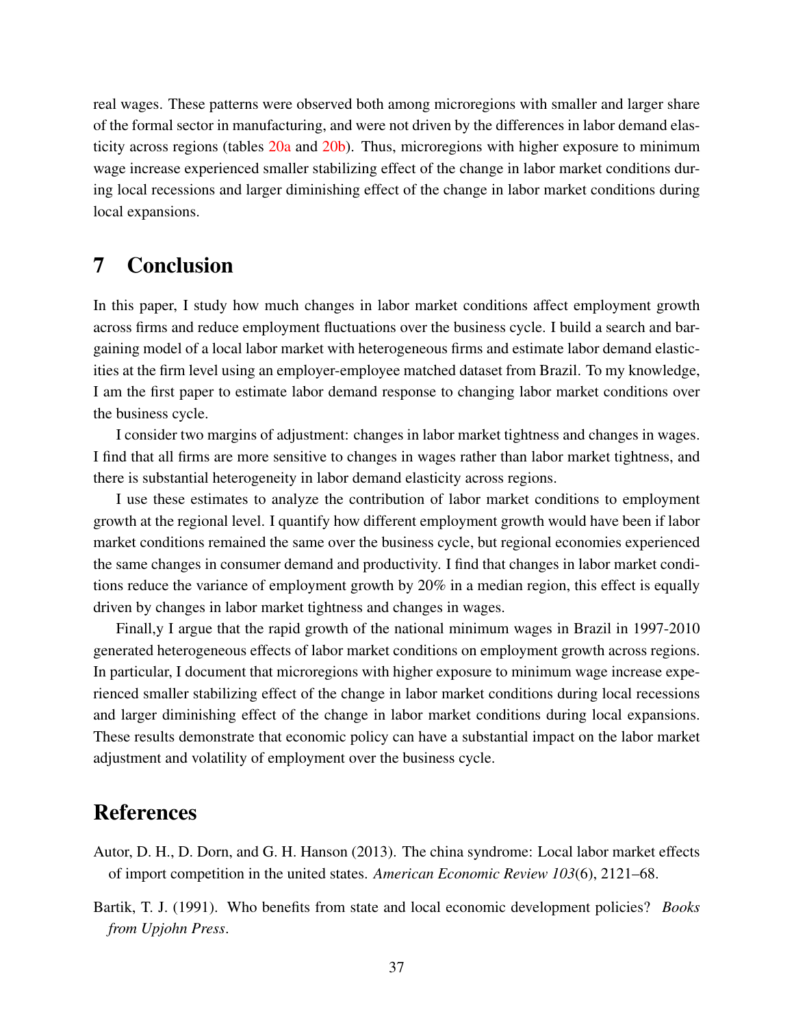real wages. These patterns were observed both among microregions with smaller and larger share of the formal sector in manufacturing, and were not driven by the differences in labor demand elasticity across regions (tables 20a and 20b). Thus, microregions with higher exposure to minimum wage increase experienced smaller stabilizing effect of the change in labor market conditions during local recessions and larger diminishing effect of the change in labor market conditions during local expansions.

# 7 Conclusion

In this paper, I study how much changes in labor market conditions affect employment growth across firms and reduce employment fluctuations over the business cycle. I build a search and bargaining model of a local labor market with heterogeneous firms and estimate labor demand elasticities at the firm level using an employer-employee matched dataset from Brazil. To my knowledge, I am the first paper to estimate labor demand response to changing labor market conditions over the business cycle.

I consider two margins of adjustment: changes in labor market tightness and changes in wages. I find that all firms are more sensitive to changes in wages rather than labor market tightness, and there is substantial heterogeneity in labor demand elasticity across regions.

I use these estimates to analyze the contribution of labor market conditions to employment growth at the regional level. I quantify how different employment growth would have been if labor market conditions remained the same over the business cycle, but regional economies experienced the same changes in consumer demand and productivity. I find that changes in labor market conditions reduce the variance of employment growth by 20% in a median region, this effect is equally driven by changes in labor market tightness and changes in wages.

Finall,y I argue that the rapid growth of the national minimum wages in Brazil in 1997-2010 generated heterogeneous effects of labor market conditions on employment growth across regions. In particular, I document that microregions with higher exposure to minimum wage increase experienced smaller stabilizing effect of the change in labor market conditions during local recessions and larger diminishing effect of the change in labor market conditions during local expansions. These results demonstrate that economic policy can have a substantial impact on the labor market adjustment and volatility of employment over the business cycle.

# References

Autor, D. H., D. Dorn, and G. H. Hanson (2013). The china syndrome: Local labor market effects of import competition in the united states. *American Economic Review 103*(6), 2121–68.

Bartik, T. J. (1991). Who benefits from state and local economic development policies? *Books from Upjohn Press*.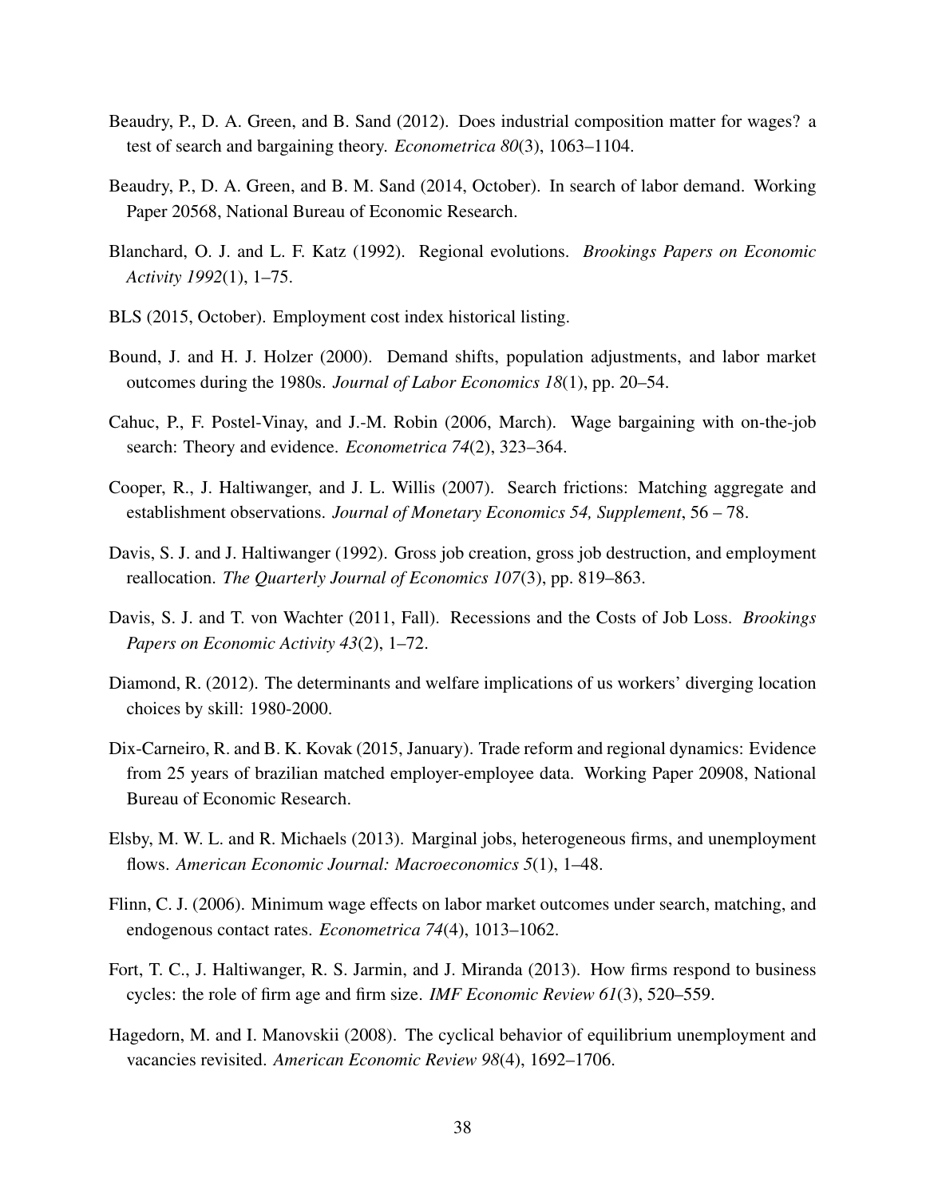Beaudry, P., D. A. Green, and B. Sand (2012). Does industrial composition matter for wages? a test of search and bargaining theory. *Econometrica 80*(3), 1063–1104.

Beaudry, P., D. A. Green, and B. M. Sand (2014, October). In search of labor demand. Working Paper 20568, National Bureau of Economic Research.

Blanchard, O. J. and L. F. Katz (1992). Regional evolutions. *Brookings Papers on Economic Activity 1992*(1), 1–75.

BLS (2015, October). Employment cost index historical listing.

Bound, J. and H. J. Holzer (2000). Demand shifts, population adjustments, and labor market outcomes during the 1980s. *Journal of Labor Economics 18*(1), pp. 20–54.

Cahuc, P., F. Postel-Vinay, and J.-M. Robin (2006, March). Wage bargaining with on-the-job search: Theory and evidence. *Econometrica 74*(2), 323–364.

Cooper, R., J. Haltiwanger, and J. L. Willis (2007). Search frictions: Matching aggregate and establishment observations. *Journal of Monetary Economics 54, Supplement*, 56 – 78.

Davis, S. J. and J. Haltiwanger (1992). Gross job creation, gross job destruction, and employment reallocation. *The Quarterly Journal of Economics 107*(3), pp. 819–863.

Davis, S. J. and T. von Wachter (2011, Fall). Recessions and the Costs of Job Loss. *Brookings Papers on Economic Activity 43*(2), 1–72.

Diamond, R. (2012). The determinants and welfare implications of us workers' diverging location choices by skill: 1980-2000.

Dix-Carneiro, R. and B. K. Kovak (2015, January). Trade reform and regional dynamics: Evidence from 25 years of brazilian matched employer-employee data. Working Paper 20908, National Bureau of Economic Research.

Elsby, M. W. L. and R. Michaels (2013). Marginal jobs, heterogeneous firms, and unemployment flows. *American Economic Journal: Macroeconomics 5*(1), 1–48.

Flinn, C. J. (2006). Minimum wage effects on labor market outcomes under search, matching, and endogenous contact rates. *Econometrica 74*(4), 1013–1062.

Fort, T. C., J. Haltiwanger, R. S. Jarmin, and J. Miranda (2013). How firms respond to business cycles: the role of firm age and firm size. *IMF Economic Review 61*(3), 520–559.

Hagedorn, M. and I. Manovskii (2008). The cyclical behavior of equilibrium unemployment and vacancies revisited. *American Economic Review 98*(4), 1692–1706.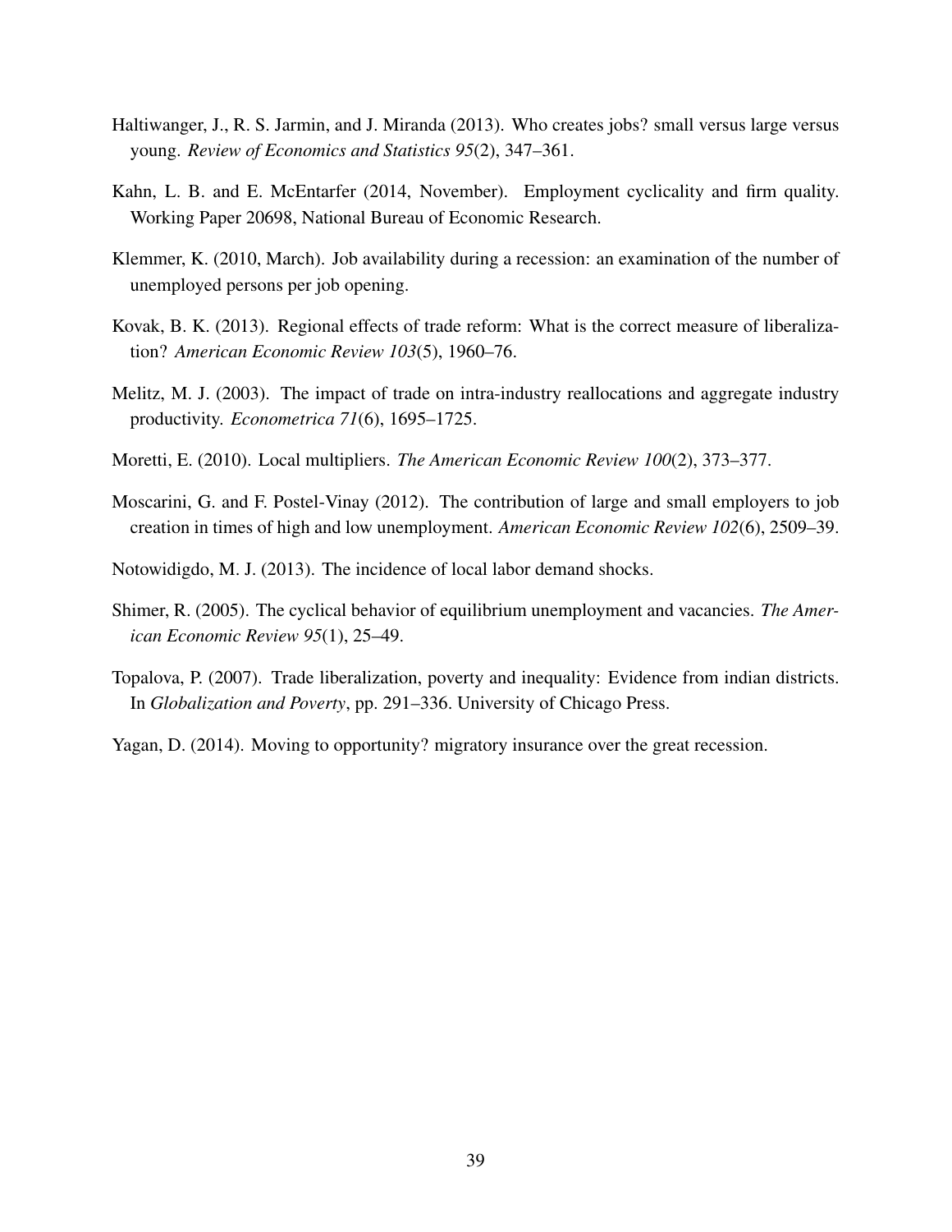Haltiwanger, J., R. S. Jarmin, and J. Miranda (2013). Who creates jobs? small versus large versus young. *Review of Economics and Statistics 95*(2), 347–361.

Kahn, L. B. and E. McEntarfer (2014, November). Employment cyclicality and firm quality. Working Paper 20698, National Bureau of Economic Research.

Klemmer, K. (2010, March). Job availability during a recession: an examination of the number of unemployed persons per job opening.

Kovak, B. K. (2013). Regional effects of trade reform: What is the correct measure of liberalization? *American Economic Review 103*(5), 1960–76.

Melitz, M. J. (2003). The impact of trade on intra-industry reallocations and aggregate industry productivity. *Econometrica 71*(6), 1695–1725.

Moretti, E. (2010). Local multipliers. *The American Economic Review 100*(2), 373–377.

Moscarini, G. and F. Postel-Vinay (2012). The contribution of large and small employers to job creation in times of high and low unemployment. *American Economic Review 102*(6), 2509–39.

Notowidigdo, M. J. (2013). The incidence of local labor demand shocks.

Shimer, R. (2005). The cyclical behavior of equilibrium unemployment and vacancies. *The American Economic Review 95*(1), 25–49.

Topalova, P. (2007). Trade liberalization, poverty and inequality: Evidence from indian districts. In *Globalization and Poverty*, pp. 291–336. University of Chicago Press.

Yagan, D. (2014). Moving to opportunity? migratory insurance over the great recession.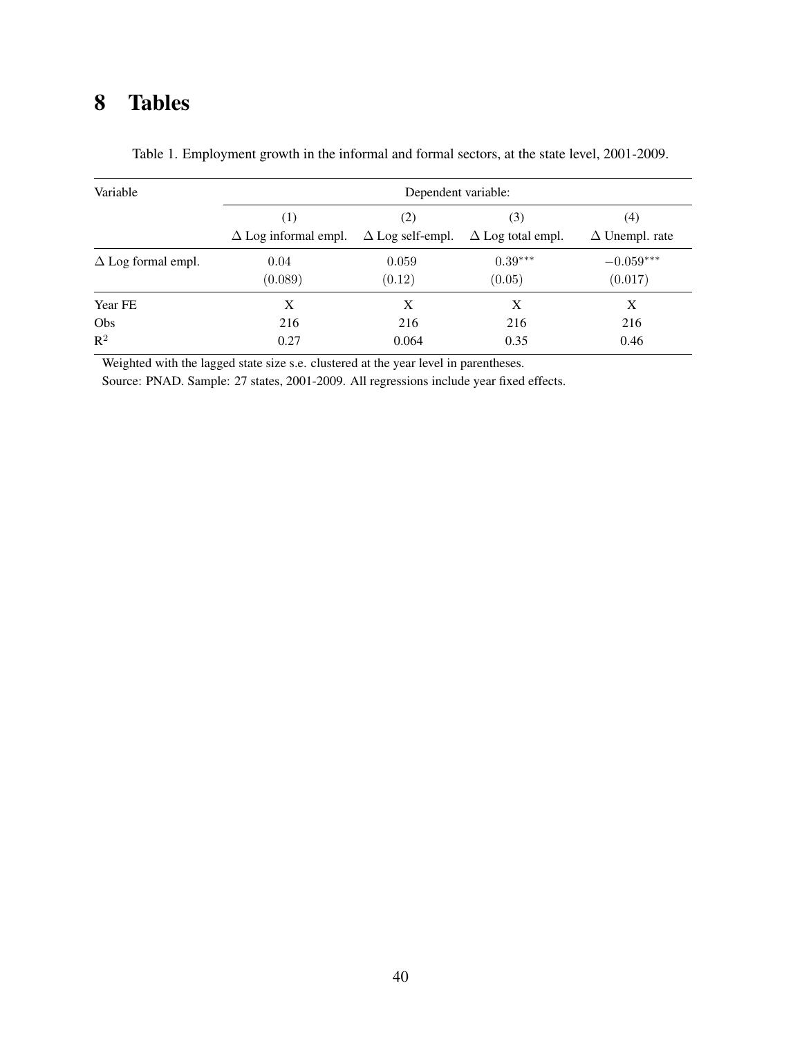# 8 Tables

Table 1. Employment growth in the informal and formal sectors, at the state level, 2001-2009.

| Variable | Dependent variable: | | | |
|---|---|---|---|---|
| | (1) | (2) | (3) | (4) |
| | $\Delta$ Log informal empl. | $\Delta$ Log self-empl. | $\Delta$ Log total empl. | $\Delta$ Unempl. rate |
| $\Delta$ Log formal empl. | 0.04 | 0.059 | $0.39^{***}$ | $-0.059^{***}$ |
| | (0.089) | (0.12) | (0.05) | (0.017) |
| Year FE | X | X | X | X |
| Obs | 216 | 216 | 216 | 216 |
| $R^2$ | 0.27 | 0.064 | 0.35 | 0.46 |

Weighted with the lagged state size s.e. clustered at the year level in parentheses.
Source: PNAD. Sample: 27 states, 2001-2009. All regressions include year fixed effects.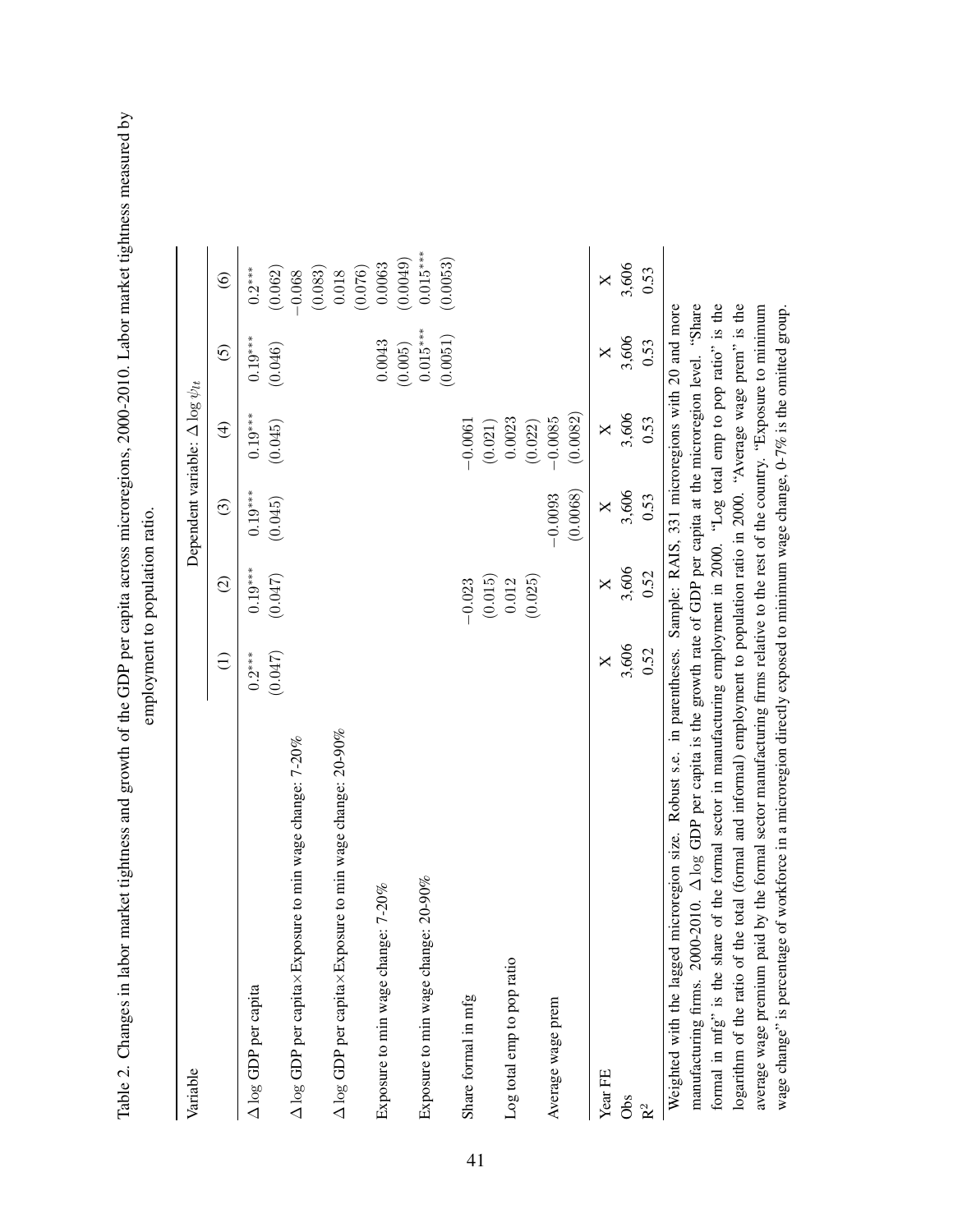Table 2. Changes in labor market tightness and growth of the GDP per capita across microregions, 2000-2010. Labor market tightness measured by employment to population ratio.

| Variable | Dependent variable: $\Delta \log \psi_{lt}$ | | | | | |
|---|---|---|---|---|---|---|
| | (1) | (2) | (3) | (4) | (5) | (6) |
| $\Delta \log$ GDP per capita | 0.2*** | 0.19*** | 0.19*** | 0.19*** | 0.19*** | 0.2*** |
| | (0.047) | (0.047) | (0.045) | (0.045) | (0.046) | (0.062) |
| $\Delta \log$ GDP per capita×Exposure to min wage change: 7-20% | | | | | | −0.068 |
| | | | | | | (0.083) |
| $\Delta \log$ GDP per capita×Exposure to min wage change: 20-90% | | | | | | 0.018 |
| | | | | | | (0.076) |
| Exposure to min wage change: 7-20% | | | | | 0.0043 | 0.0063 |
| | | | | | (0.005) | (0.0049) |
| Exposure to min wage change: 20-90% | | | | | 0.015*** | 0.015*** |
| | | | | | (0.0051) | (0.0053) |
| Share formal in mfg | | −0.023 | | −0.0061 | | |
| | | (0.015) | | (0.021) | | |
| Log total emp to pop ratio | | 0.012 | | 0.0023 | | |
| | | (0.025) | | (0.022) | | |
| Average wage prem | | | −0.0093 | −0.0085 | | |
| | | | (0.0068) | (0.0082) | | |
| Year FE | X | X | X | X | X | X |
| Obs | 3,606 | 3,606 | 3,606 | 3,606 | 3,606 | 3,606 |
| $R^2$ | 0.52 | 0.52 | 0.53 | 0.53 | 0.53 | 0.53 |

Weighted with the lagged microregion size. Robust s.e. in parentheses. Sample: RAIS, 331 microregions with 20 and more manufacturing firms. 2000-2010. $\Delta \log$ GDP per capita is the growth rate of GDP per capita at the microregion level. "Share formal in mfg" is the share of the formal sector in manufacturing employment in 2000. "Log total emp to pop ratio" is the logarithm of the ratio of the total (formal and informal) employment to population ratio in 2000. "Average wage prem" is the average wage premium paid by the formal sector manufacturing firms relative to the rest of the country. "Exposure to minimum wage change" is percentage of workforce in a microregion directly exposed to minimum wage change, 0-7% is the omitted group.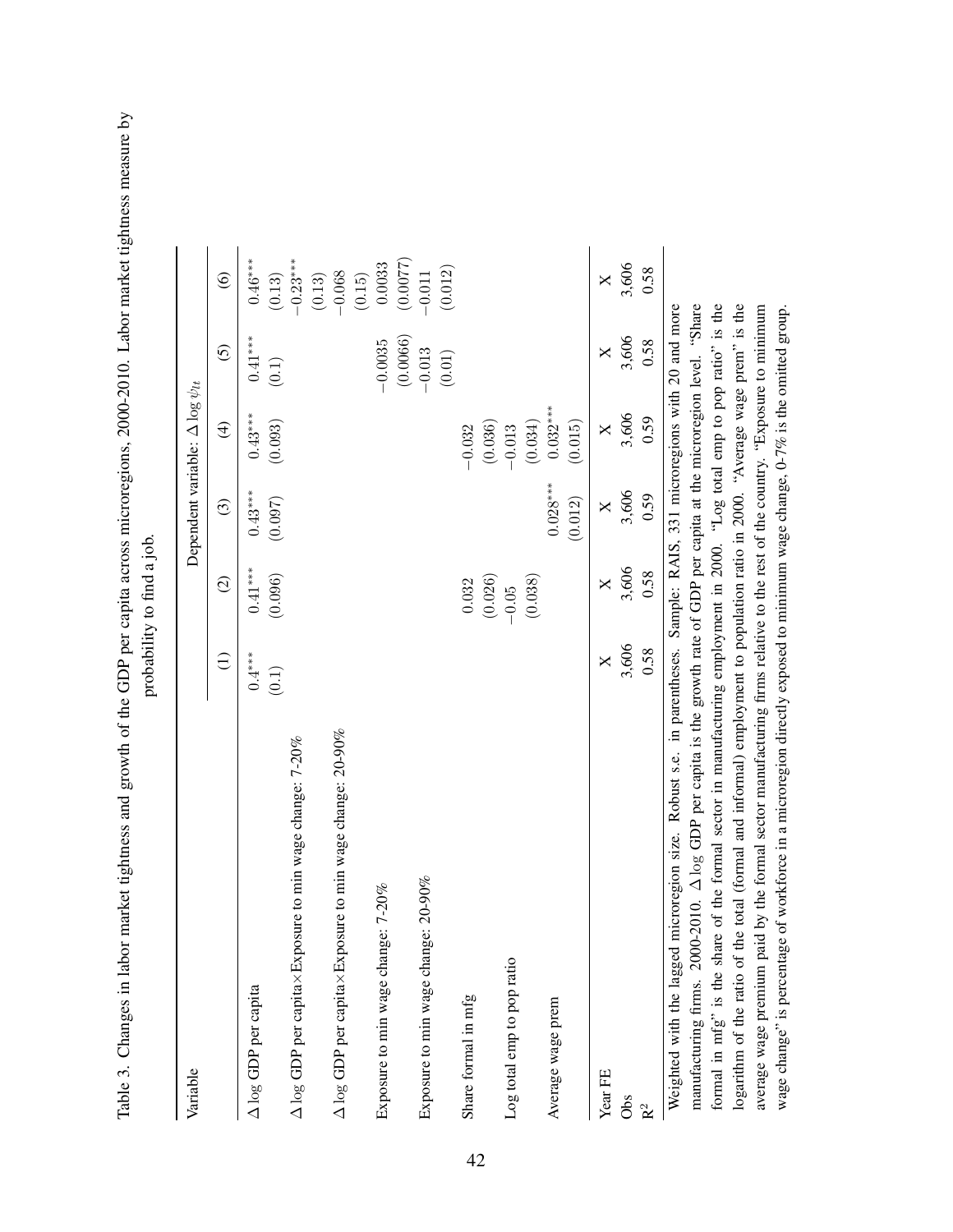Table 3. Changes in labor market tightness and growth of the GDP per capita across microregions, 2000-2010. Labor market tightness measure by probability to find a job.

| Variable | Dependent variable: $\Delta \log \psi_{lt}$ | | | | | |
|---|---|---|---|---|---|---|
| | (1) | (2) | (3) | (4) | (5) | (6) |
| $\Delta \log$ GDP per capita | $0.4^{***}$ | $0.41^{***}$ | $0.43^{***}$ | $0.43^{***}$ | $0.41^{***}$ | $0.46^{***}$ |
| | (0.1) | (0.096) | (0.097) | (0.093) | (0.1) | (0.13) |
| $\Delta \log$ GDP per capita×Exposure to min wage change: 7-20% | | | | | | $-0.23^{***}$ |
| | | | | | | (0.13) |
| $\Delta \log$ GDP per capita×Exposure to min wage change: 20-90% | | | | | | $-0.068$ |
| | | | | | | (0.15) |
| Exposure to min wage change: 7-20% | | | | | $-0.0035$ | 0.0033 |
| | | | | | (0.0066) | (0.0077) |
| Exposure to min wage change: 20-90% | | | | | $-0.013$ | $-0.011$ |
| | | | | | (0.01) | (0.012) |
| Share formal in mfg | | 0.032 | | $-0.032$ | | |
| | | (0.026) | | (0.036) | | |
| Log total emp to pop ratio | | $-0.05$ | | $-0.013$ | | |
| | | (0.038) | | (0.034) | | |
| Average wage prem | | | $0.028^{***}$ | $0.032^{***}$ | | |
| | | | (0.012) | (0.015) | | |
| Year FE | X | X | X | X | X | X |
| Obs | 3,606 | 3,606 | 3,606 | 3,606 | 3,606 | 3,606 |
| $R^2$ | 0.58 | 0.58 | 0.59 | 0.59 | 0.58 | 0.58 |

Weighted with the lagged microregion size. Robust s.e. in parentheses. Sample: RAIS, 331 microregions with 20 and more manufacturing firms. 2000-2010. $\Delta \log$ GDP per capita is the growth rate of GDP per capita at the microregion level. "Share formal in mfg" is the share of the formal sector in manufacturing employment in 2000. "Log total emp to pop ratio" is the logarithm of the ratio of the total (formal and informal) employment to population ratio in 2000. "Average wage prem" is the average wage premium paid by the formal sector manufacturing firms relative to the rest of the country. "Exposure to minimum wage change" is percentage of workforce in a microregion directly exposed to minimum wage change, 0-7% is the omitted group.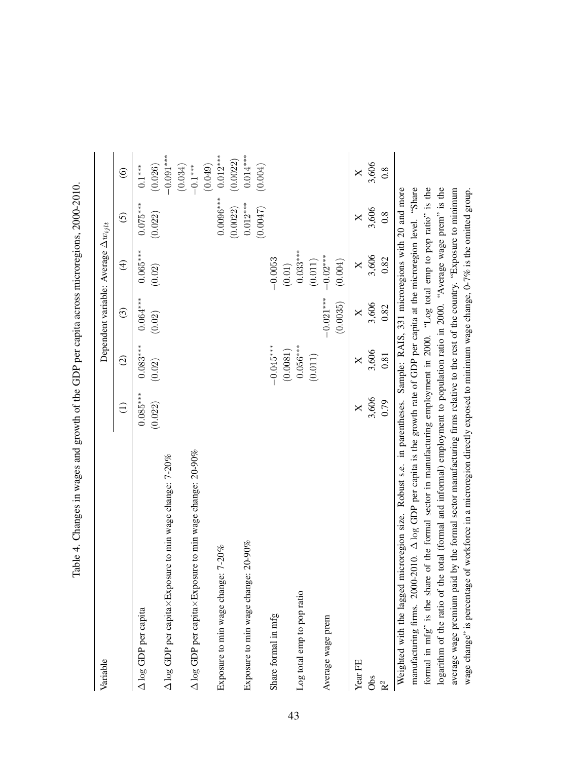Table 4. Changes in wages and growth of the GDP per capita across microregions, 2000-2010.

| Variable | Dependent variable: Average $\Delta w_{ijlt}$ | | | | | |
|---|---|---|---|---|---|---|
| | (1) | (2) | (3) | (4) | (5) | (6) |
| $\Delta \log$ GDP per capita | 0.085*** | 0.083*** | 0.064*** | 0.065*** | 0.075*** | 0.1*** |
| | (0.022) | (0.02) | (0.02) | (0.02) | (0.022) | (0.026) |
| $\Delta \log$ GDP per capita×Exposure to min wage change: 7-20% | | | | | | −0.091*** |
| | | | | | | (0.034) |
| $\Delta \log$ GDP per capita×Exposure to min wage change: 20-90% | | | | | | −0.1*** |
| | | | | | | (0.049) |
| Exposure to min wage change: 7-20% | | | | | 0.0096*** | 0.012*** |
| | | | | | (0.0022) | (0.0022) |
| Exposure to min wage change: 20-90% | | | | | 0.012*** | 0.014*** |
| | | | | | (0.0047) | (0.004) |
| Share formal in mfg | | −0.045*** | | −0.0053 | | |
| | | (0.0081) | | (0.01) | | |
| Log total emp to pop ratio | | 0.056*** | | 0.033*** | | |
| | | (0.011) | | (0.011) | | |
| Average wage prem | | | −0.021*** | −0.02*** | | |
| | | | (0.0035) | (0.004) | | |
| Year FE | X | X | X | X | X | X |
| Obs | 3,606 | 3,606 | 3,606 | 3,606 | 3,606 | 3,606 |
| $R^2$ | 0.79 | 0.81 | 0.82 | 0.82 | 0.8 | 0.8 |

Weighted with the lagged microregion size. Robust s.e. in parentheses. Sample: RAIS, 331 microregions with 20 and more manufacturing firms. 2000-2010. $\Delta \log$ GDP per capita is the growth rate of GDP per capita at the microregion level. "Share formal in mfg" is the share of the formal sector in manufacturing employment in 2000. "Log total emp to pop ratio" is the logarithm of the ratio of the total (formal and informal) employment to population ratio in 2000. "Average wage prem" is the average wage premium paid by the formal sector manufacturing firms relative to the rest of the country. "Exposure to minimum wage change" is percentage of workforce in a microregion directly exposed to minimum wage change, 0-7% is the omitted group.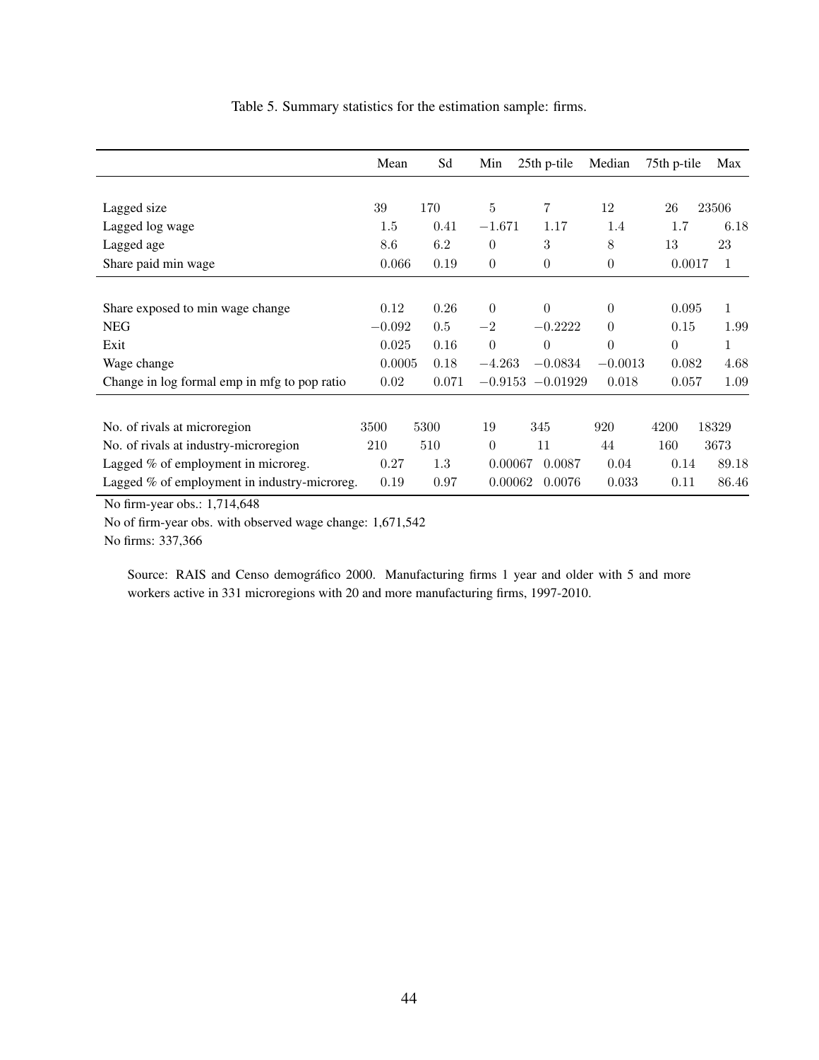Table 5. Summary statistics for the estimation sample: firms.

| | Mean | Sd | Min | 25th p-tile | Median | 75th p-tile | Max |
|---|---|---|---|---|---|---|---|
| Lagged size | 39 | 170 | 5 | 7 | 12 | 26 | 23506 |
| Lagged log wage | 1.5 | 0.41 | −1.671 | 1.17 | 1.4 | 1.7 | 6.18 |
| Lagged age | 8.6 | 6.2 | 0 | 3 | 8 | 13 | 23 |
| Share paid min wage | 0.066 | 0.19 | 0 | 0 | 0 | 0.0017 | 1 |
| Share exposed to min wage change | 0.12 | 0.26 | 0 | 0 | 0 | 0.095 | 1 |
| NEG | −0.092 | 0.5 | −2 | −0.2222 | 0 | 0.15 | 1.99 |
| Exit | 0.025 | 0.16 | 0 | 0 | 0 | 0 | 1 |
| Wage change | 0.0005 | 0.18 | −4.263 | −0.0834 | −0.0013 | 0.082 | 4.68 |
| Change in log formal emp in mfg to pop ratio | 0.02 | 0.071 | −0.9153 | −0.01929 | 0.018 | 0.057 | 1.09 |
| No. of rivals at microregion | 3500 | 5300 | 19 | 345 | 920 | 4200 | 18329 |
| No. of rivals at industry-microregion | 210 | 510 | 0 | 11 | 44 | 160 | 3673 |
| Lagged % of employment in microreg. | 0.27 | 1.3 | 0.00067 | 0.0087 | 0.04 | 0.14 | 89.18 |
| Lagged % of employment in industry-microreg. | 0.19 | 0.97 | 0.00062 | 0.0076 | 0.033 | 0.11 | 86.46 |

No firm-year obs.: 1,714,648

No of firm-year obs. with observed wage change: 1,671,542

No firms: 337,366

Source: RAIS and Censo demográfico 2000. Manufacturing firms 1 year and older with 5 and more workers active in 331 microregions with 20 and more manufacturing firms, 1997-2010.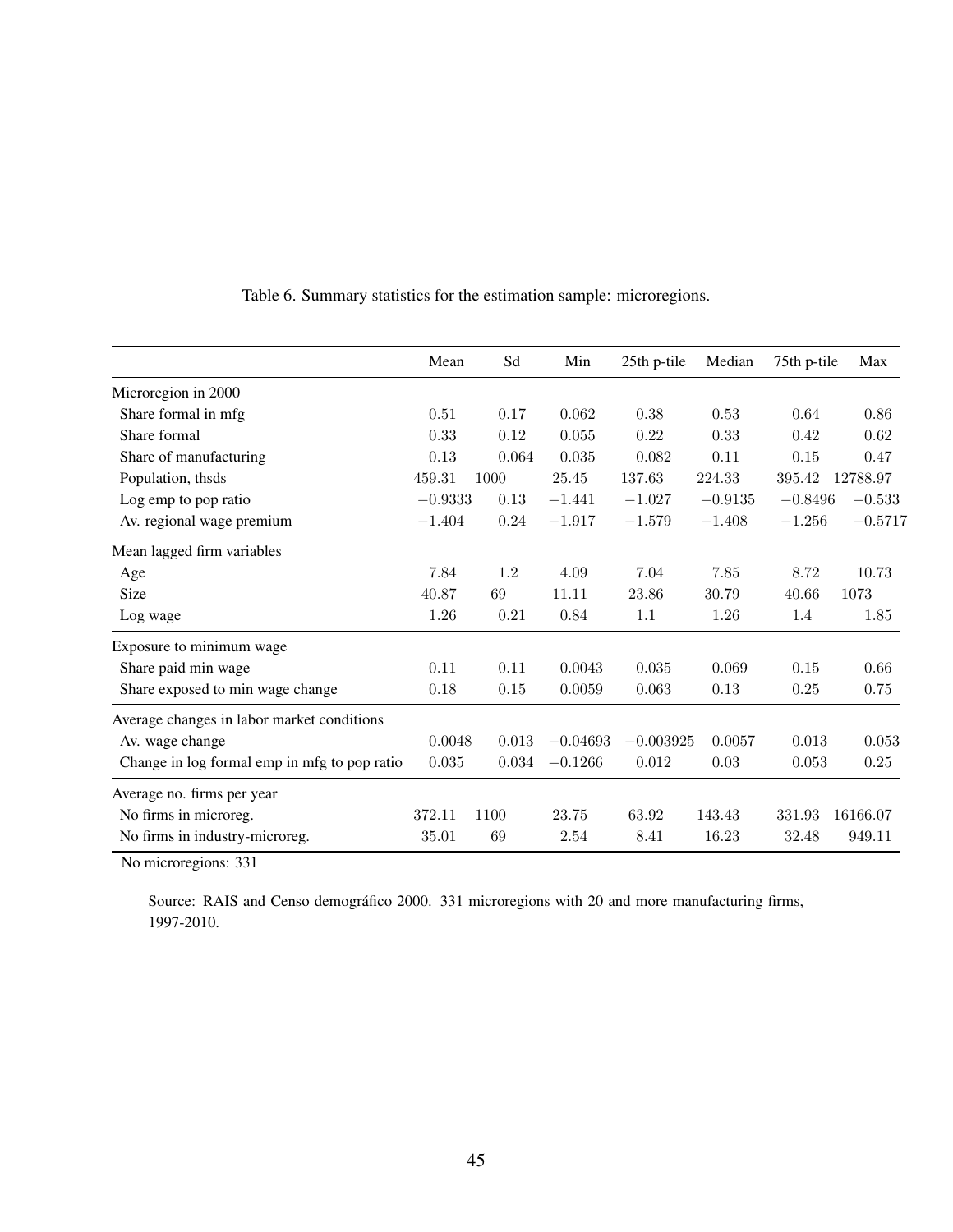Table 6. Summary statistics for the estimation sample: microregions.

| | Mean | Sd | Min | 25th p-tile | Median | 75th p-tile | Max |
|---|---|---|---|---|---|---|---|
| Microregion in 2000 | | | | | | | |
| Share formal in mfg | 0.51 | 0.17 | 0.062 | 0.38 | 0.53 | 0.64 | 0.86 |
| Share formal | 0.33 | 0.12 | 0.055 | 0.22 | 0.33 | 0.42 | 0.62 |
| Share of manufacturing | 0.13 | 0.064 | 0.035 | 0.082 | 0.11 | 0.15 | 0.47 |
| Population, thsds | 459.31 | 1000 | 25.45 | 137.63 | 224.33 | 395.42 | 12788.97 |
| Log emp to pop ratio | −0.9333 | 0.13 | −1.441 | −1.027 | −0.9135 | −0.8496 | −0.533 |
| Av. regional wage premium | −1.404 | 0.24 | −1.917 | −1.579 | −1.408 | −1.256 | −0.5717 |
| Mean lagged firm variables | | | | | | | |
| Age | 7.84 | 1.2 | 4.09 | 7.04 | 7.85 | 8.72 | 10.73 |
| Size | 40.87 | 69 | 11.11 | 23.86 | 30.79 | 40.66 | 1073 |
| Log wage | 1.26 | 0.21 | 0.84 | 1.1 | 1.26 | 1.4 | 1.85 |
| Exposure to minimum wage | | | | | | | |
| Share paid min wage | 0.11 | 0.11 | 0.0043 | 0.035 | 0.069 | 0.15 | 0.66 |
| Share exposed to min wage change | 0.18 | 0.15 | 0.0059 | 0.063 | 0.13 | 0.25 | 0.75 |
| Average changes in labor market conditions | | | | | | | |
| Av. wage change | 0.0048 | 0.013 | −0.04693 | −0.003925 | 0.0057 | 0.013 | 0.053 |
| Change in log formal emp in mfg to pop ratio | 0.035 | 0.034 | −0.1266 | 0.012 | 0.03 | 0.053 | 0.25 |
| Average no. firms per year | | | | | | | |
| No firms in microreg. | 372.11 | 1100 | 23.75 | 63.92 | 143.43 | 331.93 | 16166.07 |
| No firms in industry-microreg. | 35.01 | 69 | 2.54 | 8.41 | 16.23 | 32.48 | 949.11 |

No microregions: 331

Source: RAIS and Censo demográfico 2000. 331 microregions with 20 and more manufacturing firms, 1997-2010.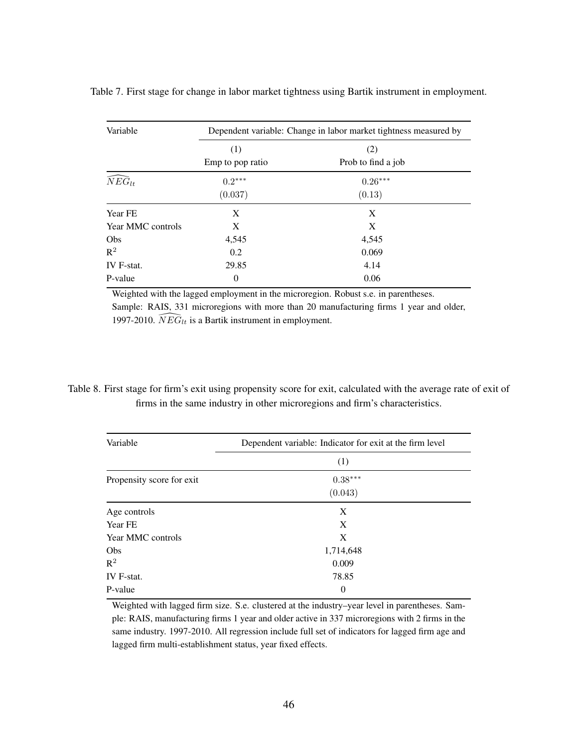Table 7. First stage for change in labor market tightness using Bartik instrument in employment.

| Variable | Dependent variable: Change in labor market tightness measured by | |
|---|---|---|
| | (1) | (2) |
| | Emp to pop ratio | Prob to find a job |
| $\widehat{NEG}_{lt}$ | $0.2^{***}$ | $0.26^{***}$ |
| | $(0.037)$ | $(0.13)$ |
| Year FE | X | X |
| Year MMC controls | X | X |
| Obs | 4,545 | 4,545 |
| $R^2$ | 0.2 | 0.069 |
| IV F-stat. | 29.85 | 4.14 |
| P-value | 0 | 0.06 |

Weighted with the lagged employment in the microregion. Robust s.e. in parentheses. Sample: RAIS, 331 microregions with more than 20 manufacturing firms 1 year and older, 1997-2010. $\widehat{NEG}_{lt}$ is a Bartik instrument in employment.

Table 8. First stage for firm's exit using propensity score for exit, calculated with the average rate of exit of firms in the same industry in other microregions and firm's characteristics.

| Variable | Dependent variable: Indicator for exit at the firm level |
|---|---|
| | (1) |
| Propensity score for exit | $0.38^{***}$ |
| | $(0.043)$ |
| Age controls | X |
| Year FE | X |
| Year MMC controls | X |
| Obs | 1,714,648 |
| $R^2$ | 0.009 |
| IV F-stat. | 78.85 |
| P-value | 0 |

Weighted with lagged firm size. S.e. clustered at the industry–year level in parentheses. Sample: RAIS, manufacturing firms 1 year and older active in 337 microregions with 2 firms in the same industry. 1997-2010. All regression include full set of indicators for lagged firm age and lagged firm multi-establishment status, year fixed effects.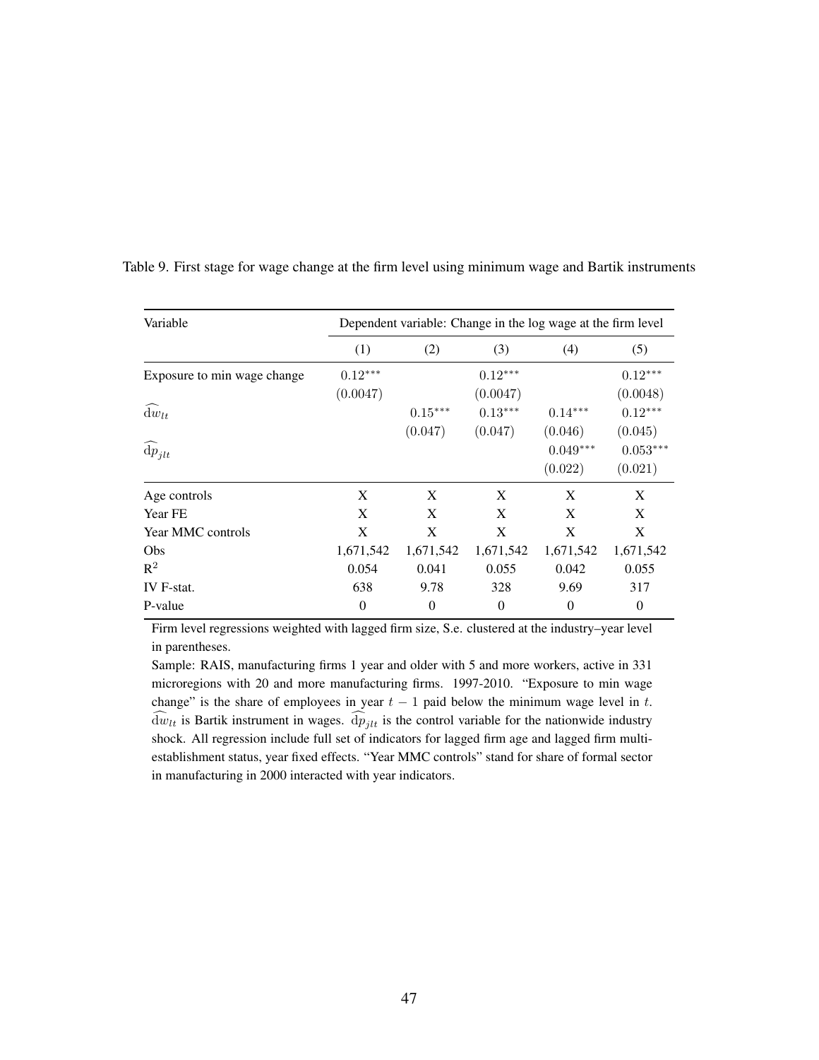Table 9. First stage for wage change at the firm level using minimum wage and Bartik instruments

| Variable | Dependent variable: Change in the log wage at the firm level | | | | |
|---|---|---|---|---|---|
| | (1) | (2) | (3) | (4) | (5) |
| Exposure to min wage change | $0.12^{***}$ | | $0.12^{***}$ | | $0.12^{***}$ |
| | $(0.0047)$ | | $(0.0047)$ | | $(0.0048)$ |
| $\widehat{\mathrm{d}w}_{lt}$ | | $0.15^{***}$ | $0.13^{***}$ | $0.14^{***}$ | $0.12^{***}$ |
| | | $(0.047)$ | $(0.047)$ | $(0.046)$ | $(0.045)$ |
| $\widehat{\mathrm{d}p}_{jlt}$ | | | | $0.049^{***}$ | $0.053^{***}$ |
| | | | | $(0.022)$ | $(0.021)$ |
| Age controls | X | X | X | X | X |
| Year FE | X | X | X | X | X |
| Year MMC controls | X | X | X | X | X |
| Obs | 1,671,542 | 1,671,542 | 1,671,542 | 1,671,542 | 1,671,542 |
| $R^2$ | 0.054 | 0.041 | 0.055 | 0.042 | 0.055 |
| IV F-stat. | 638 | 9.78 | 328 | 9.69 | 317 |
| P-value | 0 | 0 | 0 | 0 | 0 |

Firm level regressions weighted with lagged firm size, S.e. clustered at the industry–year level in parentheses.

Sample: RAIS, manufacturing firms 1 year and older with 5 and more workers, active in 331 microregions with 20 and more manufacturing firms. 1997-2010. "Exposure to min wage change" is the share of employees in year $t-1$ paid below the minimum wage level in $t$. $\widehat{\mathrm{d}w}_{lt}$ is Bartik instrument in wages. $\widehat{\mathrm{d}p}_{jlt}$ is the control variable for the nationwide industry shock. All regression include full set of indicators for lagged firm age and lagged firm multi-establishment status, year fixed effects. "Year MMC controls" stand for share of formal sector in manufacturing in 2000 interacted with year indicators.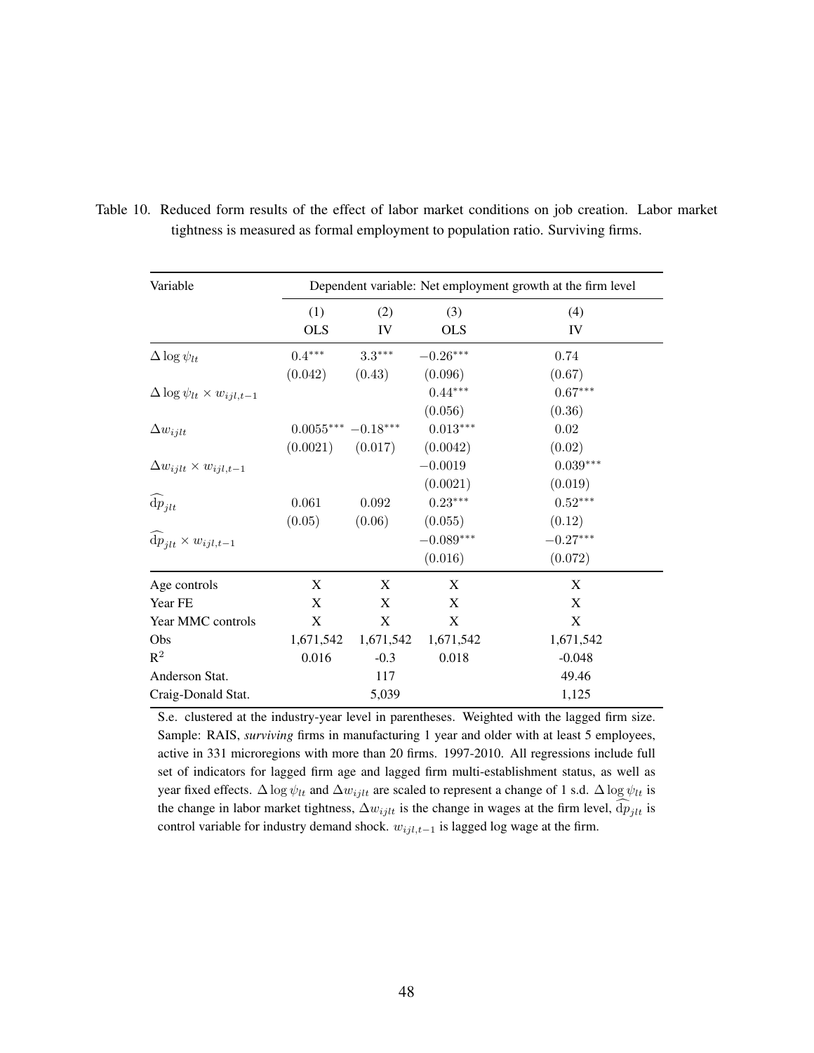Table 10. Reduced form results of the effect of labor market conditions on job creation. Labor market tightness is measured as formal employment to population ratio. Surviving firms.

| Variable | Dependent variable: Net employment growth at the firm level | | | |
|---|---|---|---|---|
| | (1) OLS | (2) IV | (3) OLS | (4) IV |
| $\Delta \log \psi_{lt}$ | $0.4^{***}$ | $3.3^{***}$ | $-0.26^{***}$ | $0.74$ |
| | $(0.042)$ | $(0.43)$ | $(0.096)$ | $(0.67)$ |
| $\Delta \log \psi_{lt} \times w_{ijl,t-1}$ | | | $0.44^{***}$ | $0.67^{***}$ |
| | | | $(0.056)$ | $(0.36)$ |
| $\Delta w_{ijlt}$ | $0.0055^{***}$ | $-0.18^{***}$ | $0.013^{***}$ | $0.02$ |
| | $(0.0021)$ | $(0.017)$ | $(0.0042)$ | $(0.02)$ |
| $\Delta w_{ijlt} \times w_{ijl,t-1}$ | | | $-0.0019$ | $0.039^{***}$ |
| | | | $(0.0021)$ | $(0.019)$ |
| $\widehat{\mathrm{d}p}_{jlt}$ | $0.061$ | $0.092$ | $0.23^{***}$ | $0.52^{***}$ |
| | $(0.05)$ | $(0.06)$ | $(0.055)$ | $(0.12)$ |
| $\widehat{\mathrm{d}p}_{jlt} \times w_{ijl,t-1}$ | | | $-0.089^{***}$ | $-0.27^{***}$ |
| | | | $(0.016)$ | $(0.072)$ |
| Age controls | X | X | X | X |
| Year FE | X | X | X | X |
| Year MMC controls | X | X | X | X |
| Obs | 1,671,542 | 1,671,542 | 1,671,542 | 1,671,542 |
| $R^2$ | 0.016 | -0.3 | 0.018 | -0.048 |
| Anderson Stat. | | 117 | | 49.46 |
| Craig-Donald Stat. | | 5,039 | | 1,125 |

S.e. clustered at the industry-year level in parentheses. Weighted with the lagged firm size. Sample: RAIS, *surviving* firms in manufacturing 1 year and older with at least 5 employees, active in 331 microregions with more than 20 firms. 1997-2010. All regressions include full set of indicators for lagged firm age and lagged firm multi-establishment status, as well as year fixed effects. $\Delta \log \psi_{lt}$ and $\Delta w_{ijlt}$ are scaled to represent a change of 1 s.d. $\Delta \log \psi_{lt}$ is the change in labor market tightness, $\Delta w_{ijlt}$ is the change in wages at the firm level, $\widehat{\mathrm{d}p}_{jlt}$ is control variable for industry demand shock. $w_{ijl,t-1}$ is lagged log wage at the firm.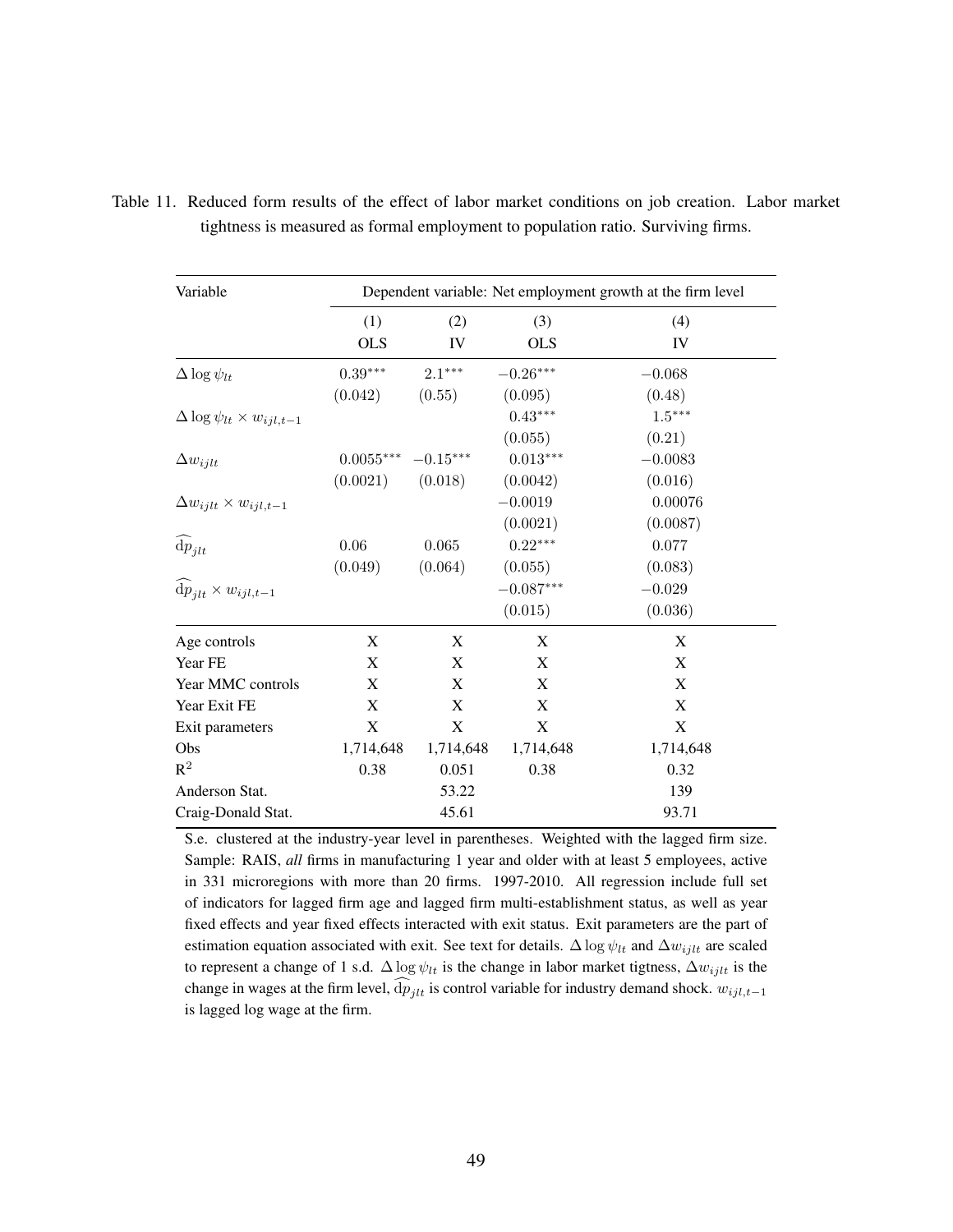Table 11. Reduced form results of the effect of labor market conditions on job creation. Labor market tightness is measured as formal employment to population ratio. Surviving firms.

| Variable | Dependent variable: Net employment growth at the firm level | | | |
|---|---|---|---|---|
| | (1) | (2) | (3) | (4) |
| | OLS | IV | OLS | IV |
| $\Delta \log \psi_{lt}$ | $0.39^{***}$ | $2.1^{***}$ | $-0.26^{***}$ | $-0.068$ |
| | $(0.042)$ | $(0.55)$ | $(0.095)$ | $(0.48)$ |
| $\Delta \log \psi_{lt} \times w_{ijl,t-1}$ | | | $0.43^{***}$ | $1.5^{***}$ |
| | | | $(0.055)$ | $(0.21)$ |
| $\Delta w_{ijlt}$ | $0.0055^{***}$ | $-0.15^{***}$ | $0.013^{***}$ | $-0.0083$ |
| | $(0.0021)$ | $(0.018)$ | $(0.0042)$ | $(0.016)$ |
| $\Delta w_{ijlt} \times w_{ijl,t-1}$ | | | $-0.0019$ | $0.00076$ |
| | | | $(0.0021)$ | $(0.0087)$ |
| $\widehat{\mathrm{d}p}_{jlt}$ | $0.06$ | $0.065$ | $0.22^{***}$ | $0.077$ |
| | $(0.049)$ | $(0.064)$ | $(0.055)$ | $(0.083)$ |
| $\widehat{\mathrm{d}p}_{jlt} \times w_{ijl,t-1}$ | | | $-0.087^{***}$ | $-0.029$ |
| | | | $(0.015)$ | $(0.036)$ |
| Age controls | X | X | X | X |
| Year FE | X | X | X | X |
| Year MMC controls | X | X | X | X |
| Year Exit FE | X | X | X | X |
| Exit parameters | X | X | X | X |
| Obs | 1,714,648 | 1,714,648 | 1,714,648 | 1,714,648 |
| $R^2$ | 0.38 | 0.051 | 0.38 | 0.32 |
| Anderson Stat. | | 53.22 | | 139 |
| Craig-Donald Stat. | | 45.61 | | 93.71 |

S.e. clustered at the industry-year level in parentheses. Weighted with the lagged firm size. Sample: RAIS, *all* firms in manufacturing 1 year and older with at least 5 employees, active in 331 microregions with more than 20 firms. 1997-2010. All regression include full set of indicators for lagged firm age and lagged firm multi-establishment status, as well as year fixed effects and year fixed effects interacted with exit status. Exit parameters are the part of estimation equation associated with exit. See text for details. $\Delta \log \psi_{lt}$ and $\Delta w_{ijlt}$ are scaled to represent a change of 1 s.d. $\Delta \log \psi_{lt}$ is the change in labor market tigtness, $\Delta w_{ijlt}$ is the change in wages at the firm level, $\widehat{\mathrm{d}p}_{jlt}$ is control variable for industry demand shock. $w_{ijl,t-1}$ is lagged log wage at the firm.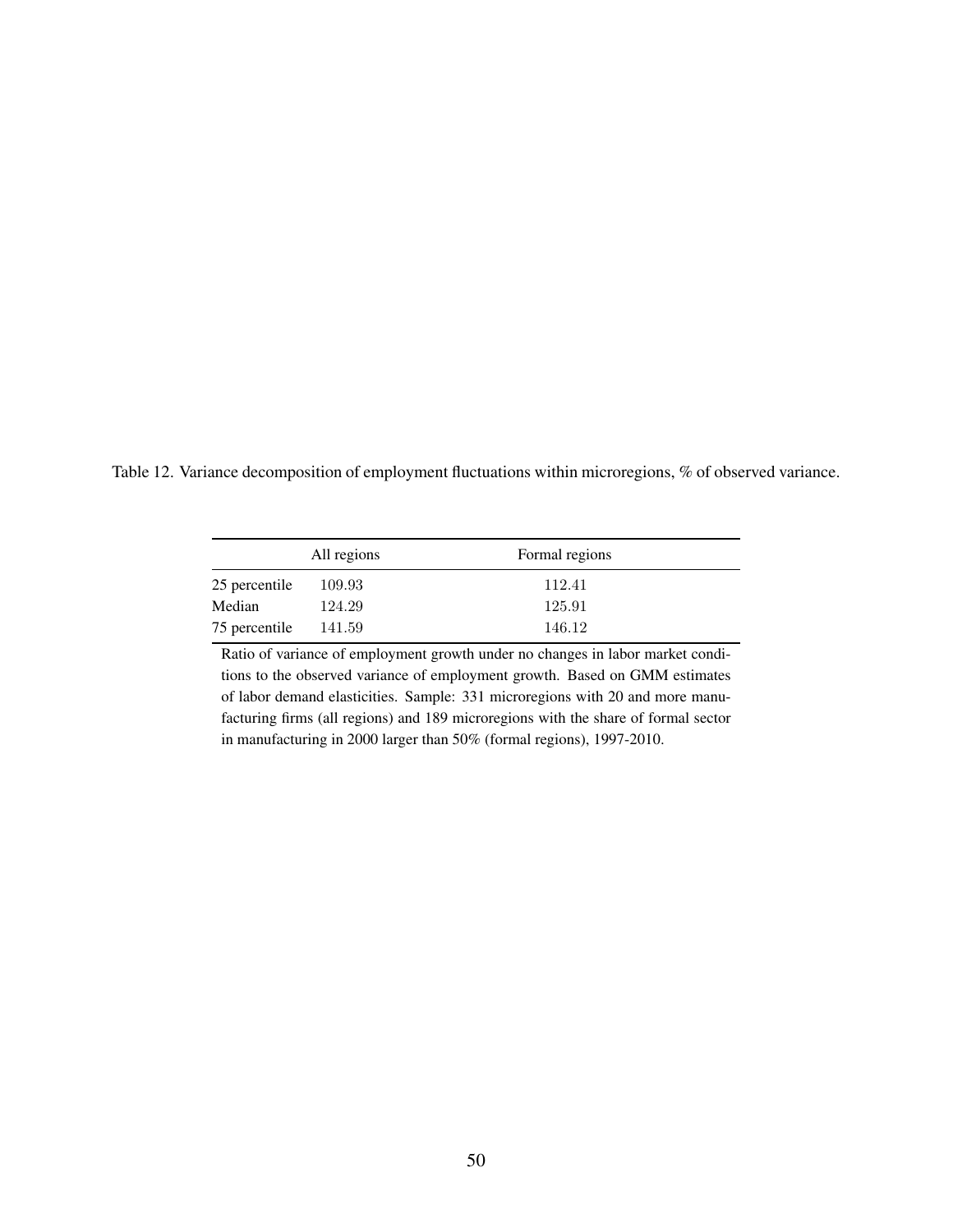Table 12. Variance decomposition of employment fluctuations within microregions, % of observed variance.

| | All regions | Formal regions |
|---|---|---|
| 25 percentile | 109.93 | 112.41 |
| Median | 124.29 | 125.91 |
| 75 percentile | 141.59 | 146.12 |

Ratio of variance of employment growth under no changes in labor market conditions to the observed variance of employment growth. Based on GMM estimates of labor demand elasticities. Sample: 331 microregions with 20 and more manufacturing firms (all regions) and 189 microregions with the share of formal sector in manufacturing in 2000 larger than 50% (formal regions), 1997-2010.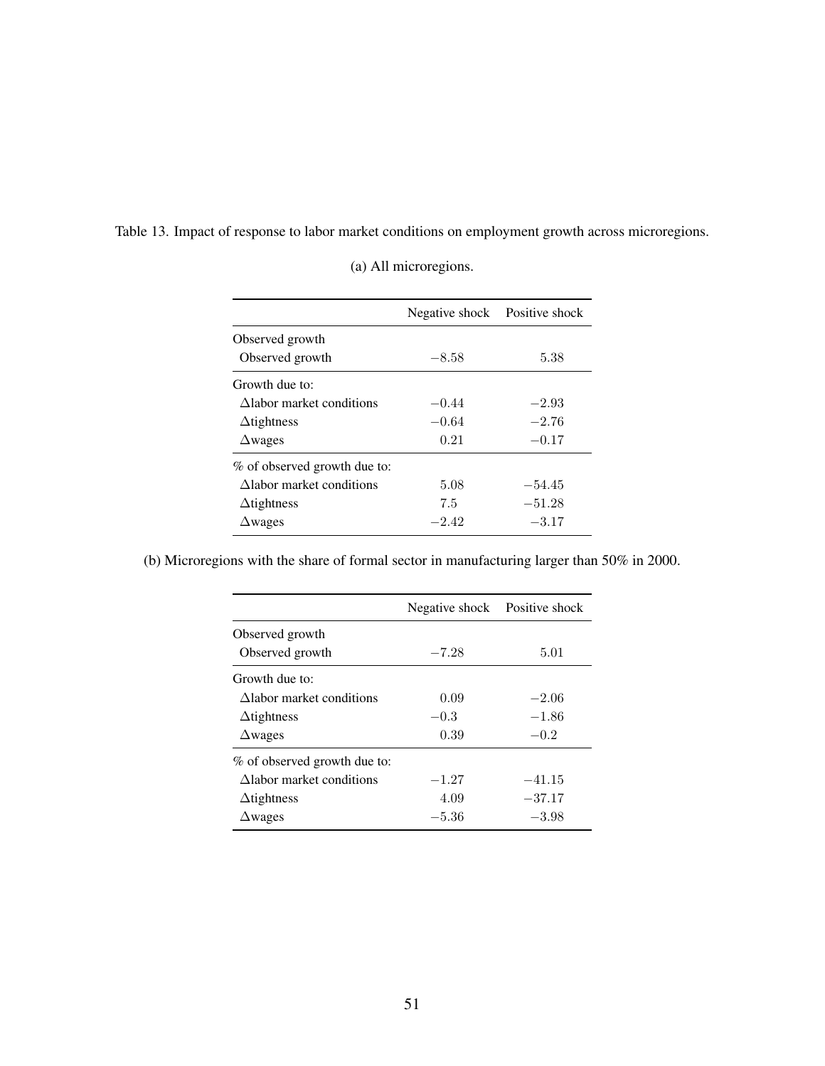Table 13. Impact of response to labor market conditions on employment growth across microregions.

(a) All microregions.

| | Negative shock | Positive shock |
|---|---|---|
| Observed growth | | |
| Observed growth | $-8.58$ | $5.38$ |
| Growth due to: | | |
| $\Delta$labor market conditions | $-0.44$ | $-2.93$ |
| $\Delta$tightness | $-0.64$ | $-2.76$ |
| $\Delta$wages | $0.21$ | $-0.17$ |
| % of observed growth due to: | | |
| $\Delta$labor market conditions | $5.08$ | $-54.45$ |
| $\Delta$tightness | $7.5$ | $-51.28$ |
| $\Delta$wages | $-2.42$ | $-3.17$ |

(b) Microregions with the share of formal sector in manufacturing larger than 50% in 2000.

| | Negative shock | Positive shock |
|---|---|---|
| Observed growth | | |
| Observed growth | $-7.28$ | $5.01$ |
| Growth due to: | | |
| $\Delta$labor market conditions | $0.09$ | $-2.06$ |
| $\Delta$tightness | $-0.3$ | $-1.86$ |
| $\Delta$wages | $0.39$ | $-0.2$ |
| % of observed growth due to: | | |
| $\Delta$labor market conditions | $-1.27$ | $-41.15$ |
| $\Delta$tightness | $4.09$ | $-37.17$ |
| $\Delta$wages | $-5.36$ | $-3.98$ |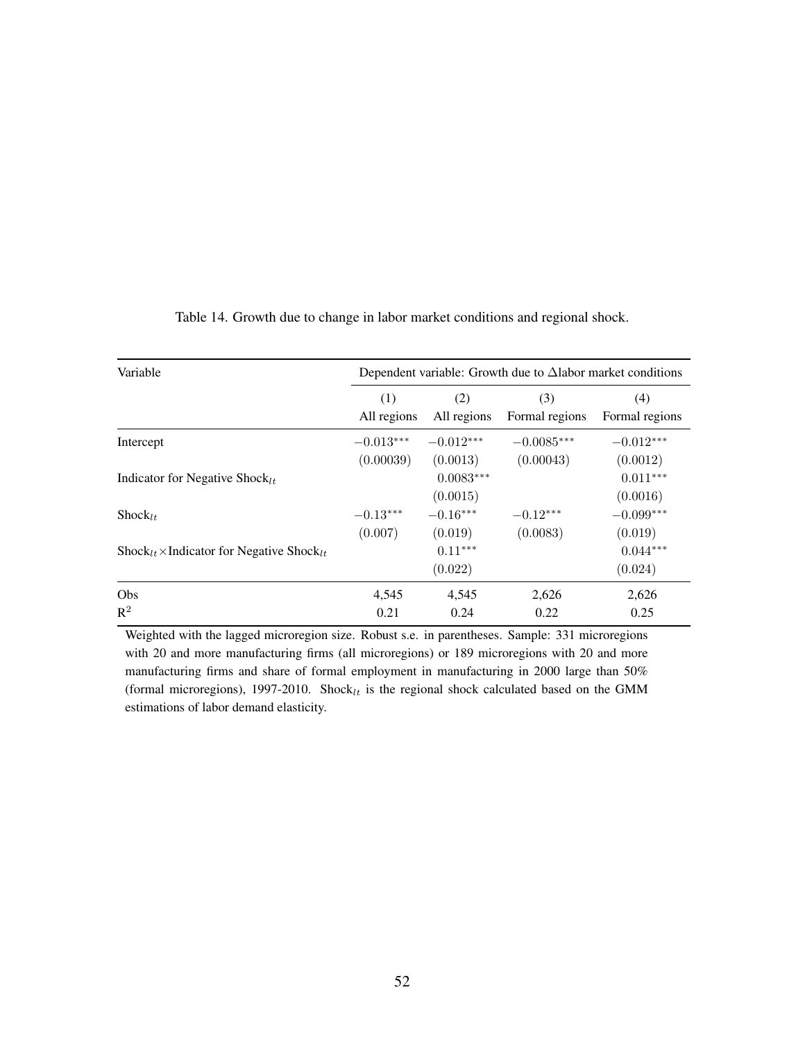Table 14. Growth due to change in labor market conditions and regional shock.

| Variable | Dependent variable: Growth due to $\Delta$labor market conditions | | | |
|---|---|---|---|---|
| | (1) All regions | (2) All regions | (3) Formal regions | (4) Formal regions |
| Intercept | $-0.013^{***}$ | $-0.012^{***}$ | $-0.0085^{***}$ | $-0.012^{***}$ |
| | (0.00039) | (0.0013) | (0.00043) | (0.0012) |
| Indicator for Negative Shock$_{lt}$ | | $0.0083^{***}$ | | $0.011^{***}$ |
| | | (0.0015) | | (0.0016) |
| Shock$_{lt}$ | $-0.13^{***}$ | $-0.16^{***}$ | $-0.12^{***}$ | $-0.099^{***}$ |
| | (0.007) | (0.019) | (0.0083) | (0.019) |
| Shock$_{lt}$ $\times$ Indicator for Negative Shock$_{lt}$ | | $0.11^{***}$ | | $0.044^{***}$ |
| | | (0.022) | | (0.024) |
| Obs | 4,545 | 4,545 | 2,626 | 2,626 |
| $R^2$ | 0.21 | 0.24 | 0.22 | 0.25 |

Weighted with the lagged microregion size. Robust s.e. in parentheses. Sample: 331 microregions with 20 and more manufacturing firms (all microregions) or 189 microregions with 20 and more manufacturing firms and share of formal employment in manufacturing in 2000 large than 50% (formal microregions), 1997-2010. Shock$_{lt}$ is the regional shock calculated based on the GMM estimations of labor demand elasticity.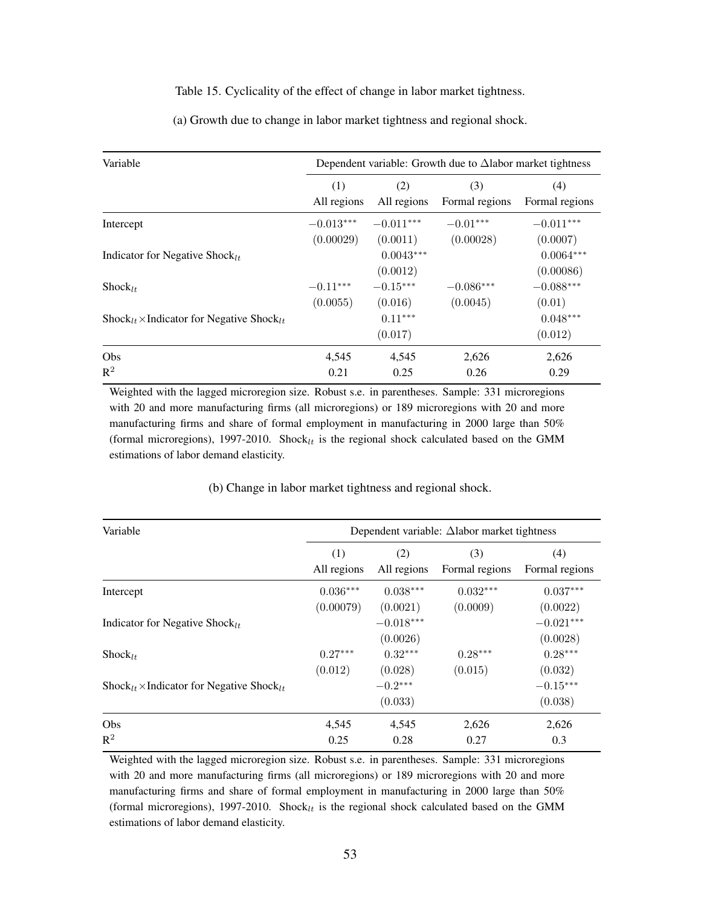Table 15. Cyclicality of the effect of change in labor market tightness.

(a) Growth due to change in labor market tightness and regional shock.

| Variable | Dependent variable: Growth due to $\Delta$labor market tightness | | | |
|---|---|---|---|---|
| | (1) All regions | (2) All regions | (3) Formal regions | (4) Formal regions |
| Intercept | $-0.013^{***}$ | $-0.011^{***}$ | $-0.01^{***}$ | $-0.011^{***}$ |
| | $(0.00029)$ | $(0.0011)$ | $(0.00028)$ | $(0.0007)$ |
| Indicator for Negative Shock$_{lt}$ | | $0.0043^{***}$ | | $0.0064^{***}$ |
| | | $(0.0012)$ | | $(0.00086)$ |
| Shock$_{lt}$ | $-0.11^{***}$ | $-0.15^{***}$ | $-0.086^{***}$ | $-0.088^{***}$ |
| | $(0.0055)$ | $(0.016)$ | $(0.0045)$ | $(0.01)$ |
| Shock$_{lt}$ $\times$ Indicator for Negative Shock$_{lt}$ | | $0.11^{***}$ | | $0.048^{***}$ |
| | | $(0.017)$ | | $(0.012)$ |
| Obs | 4,545 | 4,545 | 2,626 | 2,626 |
| $R^2$ | 0.21 | 0.25 | 0.26 | 0.29 |

Weighted with the lagged microregion size. Robust s.e. in parentheses. Sample: 331 microregions with 20 and more manufacturing firms (all microregions) or 189 microregions with 20 and more manufacturing firms and share of formal employment in manufacturing in 2000 large than 50% (formal microregions), 1997-2010. Shock$_{lt}$ is the regional shock calculated based on the GMM estimations of labor demand elasticity.

(b) Change in labor market tightness and regional shock.

| Variable | Dependent variable: $\Delta$labor market tightness | | | |
|---|---|---|---|---|
| | (1) All regions | (2) All regions | (3) Formal regions | (4) Formal regions |
| Intercept | $0.036^{***}$ | $0.038^{***}$ | $0.032^{***}$ | $0.037^{***}$ |
| | $(0.00079)$ | $(0.0021)$ | $(0.0009)$ | $(0.0022)$ |
| Indicator for Negative Shock$_{lt}$ | | $-0.018^{***}$ | | $-0.021^{***}$ |
| | | $(0.0026)$ | | $(0.0028)$ |
| Shock$_{lt}$ | $0.27^{***}$ | $0.32^{***}$ | $0.28^{***}$ | $0.28^{***}$ |
| | $(0.012)$ | $(0.028)$ | $(0.015)$ | $(0.032)$ |
| Shock$_{lt}$ $\times$ Indicator for Negative Shock$_{lt}$ | | $-0.2^{***}$ | | $-0.15^{***}$ |
| | | $(0.033)$ | | $(0.038)$ |
| Obs | 4,545 | 4,545 | 2,626 | 2,626 |
| $R^2$ | 0.25 | 0.28 | 0.27 | 0.3 |

Weighted with the lagged microregion size. Robust s.e. in parentheses. Sample: 331 microregions with 20 and more manufacturing firms (all microregions) or 189 microregions with 20 and more manufacturing firms and share of formal employment in manufacturing in 2000 large than 50% (formal microregions), 1997-2010. Shock$_{lt}$ is the regional shock calculated based on the GMM estimations of labor demand elasticity.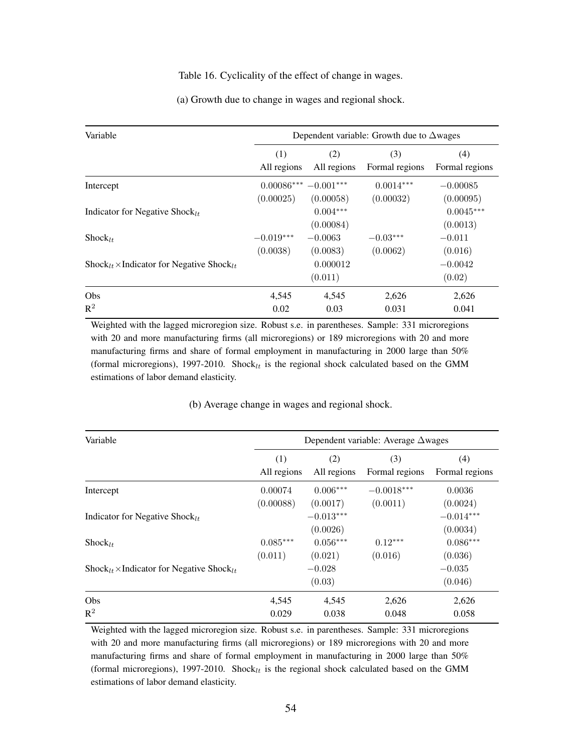Table 16. Cyclicality of the effect of change in wages.

(a) Growth due to change in wages and regional shock.

| Variable | Dependent variable: Growth due to $\Delta$wages | | | |
|---|---|---|---|---|
| | (1) All regions | (2) All regions | (3) Formal regions | (4) Formal regions |
| Intercept | $0.00086^{***}$ | $-0.001^{***}$ | $0.0014^{***}$ | $-0.00085$ |
| | (0.00025) | (0.00058) | (0.00032) | (0.00095) |
| Indicator for Negative Shock$_{lt}$ | | $0.004^{***}$ | | $0.0045^{***}$ |
| | | (0.00084) | | (0.0013) |
| Shock$_{lt}$ | $-0.019^{***}$ | $-0.0063$ | $-0.03^{***}$ | $-0.011$ |
| | (0.0038) | (0.0083) | (0.0062) | (0.016) |
| Shock$_{lt}$ $\times$ Indicator for Negative Shock$_{lt}$ | | 0.000012 | | $-0.0042$ |
| | | (0.011) | | (0.02) |
| Obs | 4,545 | 4,545 | 2,626 | 2,626 |
| $R^2$ | 0.02 | 0.03 | 0.031 | 0.041 |

Weighted with the lagged microregion size. Robust s.e. in parentheses. Sample: 331 microregions with 20 and more manufacturing firms (all microregions) or 189 microregions with 20 and more manufacturing firms and share of formal employment in manufacturing in 2000 large than 50% (formal microregions), 1997-2010. Shock$_{lt}$ is the regional shock calculated based on the GMM estimations of labor demand elasticity.

(b) Average change in wages and regional shock.

| Variable | Dependent variable: Average $\Delta$wages | | | |
|---|---|---|---|---|
| | (1) All regions | (2) All regions | (3) Formal regions | (4) Formal regions |
| Intercept | 0.00074 | $0.006^{***}$ | $-0.0018^{***}$ | 0.0036 |
| | (0.00088) | (0.0017) | (0.0011) | (0.0024) |
| Indicator for Negative Shock$_{lt}$ | | $-0.013^{***}$ | | $-0.014^{***}$ |
| | | (0.0026) | | (0.0034) |
| Shock$_{lt}$ | $0.085^{***}$ | $0.056^{***}$ | $0.12^{***}$ | $0.086^{***}$ |
| | (0.011) | (0.021) | (0.016) | (0.036) |
| Shock$_{lt}$ $\times$ Indicator for Negative Shock$_{lt}$ | | $-0.028$ | | $-0.035$ |
| | | (0.03) | | (0.046) |
| Obs | 4,545 | 4,545 | 2,626 | 2,626 |
| $R^2$ | 0.029 | 0.038 | 0.048 | 0.058 |

Weighted with the lagged microregion size. Robust s.e. in parentheses. Sample: 331 microregions with 20 and more manufacturing firms (all microregions) or 189 microregions with 20 and more manufacturing firms and share of formal employment in manufacturing in 2000 large than 50% (formal microregions), 1997-2010. Shock$_{lt}$ is the regional shock calculated based on the GMM estimations of labor demand elasticity.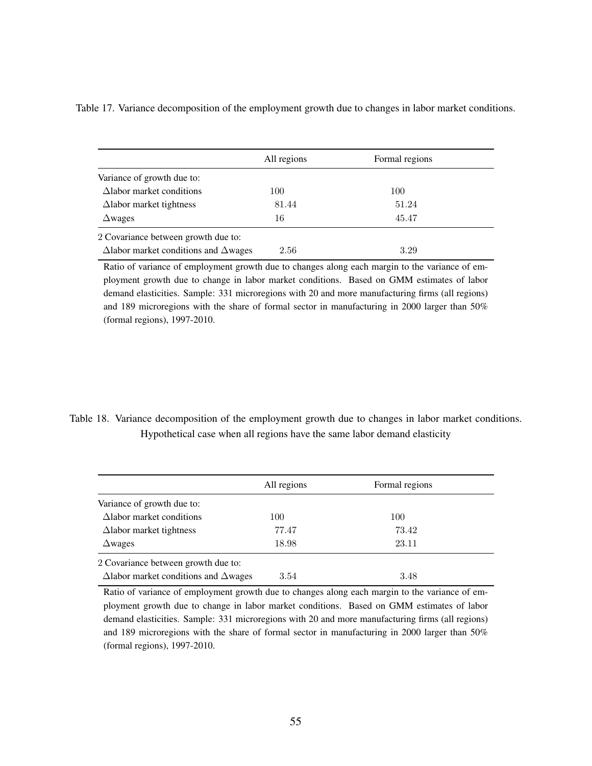Table 17. Variance decomposition of the employment growth due to changes in labor market conditions.

| | All regions | Formal regions |
|---|---|---|
| Variance of growth due to: | | |
| $\Delta$labor market conditions | 100 | 100 |
| $\Delta$labor market tightness | 81.44 | 51.24 |
| $\Delta$wages | 16 | 45.47 |
| 2 Covariance between growth due to: | | |
| $\Delta$labor market conditions and $\Delta$wages | 2.56 | 3.29 |

Ratio of variance of employment growth due to changes along each margin to the variance of employment growth due to change in labor market conditions. Based on GMM estimates of labor demand elasticities. Sample: 331 microregions with 20 and more manufacturing firms (all regions) and 189 microregions with the share of formal sector in manufacturing in 2000 larger than 50% (formal regions), 1997-2010.

Table 18. Variance decomposition of the employment growth due to changes in labor market conditions. Hypothetical case when all regions have the same labor demand elasticity

| | All regions | Formal regions |
|---|---|---|
| Variance of growth due to: | | |
| $\Delta$labor market conditions | 100 | 100 |
| $\Delta$labor market tightness | 77.47 | 73.42 |
| $\Delta$wages | 18.98 | 23.11 |
| 2 Covariance between growth due to: | | |
| $\Delta$labor market conditions and $\Delta$wages | 3.54 | 3.48 |

Ratio of variance of employment growth due to changes along each margin to the variance of employment growth due to change in labor market conditions. Based on GMM estimates of labor demand elasticities. Sample: 331 microregions with 20 and more manufacturing firms (all regions) and 189 microregions with the share of formal sector in manufacturing in 2000 larger than 50% (formal regions), 1997-2010.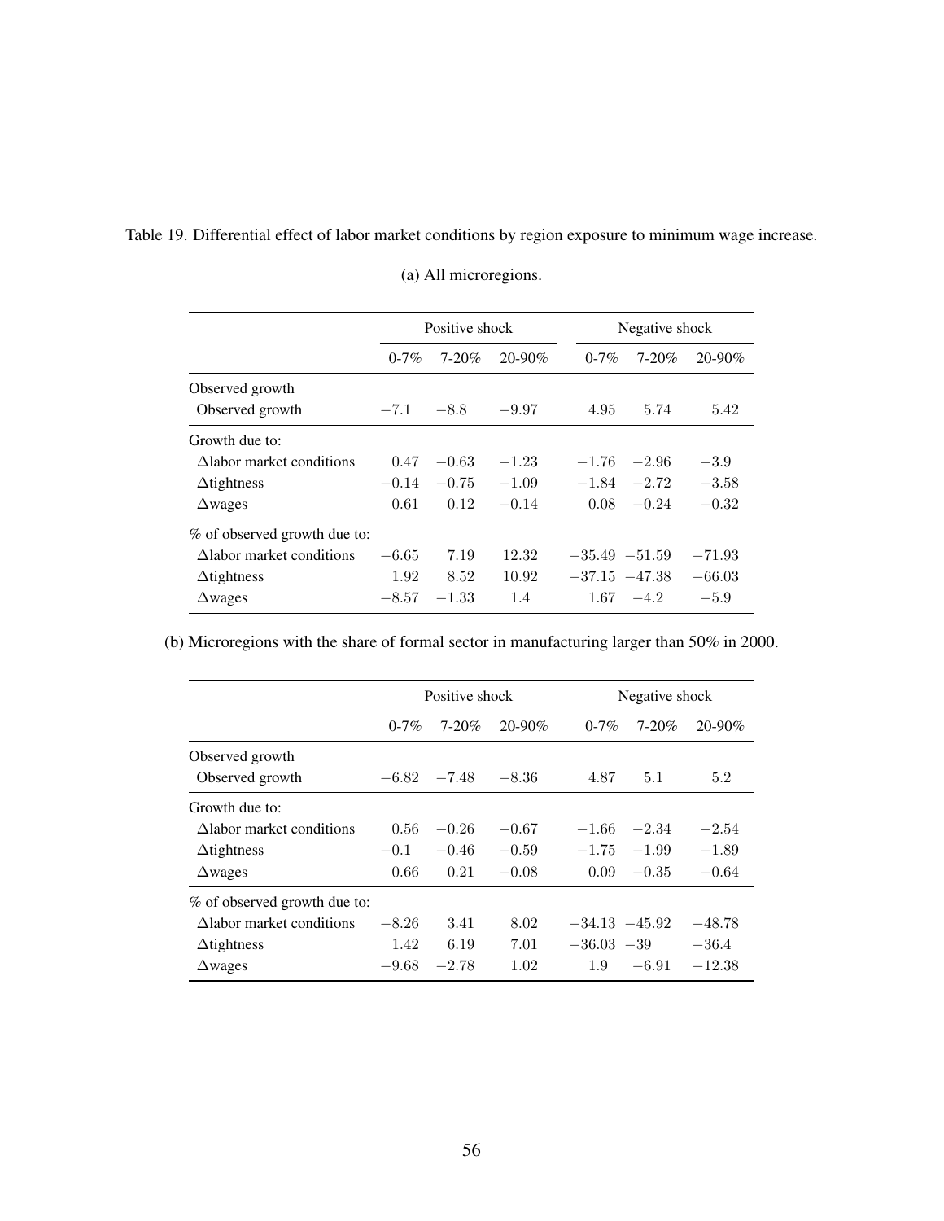Table 19. Differential effect of labor market conditions by region exposure to minimum wage increase.

(a) All microregions.

| | Positive shock | | | Negative shock | | |
|---|---|---|---|---|---|---|
| | 0-7% | 7-20% | 20-90% | 0-7% | 7-20% | 20-90% |
| Observed growth | | | | | | |
| Observed growth | $-7.1$ | $-8.8$ | $-9.97$ | 4.95 | 5.74 | 5.42 |
| Growth due to: | | | | | | |
| $\Delta$labor market conditions | 0.47 | $-0.63$ | $-1.23$ | $-1.76$ | $-2.96$ | $-3.9$ |
| $\Delta$tightness | $-0.14$ | $-0.75$ | $-1.09$ | $-1.84$ | $-2.72$ | $-3.58$ |
| $\Delta$wages | 0.61 | 0.12 | $-0.14$ | 0.08 | $-0.24$ | $-0.32$ |
| % of observed growth due to: | | | | | | |
| $\Delta$labor market conditions | $-6.65$ | 7.19 | 12.32 | $-35.49$ | $-51.59$ | $-71.93$ |
| $\Delta$tightness | 1.92 | 8.52 | 10.92 | $-37.15$ | $-47.38$ | $-66.03$ |
| $\Delta$wages | $-8.57$ | $-1.33$ | 1.4 | 1.67 | $-4.2$ | $-5.9$ |

(b) Microregions with the share of formal sector in manufacturing larger than 50% in 2000.

| | Positive shock | | | Negative shock | | |
|---|---|---|---|---|---|---|
| | 0-7% | 7-20% | 20-90% | 0-7% | 7-20% | 20-90% |
| Observed growth | | | | | | |
| Observed growth | $-6.82$ | $-7.48$ | $-8.36$ | 4.87 | 5.1 | 5.2 |
| Growth due to: | | | | | | |
| $\Delta$labor market conditions | 0.56 | $-0.26$ | $-0.67$ | $-1.66$ | $-2.34$ | $-2.54$ |
| $\Delta$tightness | $-0.1$ | $-0.46$ | $-0.59$ | $-1.75$ | $-1.99$ | $-1.89$ |
| $\Delta$wages | 0.66 | 0.21 | $-0.08$ | 0.09 | $-0.35$ | $-0.64$ |
| % of observed growth due to: | | | | | | |
| $\Delta$labor market conditions | $-8.26$ | 3.41 | 8.02 | $-34.13$ | $-45.92$ | $-48.78$ |
| $\Delta$tightness | 1.42 | 6.19 | 7.01 | $-36.03$ | $-39$ | $-36.4$ |
| $\Delta$wages | $-9.68$ | $-2.78$ | 1.02 | 1.9 | $-6.91$ | $-12.38$ |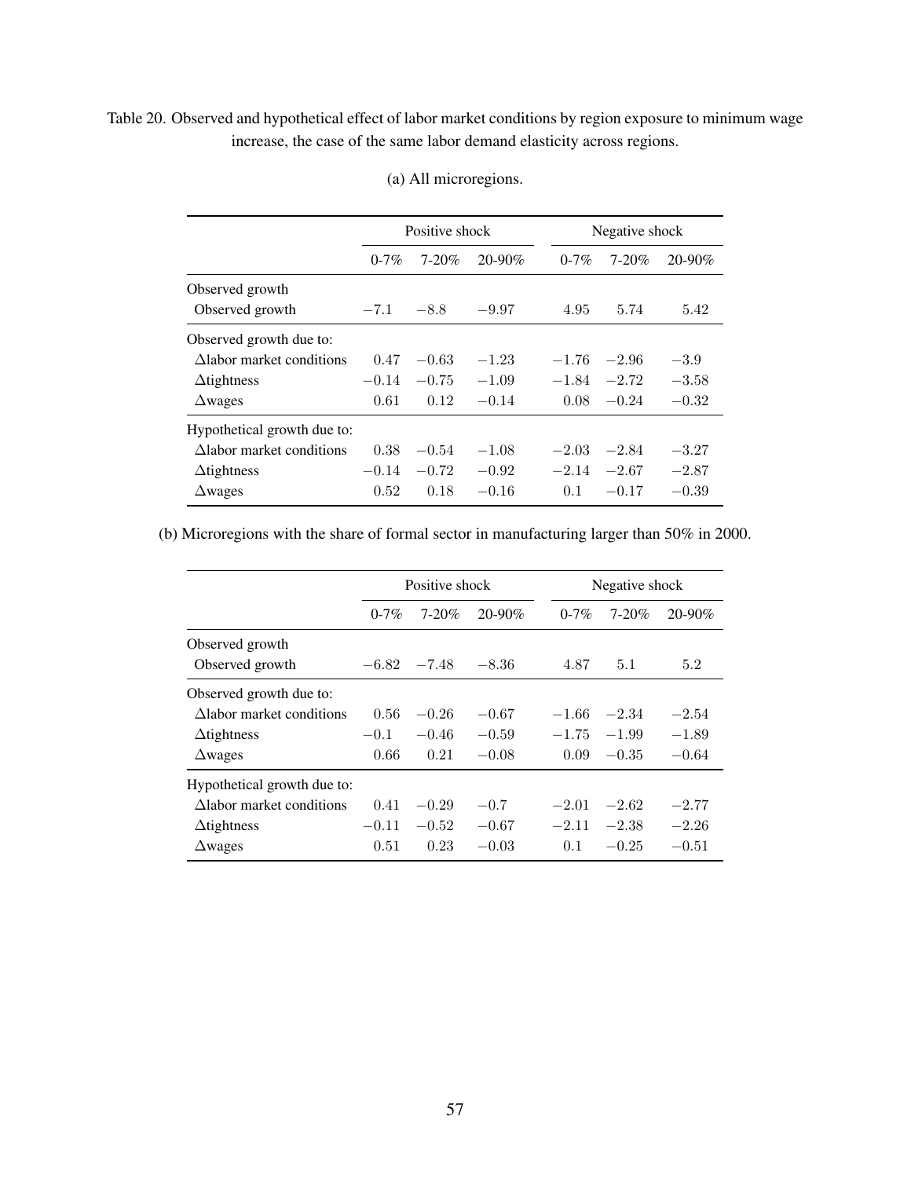Table 20. Observed and hypothetical effect of labor market conditions by region exposure to minimum wage increase, the case of the same labor demand elasticity across regions.

(a) All microregions.

| | Positive shock | | | Negative shock | | |
|---|---|---|---|---|---|---|
| | 0-7% | 7-20% | 20-90% | 0-7% | 7-20% | 20-90% |
| Observed growth | | | | | | |
| Observed growth | −7.1 | −8.8 | −9.97 | 4.95 | 5.74 | 5.42 |
| Observed growth due to: | | | | | | |
| Δlabor market conditions | 0.47 | −0.63 | −1.23 | −1.76 | −2.96 | −3.9 |
| Δtightness | −0.14 | −0.75 | −1.09 | −1.84 | −2.72 | −3.58 |
| Δwages | 0.61 | 0.12 | −0.14 | 0.08 | −0.24 | −0.32 |
| Hypothetical growth due to: | | | | | | |
| Δlabor market conditions | 0.38 | −0.54 | −1.08 | −2.03 | −2.84 | −3.27 |
| Δtightness | −0.14 | −0.72 | −0.92 | −2.14 | −2.67 | −2.87 |
| Δwages | 0.52 | 0.18 | −0.16 | 0.1 | −0.17 | −0.39 |

(b) Microregions with the share of formal sector in manufacturing larger than 50% in 2000.

| | Positive shock | | | Negative shock | | |
|---|---|---|---|---|---|---|
| | 0-7% | 7-20% | 20-90% | 0-7% | 7-20% | 20-90% |
| Observed growth | | | | | | |
| Observed growth | −6.82 | −7.48 | −8.36 | 4.87 | 5.1 | 5.2 |
| Observed growth due to: | | | | | | |
| Δlabor market conditions | 0.56 | −0.26 | −0.67 | −1.66 | −2.34 | −2.54 |
| Δtightness | −0.1 | −0.46 | −0.59 | −1.75 | −1.99 | −1.89 |
| Δwages | 0.66 | 0.21 | −0.08 | 0.09 | −0.35 | −0.64 |
| Hypothetical growth due to: | | | | | | |
| Δlabor market conditions | 0.41 | −0.29 | −0.7 | −2.01 | −2.62 | −2.77 |
| Δtightness | −0.11 | −0.52 | −0.67 | −2.11 | −2.38 | −2.26 |
| Δwages | 0.51 | 0.23 | −0.03 | 0.1 | −0.25 | −0.51 |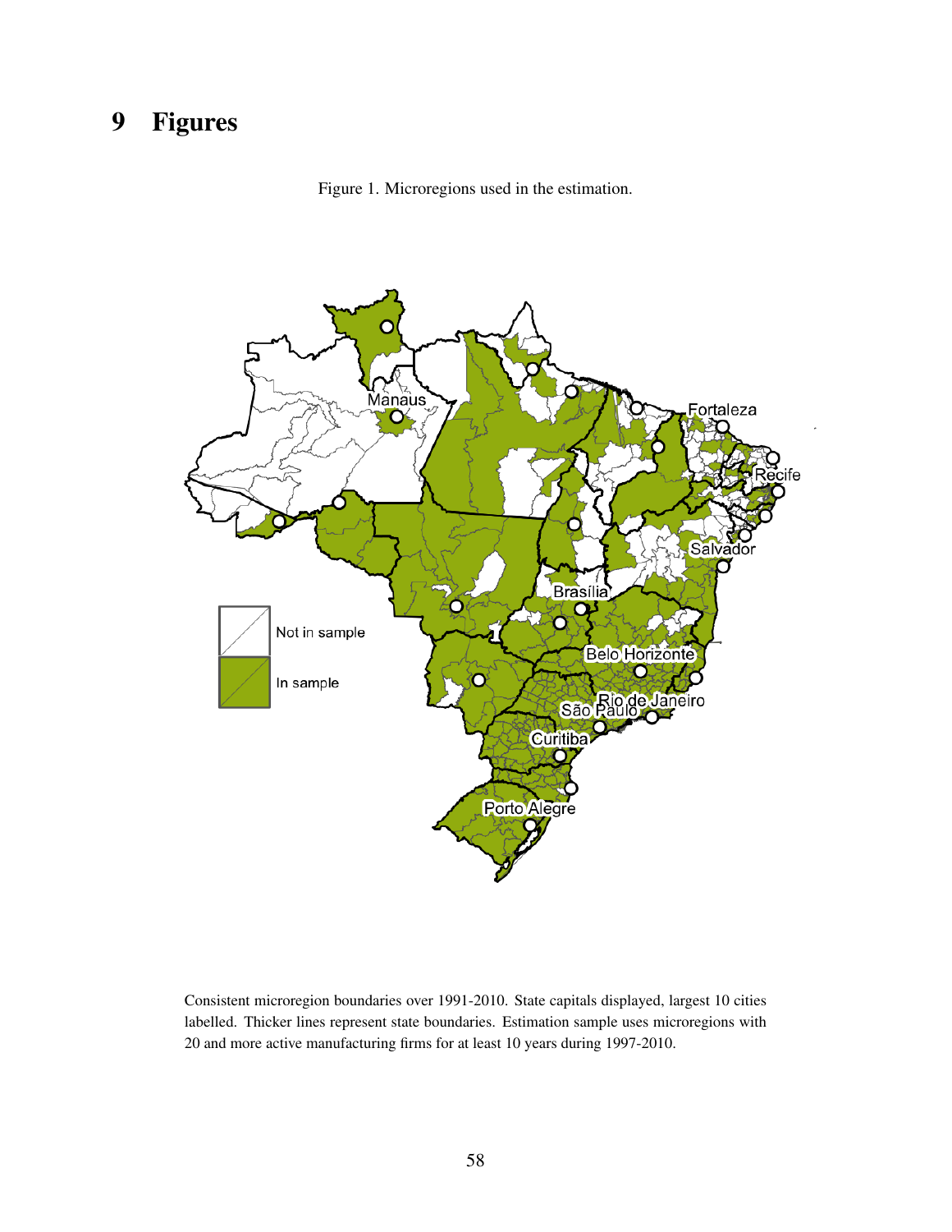# 9 Figures

Figure 1. Microregions used in the estimation.

Consistent microregion boundaries over 1991-2010. State capitals displayed, largest 10 cities labelled. Thicker lines represent state boundaries. Estimation sample uses microregions with 20 and more active manufacturing firms for at least 10 years during 1997-2010.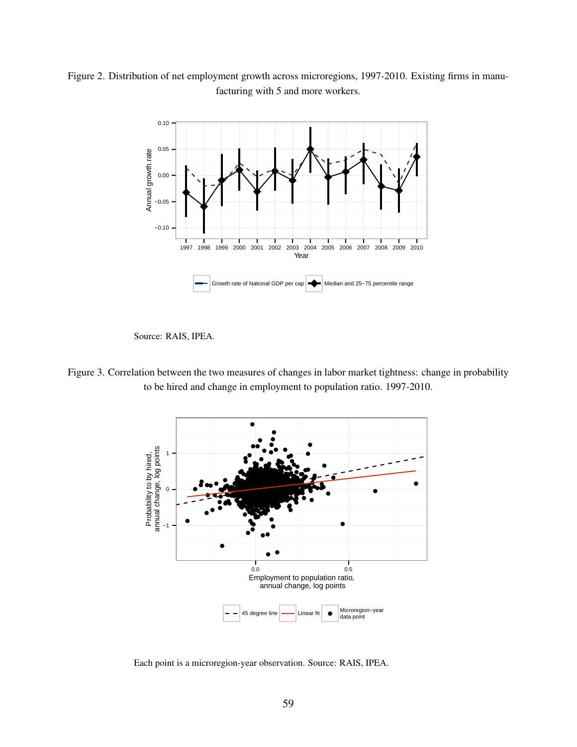Figure 2. Distribution of net employment growth across microregions, 1997-2010. Existing firms in manufacturing with 5 and more workers.

Source: RAIS, IPEA.

Figure 3. Correlation between the two measures of changes in labor market tightness: change in probability to be hired and change in employment to population ratio. 1997-2010.

Each point is a microregion-year observation. Source: RAIS, IPEA.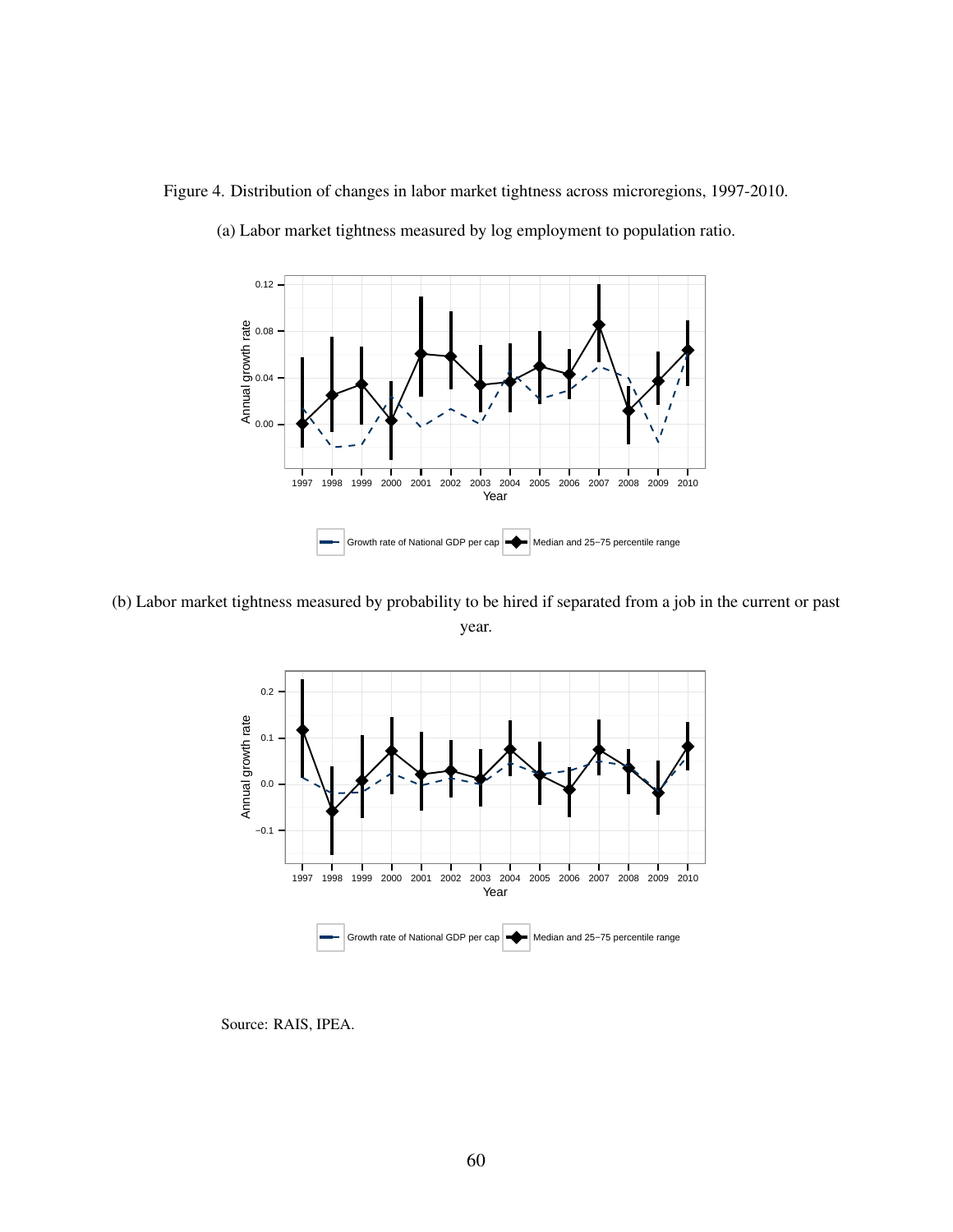Figure 4. Distribution of changes in labor market tightness across microregions, 1997-2010.

(a) Labor market tightness measured by log employment to population ratio.

(b) Labor market tightness measured by probability to be hired if separated from a job in the current or past year.

Source: RAIS, IPEA.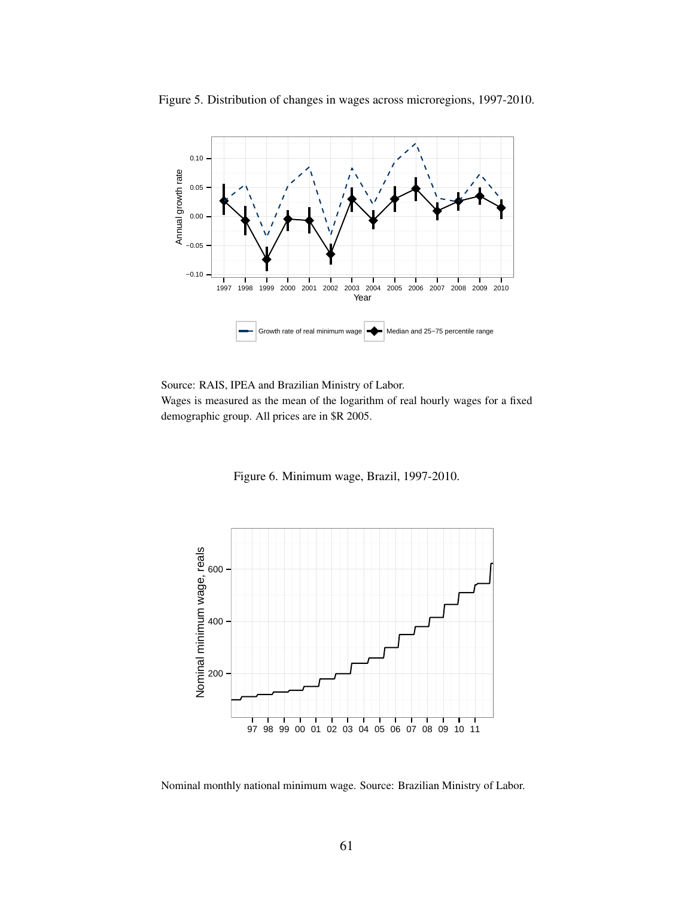Figure 5. Distribution of changes in wages across microregions, 1997-2010.

Source: RAIS, IPEA and Brazilian Ministry of Labor.
Wages is measured as the mean of the logarithm of real hourly wages for a fixed demographic group. All prices are in $R 2005.

Figure 6. Minimum wage, Brazil, 1997-2010.

Nominal monthly national minimum wage. Source: Brazilian Ministry of Labor.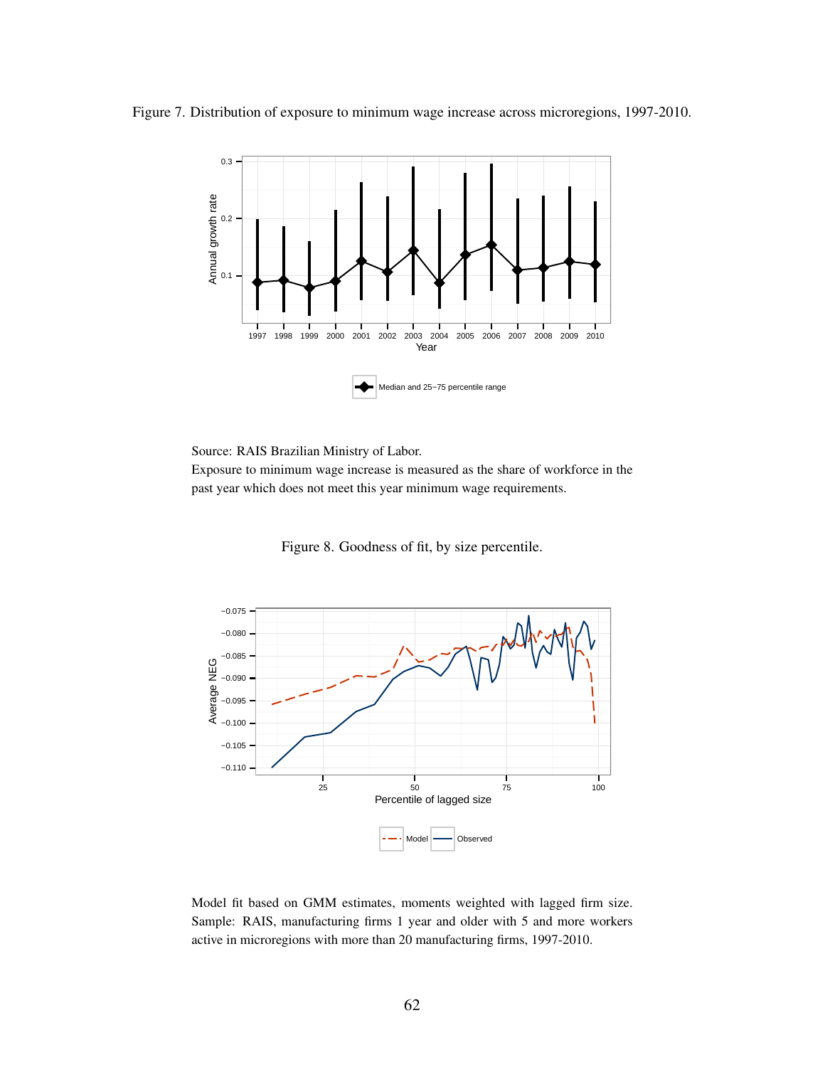Figure 7. Distribution of exposure to minimum wage increase across microregions, 1997-2010.

Source: RAIS Brazilian Ministry of Labor.
Exposure to minimum wage increase is measured as the share of workforce in the past year which does not meet this year minimum wage requirements.

Figure 8. Goodness of fit, by size percentile.

Model fit based on GMM estimates, moments weighted with lagged firm size. Sample: RAIS, manufacturing firms 1 year and older with 5 and more workers active in microregions with more than 20 manufacturing firms, 1997-2010.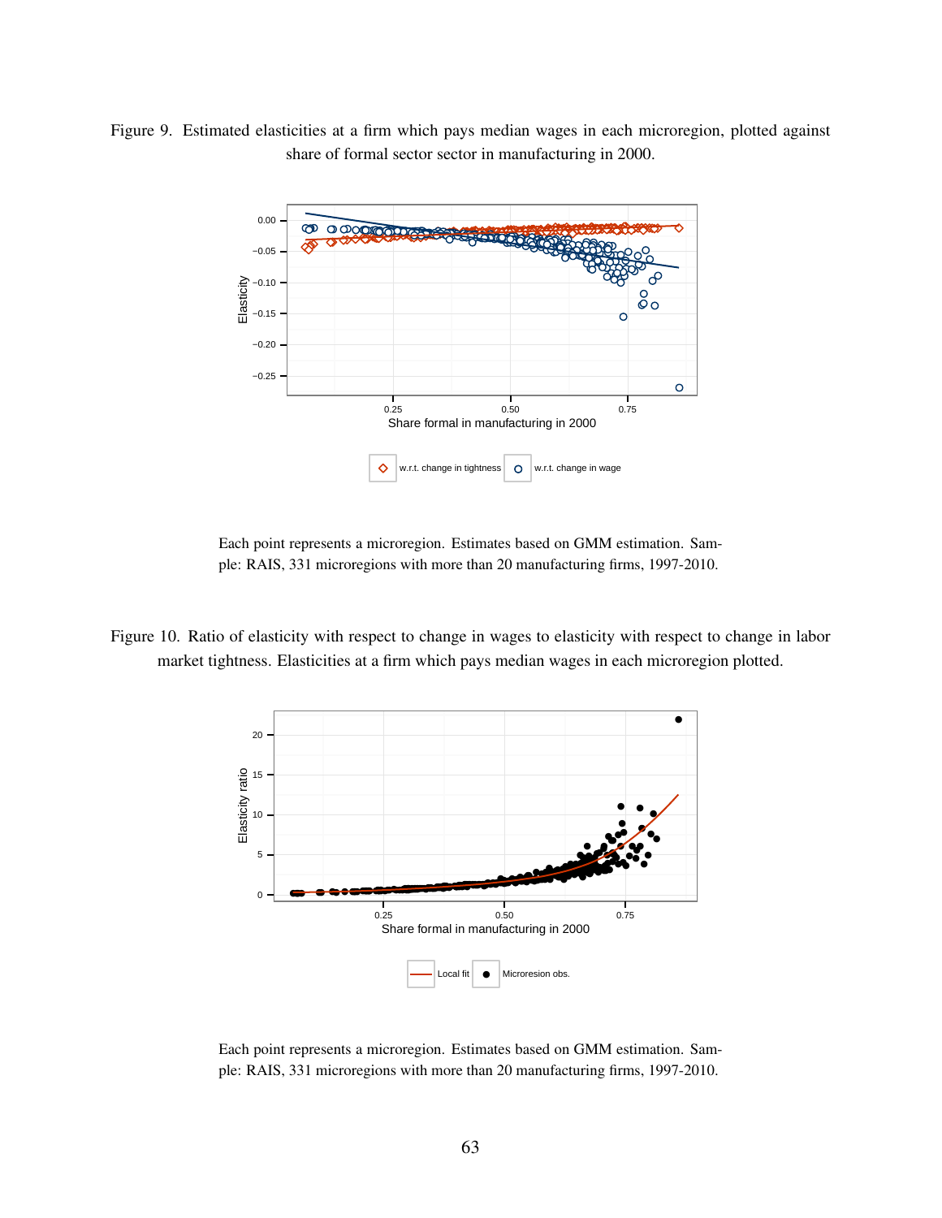Figure 9. Estimated elasticities at a firm which pays median wages in each microregion, plotted against share of formal sector sector in manufacturing in 2000.

Each point represents a microregion. Estimates based on GMM estimation. Sample: RAIS, 331 microregions with more than 20 manufacturing firms, 1997-2010.

Figure 10. Ratio of elasticity with respect to change in wages to elasticity with respect to change in labor market tightness. Elasticities at a firm which pays median wages in each microregion plotted.

Each point represents a microregion. Estimates based on GMM estimation. Sample: RAIS, 331 microregions with more than 20 manufacturing firms, 1997-2010.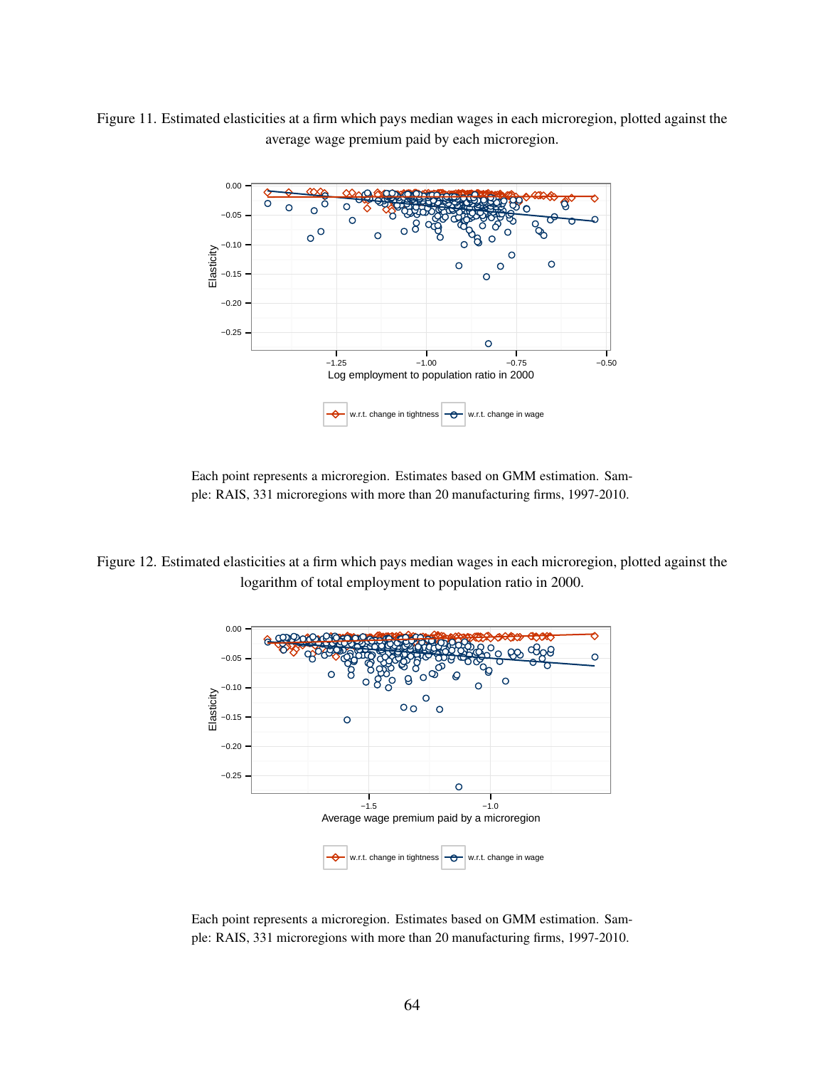Figure 11. Estimated elasticities at a firm which pays median wages in each microregion, plotted against the average wage premium paid by each microregion.

Each point represents a microregion. Estimates based on GMM estimation. Sample: RAIS, 331 microregions with more than 20 manufacturing firms, 1997-2010.

Figure 12. Estimated elasticities at a firm which pays median wages in each microregion, plotted against the logarithm of total employment to population ratio in 2000.

Each point represents a microregion. Estimates based on GMM estimation. Sample: RAIS, 331 microregions with more than 20 manufacturing firms, 1997-2010.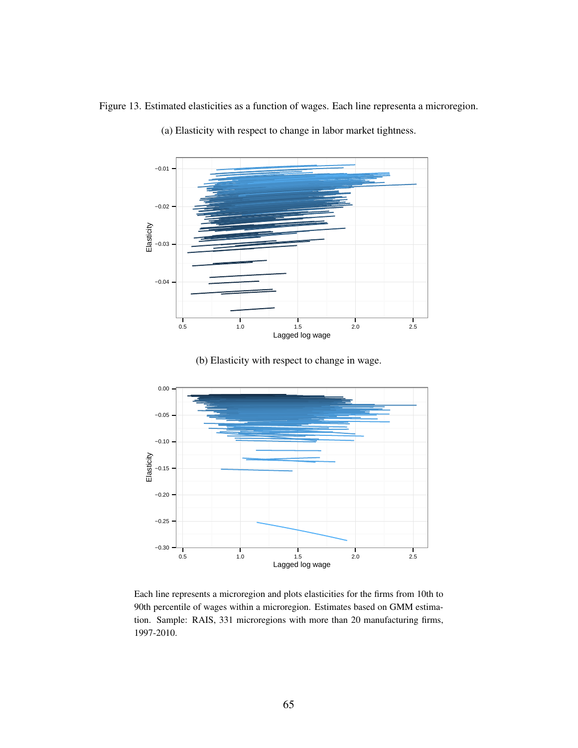Figure 13. Estimated elasticities as a function of wages. Each line representa a microregion.

(a) Elasticity with respect to change in labor market tightness.

(b) Elasticity with respect to change in wage.

Each line represents a microregion and plots elasticities for the firms from 10th to 90th percentile of wages within a microregion. Estimates based on GMM estimation. Sample: RAIS, 331 microregions with more than 20 manufacturing firms, 1997-2010.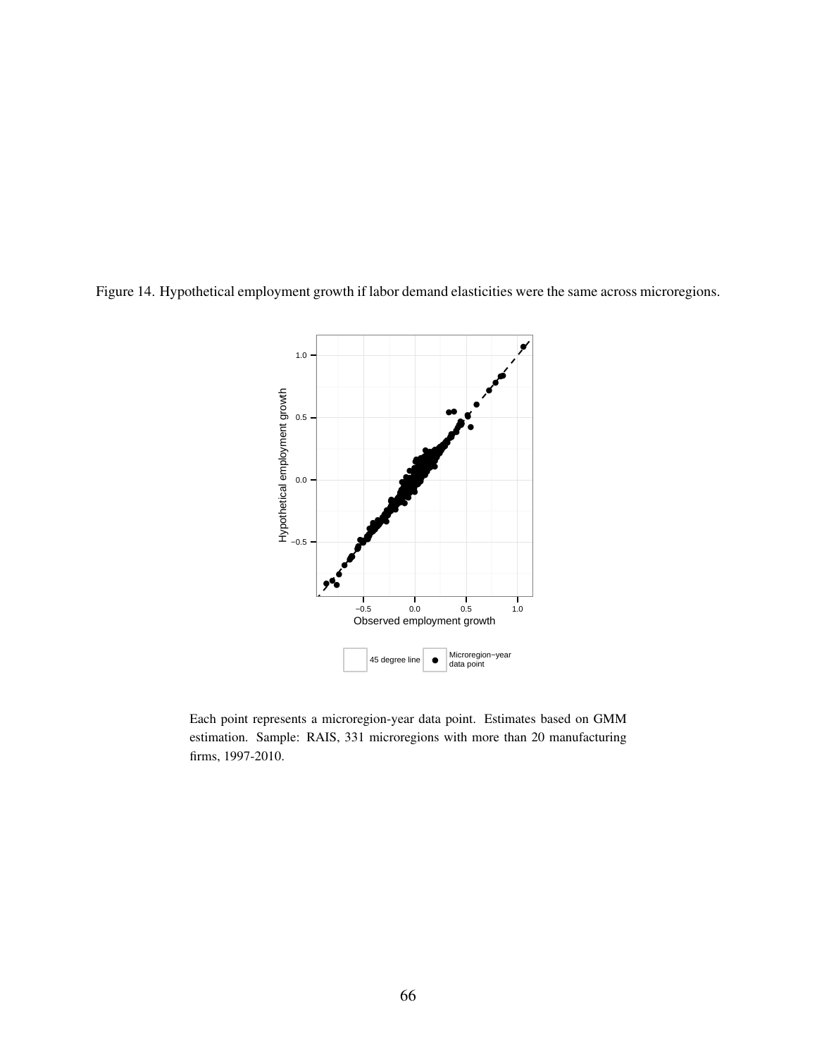Figure 14. Hypothetical employment growth if labor demand elasticities were the same across microregions.

Each point represents a microregion-year data point. Estimates based on GMM estimation. Sample: RAIS, 331 microregions with more than 20 manufacturing firms, 1997-2010.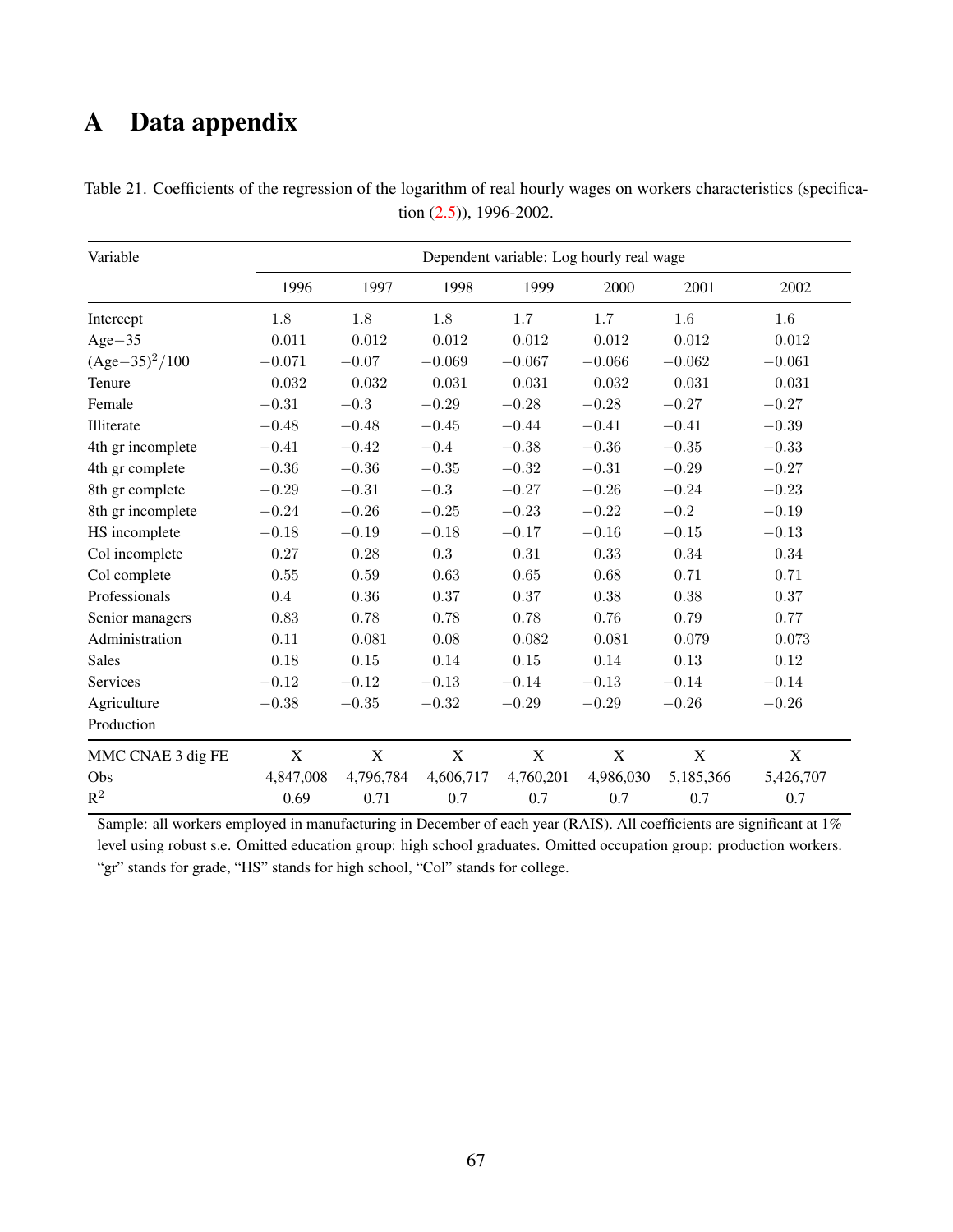# A Data appendix

Table 21. Coefficients of the regression of the logarithm of real hourly wages on workers characteristics (specification (2.5)), 1996-2002.

| Variable | Dependent variable: Log hourly real wage | | | | | | |
|---|---|---|---|---|---|---|---|
| | 1996 | 1997 | 1998 | 1999 | 2000 | 2001 | 2002 |
| Intercept | 1.8 | 1.8 | 1.8 | 1.7 | 1.7 | 1.6 | 1.6 |
| Age−35 | 0.011 | 0.012 | 0.012 | 0.012 | 0.012 | 0.012 | 0.012 |
| $(\text{Age}-35)^2/100$ | −0.071 | −0.07 | −0.069 | −0.067 | −0.066 | −0.062 | −0.061 |
| Tenure | 0.032 | 0.032 | 0.031 | 0.031 | 0.032 | 0.031 | 0.031 |
| Female | −0.31 | −0.3 | −0.29 | −0.28 | −0.28 | −0.27 | −0.27 |
| Illiterate | −0.48 | −0.48 | −0.45 | −0.44 | −0.41 | −0.41 | −0.39 |
| 4th gr incomplete | −0.41 | −0.42 | −0.4 | −0.38 | −0.36 | −0.35 | −0.33 |
| 4th gr complete | −0.36 | −0.36 | −0.35 | −0.32 | −0.31 | −0.29 | −0.27 |
| 8th gr complete | −0.29 | −0.31 | −0.3 | −0.27 | −0.26 | −0.24 | −0.23 |
| 8th gr incomplete | −0.24 | −0.26 | −0.25 | −0.23 | −0.22 | −0.2 | −0.19 |
| HS incomplete | −0.18 | −0.19 | −0.18 | −0.17 | −0.16 | −0.15 | −0.13 |
| Col incomplete | 0.27 | 0.28 | 0.3 | 0.31 | 0.33 | 0.34 | 0.34 |
| Col complete | 0.55 | 0.59 | 0.63 | 0.65 | 0.68 | 0.71 | 0.71 |
| Professionals | 0.4 | 0.36 | 0.37 | 0.37 | 0.38 | 0.38 | 0.37 |
| Senior managers | 0.83 | 0.78 | 0.78 | 0.78 | 0.76 | 0.79 | 0.77 |
| Administration | 0.11 | 0.081 | 0.08 | 0.082 | 0.081 | 0.079 | 0.073 |
| Sales | 0.18 | 0.15 | 0.14 | 0.15 | 0.14 | 0.13 | 0.12 |
| Services | −0.12 | −0.12 | −0.13 | −0.14 | −0.13 | −0.14 | −0.14 |
| Agriculture | −0.38 | −0.35 | −0.32 | −0.29 | −0.29 | −0.26 | −0.26 |
| Production | | | | | | | |
| MMC CNAE 3 dig FE | X | X | X | X | X | X | X |
| Obs | 4,847,008 | 4,796,784 | 4,606,717 | 4,760,201 | 4,986,030 | 5,185,366 | 5,426,707 |
| $R^2$ | 0.69 | 0.71 | 0.7 | 0.7 | 0.7 | 0.7 | 0.7 |

Sample: all workers employed in manufacturing in December of each year (RAIS). All coefficients are significant at 1% level using robust s.e. Omitted education group: high school graduates. Omitted occupation group: production workers. "gr" stands for grade, "HS" stands for high school, "Col" stands for college.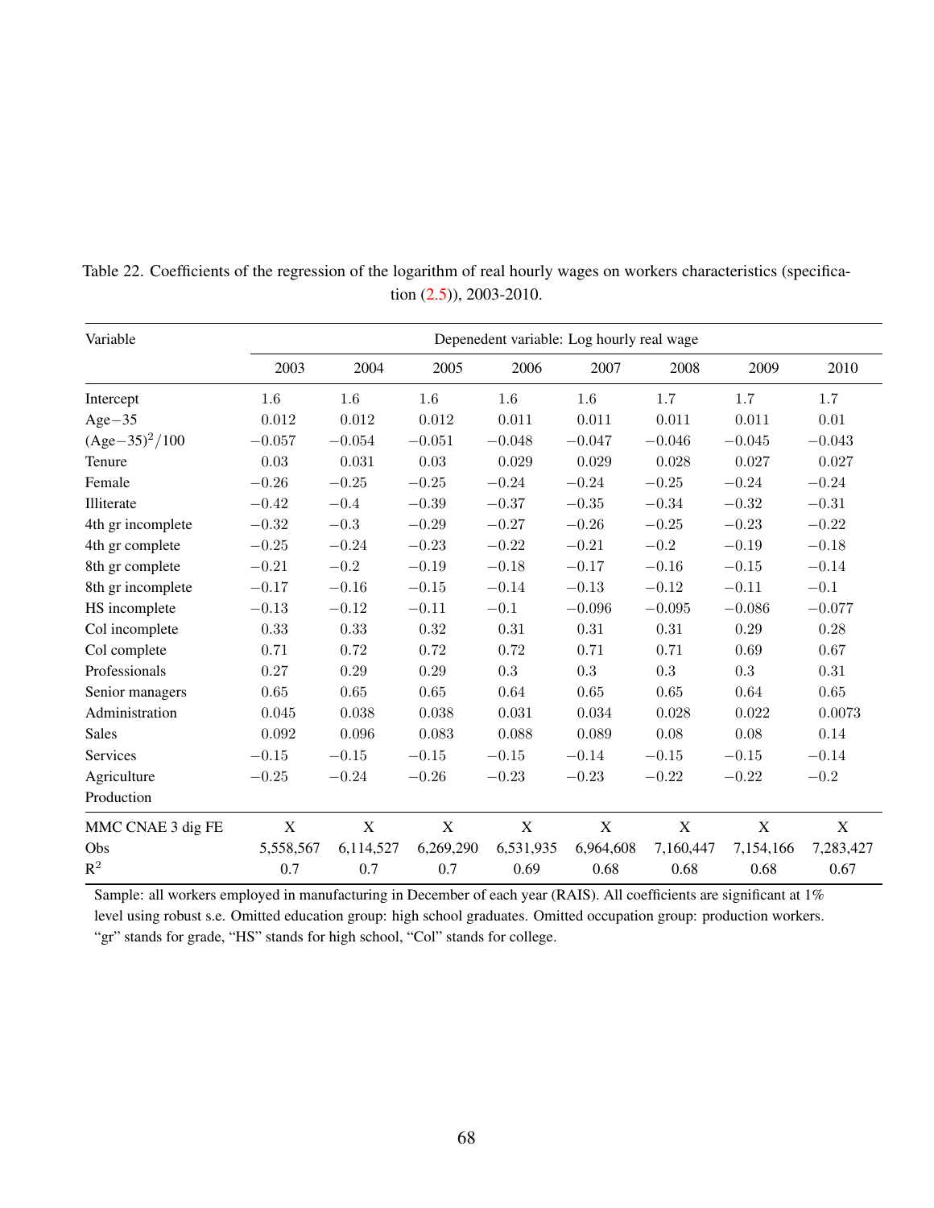Table 22. Coefficients of the regression of the logarithm of real hourly wages on workers characteristics (specification (2.5)), 2003-2010.

| Variable | Depenedent variable: Log hourly real wage | | | | | | | |
|---|---|---|---|---|---|---|---|---|
| | 2003 | 2004 | 2005 | 2006 | 2007 | 2008 | 2009 | 2010 |
| Intercept | 1.6 | 1.6 | 1.6 | 1.6 | 1.6 | 1.7 | 1.7 | 1.7 |
| Age−35 | 0.012 | 0.012 | 0.012 | 0.011 | 0.011 | 0.011 | 0.011 | 0.01 |
| $(\text{Age}-35)^2/100$ | −0.057 | −0.054 | −0.051 | −0.048 | −0.047 | −0.046 | −0.045 | −0.043 |
| Tenure | 0.03 | 0.031 | 0.03 | 0.029 | 0.029 | 0.028 | 0.027 | 0.027 |
| Female | −0.26 | −0.25 | −0.25 | −0.24 | −0.24 | −0.25 | −0.24 | −0.24 |
| Illiterate | −0.42 | −0.4 | −0.39 | −0.37 | −0.35 | −0.34 | −0.32 | −0.31 |
| 4th gr incomplete | −0.32 | −0.3 | −0.29 | −0.27 | −0.26 | −0.25 | −0.23 | −0.22 |
| 4th gr complete | −0.25 | −0.24 | −0.23 | −0.22 | −0.21 | −0.2 | −0.19 | −0.18 |
| 8th gr complete | −0.21 | −0.2 | −0.19 | −0.18 | −0.17 | −0.16 | −0.15 | −0.14 |
| 8th gr incomplete | −0.17 | −0.16 | −0.15 | −0.14 | −0.13 | −0.12 | −0.11 | −0.1 |
| HS incomplete | −0.13 | −0.12 | −0.11 | −0.1 | −0.096 | −0.095 | −0.086 | −0.077 |
| Col incomplete | 0.33 | 0.33 | 0.32 | 0.31 | 0.31 | 0.31 | 0.29 | 0.28 |
| Col complete | 0.71 | 0.72 | 0.72 | 0.72 | 0.71 | 0.71 | 0.69 | 0.67 |
| Professionals | 0.27 | 0.29 | 0.29 | 0.3 | 0.3 | 0.3 | 0.3 | 0.31 |
| Senior managers | 0.65 | 0.65 | 0.65 | 0.64 | 0.65 | 0.65 | 0.64 | 0.65 |
| Administration | 0.045 | 0.038 | 0.038 | 0.031 | 0.034 | 0.028 | 0.022 | 0.0073 |
| Sales | 0.092 | 0.096 | 0.083 | 0.088 | 0.089 | 0.08 | 0.08 | 0.14 |
| Services | −0.15 | −0.15 | −0.15 | −0.15 | −0.14 | −0.15 | −0.15 | −0.14 |
| Agriculture | −0.25 | −0.24 | −0.26 | −0.23 | −0.23 | −0.22 | −0.22 | −0.2 |
| Production | | | | | | | | |
| MMC CNAE 3 dig FE | X | X | X | X | X | X | X | X |
| Obs | 5,558,567 | 6,114,527 | 6,269,290 | 6,531,935 | 6,964,608 | 7,160,447 | 7,154,166 | 7,283,427 |
| $R^2$ | 0.7 | 0.7 | 0.7 | 0.69 | 0.68 | 0.68 | 0.68 | 0.67 |

Sample: all workers employed in manufacturing in December of each year (RAIS). All coefficients are significant at 1% level using robust s.e. Omitted education group: high school graduates. Omitted occupation group: production workers. "gr" stands for grade, "HS" stands for high school, "Col" stands for college.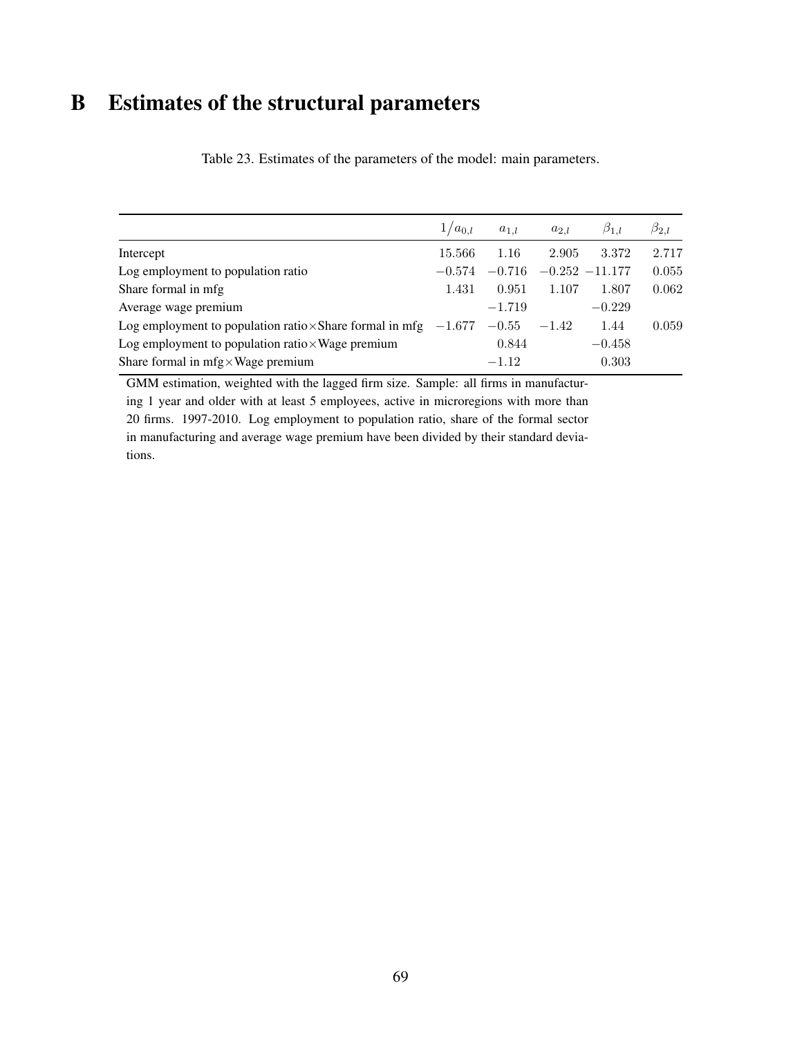# B Estimates of the structural parameters

Table 23. Estimates of the parameters of the model: main parameters.

| | $1/a_{0,l}$ | $a_{1,l}$ | $a_{2,l}$ | $\beta_{1,l}$ | $\beta_{2,l}$ |
|---|---|---|---|---|---|
| Intercept | 15.566 | 1.16 | 2.905 | 3.372 | 2.717 |
| Log employment to population ratio | −0.574 | −0.716 | −0.252 | −11.177 | 0.055 |
| Share formal in mfg | 1.431 | 0.951 | 1.107 | 1.807 | 0.062 |
| Average wage premium | | −1.719 | | −0.229 | |
| Log employment to population ratio×Share formal in mfg | −1.677 | −0.55 | −1.42 | 1.44 | 0.059 |
| Log employment to population ratio×Wage premium | | 0.844 | | −0.458 | |
| Share formal in mfg×Wage premium | | −1.12 | | 0.303 | |

GMM estimation, weighted with the lagged firm size. Sample: all firms in manufacturing 1 year and older with at least 5 employees, active in microregions with more than 20 firms. 1997-2010. Log employment to population ratio, share of the formal sector in manufacturing and average wage premium have been divided by their standard deviations.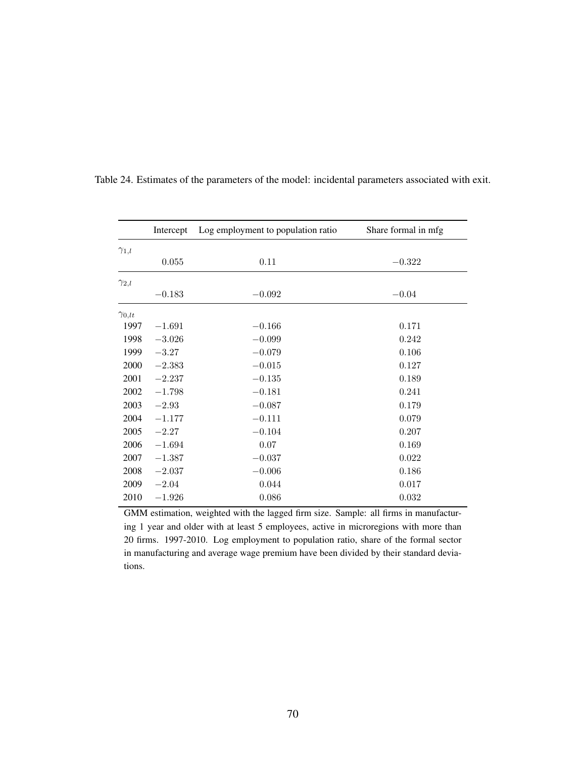Table 24. Estimates of the parameters of the model: incidental parameters associated with exit.

| | Intercept | Log employment to population ratio | Share formal in mfg |
|---|---|---|---|
| $\gamma_{1,l}$ | | | |
| | $0.055$ | $0.11$ | $-0.322$ |
| $\gamma_{2,l}$ | | | |
| | $-0.183$ | $-0.092$ | $-0.04$ |
| $\gamma_{0,lt}$ | | | |
| 1997 | $-1.691$ | $-0.166$ | $0.171$ |
| 1998 | $-3.026$ | $-0.099$ | $0.242$ |
| 1999 | $-3.27$ | $-0.079$ | $0.106$ |
| 2000 | $-2.383$ | $-0.015$ | $0.127$ |
| 2001 | $-2.237$ | $-0.135$ | $0.189$ |
| 2002 | $-1.798$ | $-0.181$ | $0.241$ |
| 2003 | $-2.93$ | $-0.087$ | $0.179$ |
| 2004 | $-1.177$ | $-0.111$ | $0.079$ |
| 2005 | $-2.27$ | $-0.104$ | $0.207$ |
| 2006 | $-1.694$ | $0.07$ | $0.169$ |
| 2007 | $-1.387$ | $-0.037$ | $0.022$ |
| 2008 | $-2.037$ | $-0.006$ | $0.186$ |
| 2009 | $-2.04$ | $0.044$ | $0.017$ |
| 2010 | $-1.926$ | $0.086$ | $0.032$ |

GMM estimation, weighted with the lagged firm size. Sample: all firms in manufacturing 1 year and older with at least 5 employees, active in microregions with more than 20 firms. 1997-2010. Log employment to population ratio, share of the formal sector in manufacturing and average wage premium have been divided by their standard deviations.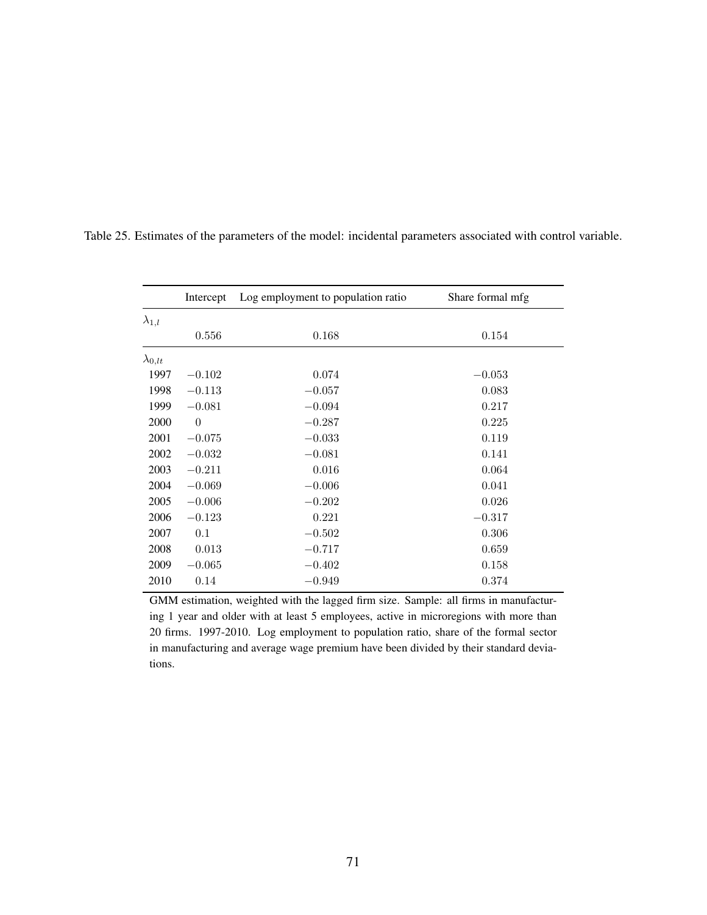Table 25. Estimates of the parameters of the model: incidental parameters associated with control variable.

| | Intercept | Log employment to population ratio | Share formal mfg |
|---|---|---|---|
| $\lambda_{1,l}$ | | | |
| | $0.556$ | $0.168$ | $0.154$ |
| $\lambda_{0,lt}$ | | | |
| 1997 | $-0.102$ | $0.074$ | $-0.053$ |
| 1998 | $-0.113$ | $-0.057$ | $0.083$ |
| 1999 | $-0.081$ | $-0.094$ | $0.217$ |
| 2000 | $0$ | $-0.287$ | $0.225$ |
| 2001 | $-0.075$ | $-0.033$ | $0.119$ |
| 2002 | $-0.032$ | $-0.081$ | $0.141$ |
| 2003 | $-0.211$ | $0.016$ | $0.064$ |
| 2004 | $-0.069$ | $-0.006$ | $0.041$ |
| 2005 | $-0.006$ | $-0.202$ | $0.026$ |
| 2006 | $-0.123$ | $0.221$ | $-0.317$ |
| 2007 | $0.1$ | $-0.502$ | $0.306$ |
| 2008 | $0.013$ | $-0.717$ | $0.659$ |
| 2009 | $-0.065$ | $-0.402$ | $0.158$ |
| 2010 | $0.14$ | $-0.949$ | $0.374$ |

GMM estimation, weighted with the lagged firm size. Sample: all firms in manufacturing 1 year and older with at least 5 employees, active in microregions with more than 20 firms. 1997-2010. Log employment to population ratio, share of the formal sector in manufacturing and average wage premium have been divided by their standard deviations.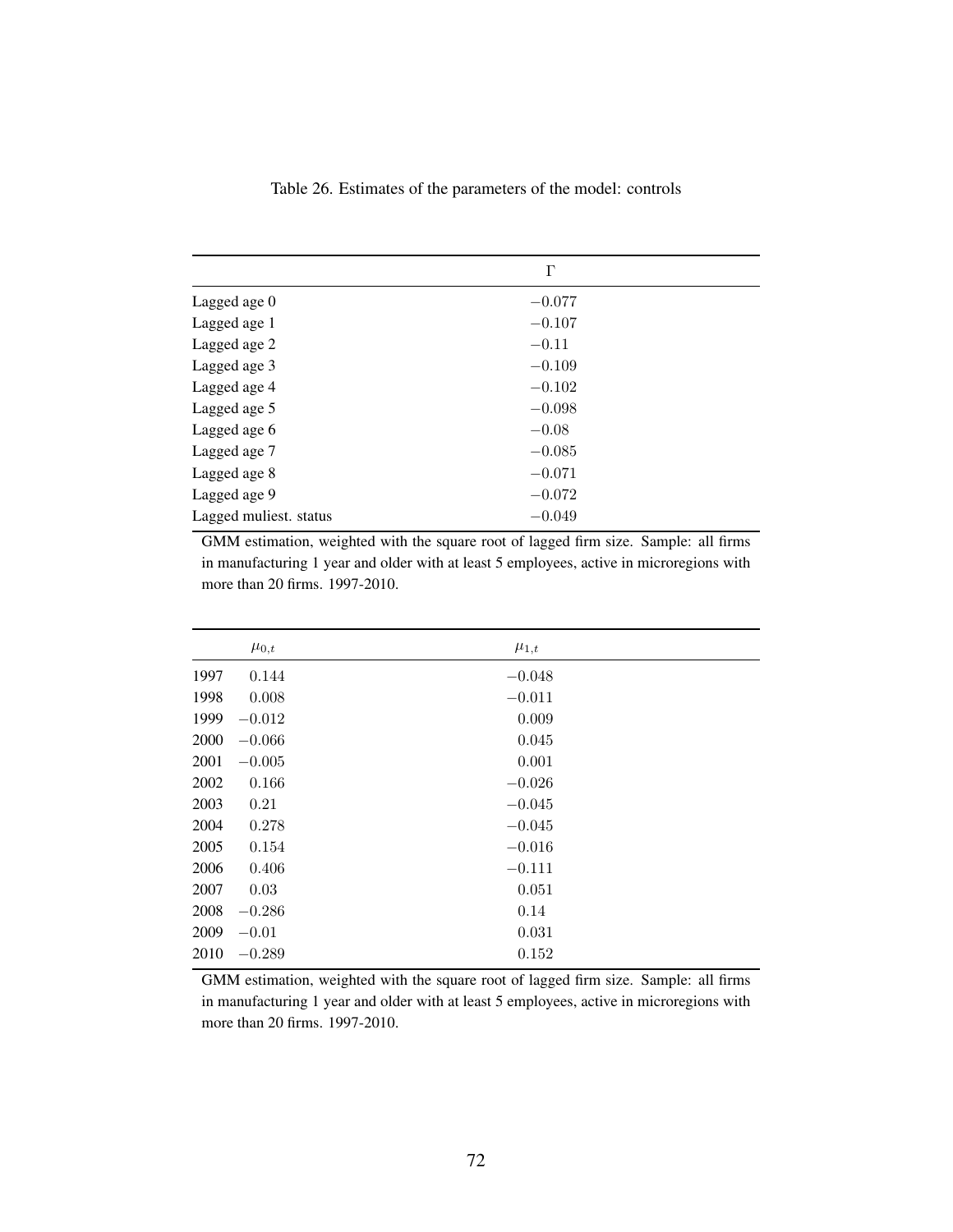Table 26. Estimates of the parameters of the model: controls

| | $\Gamma$ |
|---|---|
| Lagged age 0 | $-0.077$ |
| Lagged age 1 | $-0.107$ |
| Lagged age 2 | $-0.11$ |
| Lagged age 3 | $-0.109$ |
| Lagged age 4 | $-0.102$ |
| Lagged age 5 | $-0.098$ |
| Lagged age 6 | $-0.08$ |
| Lagged age 7 | $-0.085$ |
| Lagged age 8 | $-0.071$ |
| Lagged age 9 | $-0.072$ |
| Lagged muliest. status | $-0.049$ |

GMM estimation, weighted with the square root of lagged firm size. Sample: all firms in manufacturing 1 year and older with at least 5 employees, active in microregions with more than 20 firms. 1997-2010.

| | $\mu_{0,t}$ | $\mu_{1,t}$ |
|---|---|---|
| 1997 | 0.144 | $-0.048$ |
| 1998 | 0.008 | $-0.011$ |
| 1999 | $-0.012$ | 0.009 |
| 2000 | $-0.066$ | 0.045 |
| 2001 | $-0.005$ | 0.001 |
| 2002 | 0.166 | $-0.026$ |
| 2003 | 0.21 | $-0.045$ |
| 2004 | 0.278 | $-0.045$ |
| 2005 | 0.154 | $-0.016$ |
| 2006 | 0.406 | $-0.111$ |
| 2007 | 0.03 | 0.051 |
| 2008 | $-0.286$ | 0.14 |
| 2009 | $-0.01$ | 0.031 |
| 2010 | $-0.289$ | 0.152 |

GMM estimation, weighted with the square root of lagged firm size. Sample: all firms in manufacturing 1 year and older with at least 5 employees, active in microregions with more than 20 firms. 1997-2010.